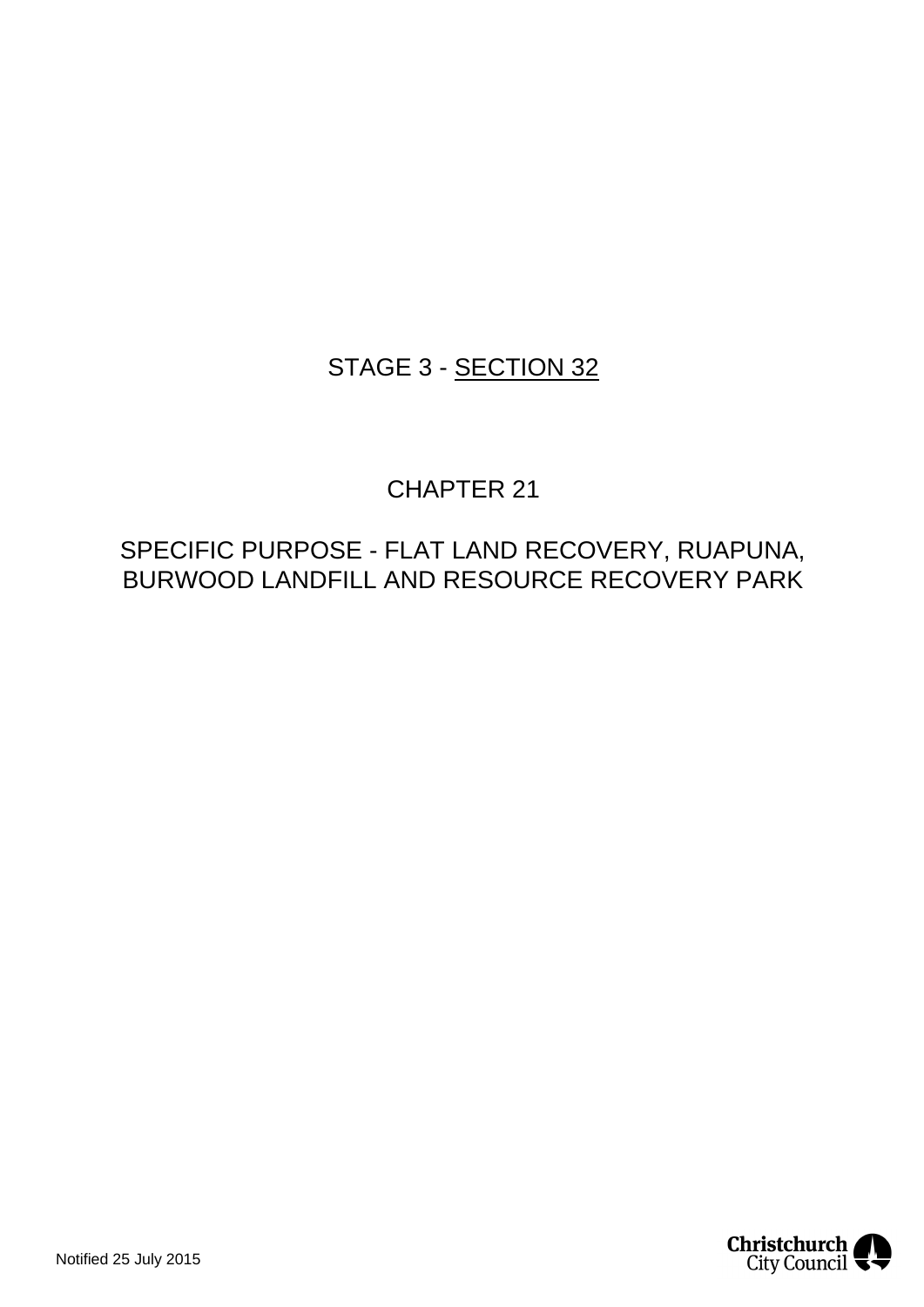# STAGE 3 - <u>SECTION 32</u>

# CHAPTER 21

# SPECIFIC PURPOSE - FLAT LAND RECOVERY, RUAPUNA, BURWOOD LANDFILL AND RESOURCE RECOVERY PARK

Notified 25 July 2015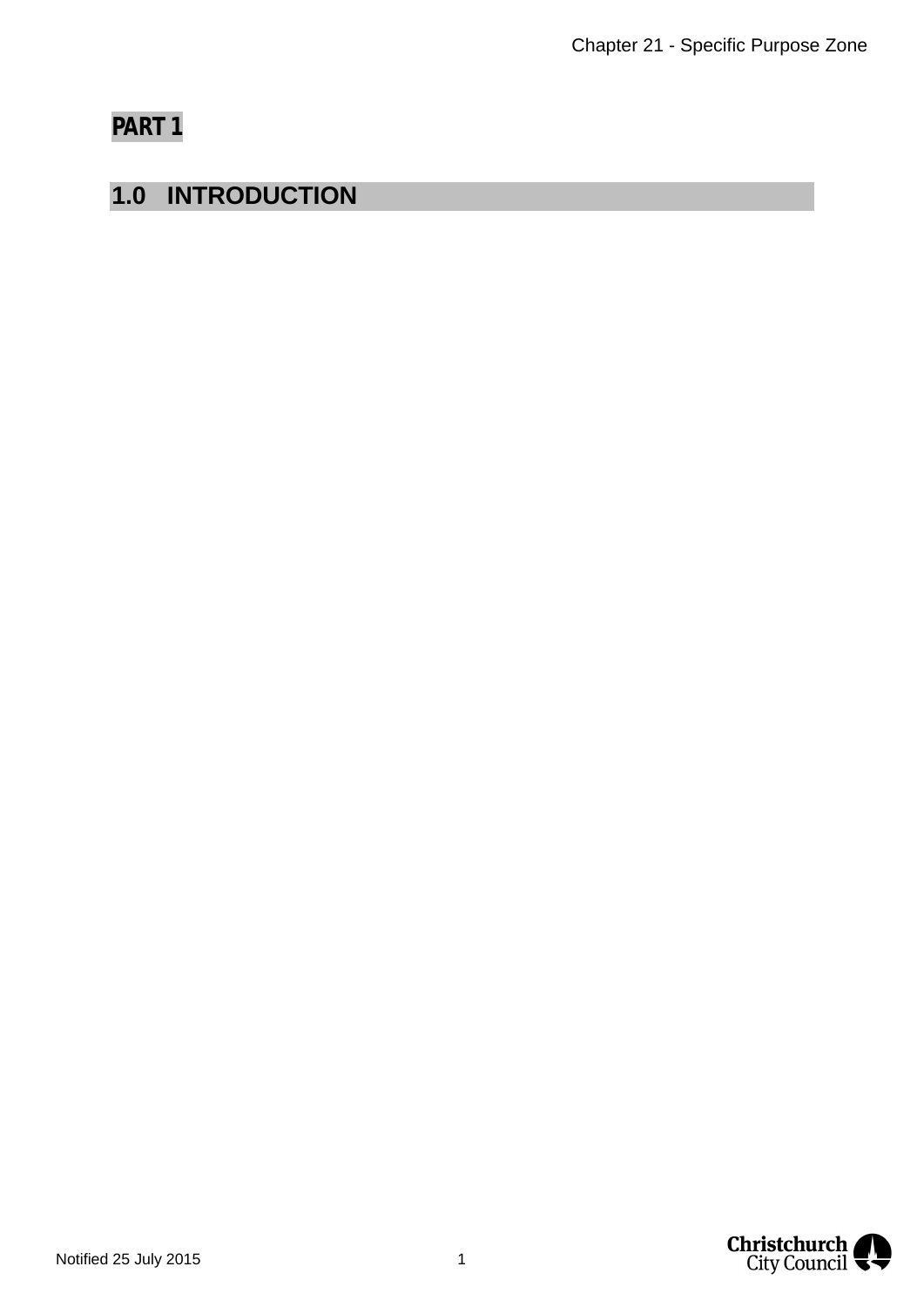# PART 1

## 1.0 INTRODUCTION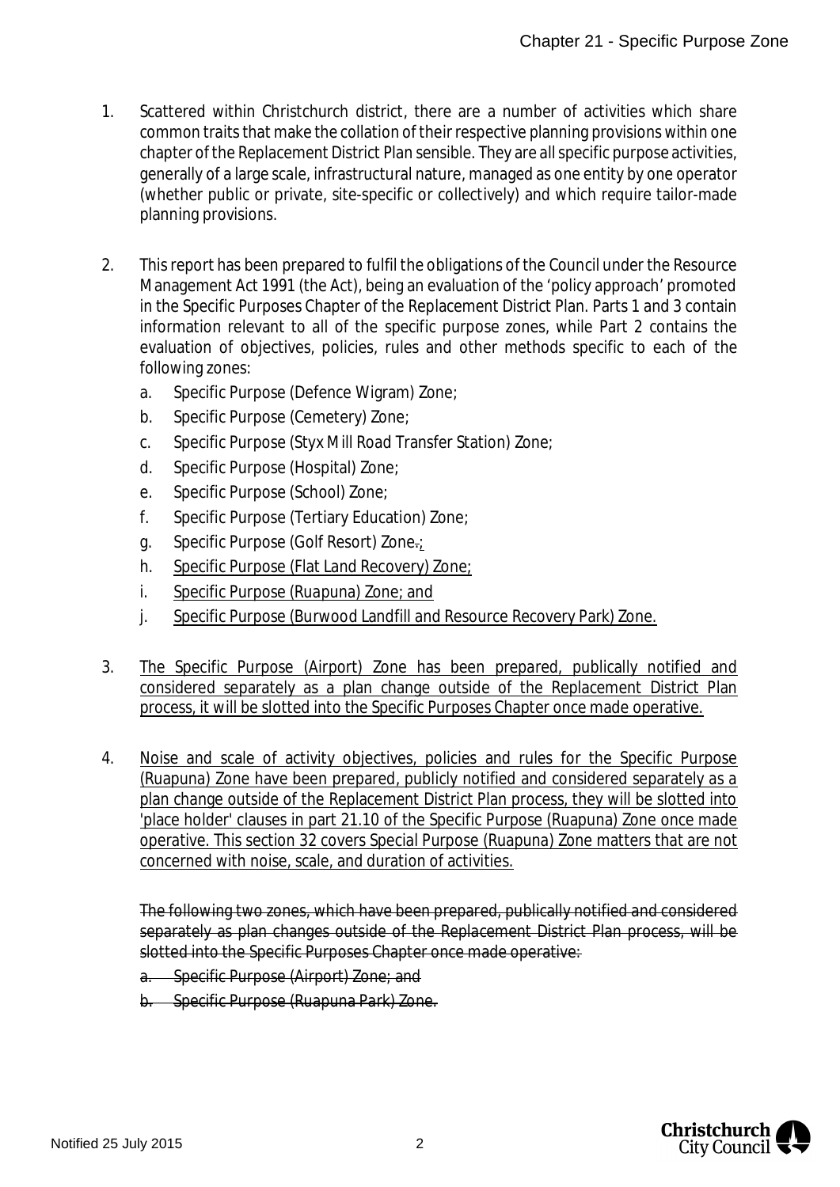1. Scattered within Christchurch district, there are a number of activities which share common traits that make the collation of their respective planning provisions within one chapter of the Replacement District Plan sensible. They are all specific purpose activities, generally of a large scale, infrastructural nature, managed as one entity by one operator (whether public or private, site-specific or collectively) and which require tailor-made planning provisions.

2. This report has been prepared to fulfil the obligations of the Council under the Resource Management Act 1991 (the Act), being an evaluation of the 'policy approach' promoted in the Specific Purposes Chapter of the Replacement District Plan. Parts 1 and 3 contain information relevant to all of the specific purpose zones, while Part 2 contains the evaluation of objectives, policies, rules and other methods specific to each of the following zones:
   a. Specific Purpose (Defence Wigram) Zone;
   b. Specific Purpose (Cemetery) Zone;
   c. Specific Purpose (Styx Mill Road Transfer Station) Zone;
   d. Specific Purpose (Hospital) Zone;
   e. Specific Purpose (School) Zone;
   f. Specific Purpose (Tertiary Education) Zone;
   g. Specific Purpose (Golf Resort) Zone~~.~~;
   h. Specific Purpose (Flat Land Recovery) Zone;
   i. Specific Purpose (Ruapuna) Zone; and
   j. Specific Purpose (Burwood Landfill and Resource Recovery Park) Zone.

3. The Specific Purpose (Airport) Zone has been prepared, publically notified and considered separately as a plan change outside of the Replacement District Plan process, it will be slotted into the Specific Purposes Chapter once made operative.

4. Noise and scale of activity objectives, policies and rules for the Specific Purpose (Ruapuna) Zone have been prepared, publicly notified and considered separately as a plan change outside of the Replacement District Plan process, they will be slotted into 'place holder' clauses in part 21.10 of the Specific Purpose (Ruapuna) Zone once made operative. This section 32 covers Special Purpose (Ruapuna) Zone matters that are not concerned with noise, scale, and duration of activities.

~~The following two zones, which have been prepared, publically notified and considered separately as plan changes outside of the Replacement District Plan process, will be slotted into the Specific Purposes Chapter once made operative:~~

~~a. Specific Purpose (Airport) Zone; and~~

~~b. Specific Purpose (Ruapuna Park) Zone.~~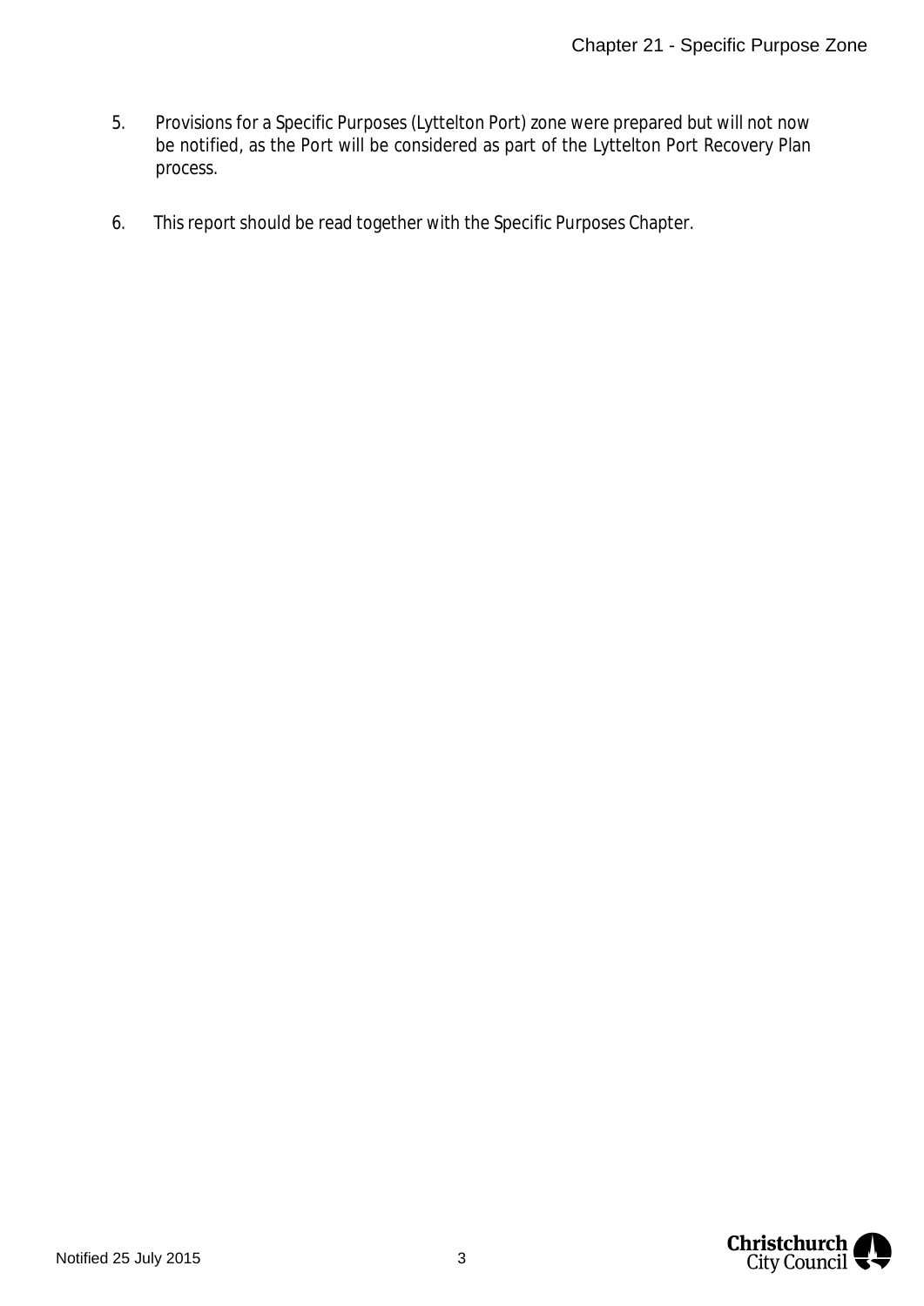5. Provisions for a Specific Purposes (Lyttelton Port) zone were prepared but will not now be notified, as the Port will be considered as part of the Lyttelton Port Recovery Plan process.

6. This report should be read together with the Specific Purposes Chapter.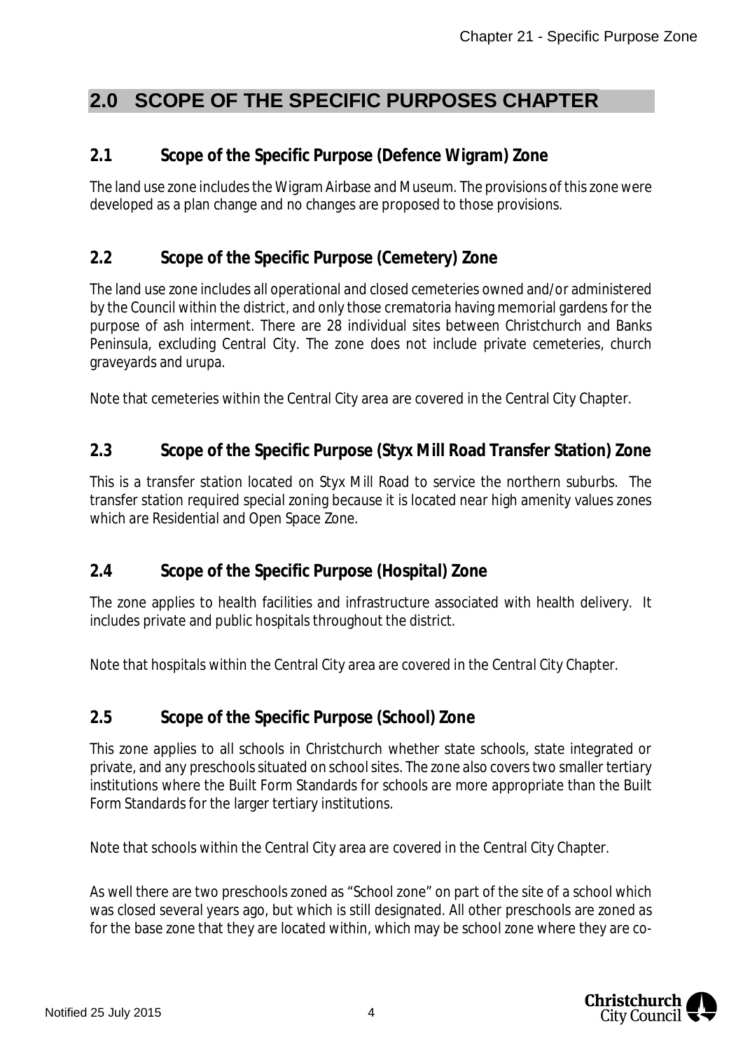## 2.0 SCOPE OF THE SPECIFIC PURPOSES CHAPTER

### 2.1 Scope of the Specific Purpose (Defence Wigram) Zone

The land use zone includes the Wigram Airbase and Museum. The provisions of this zone were developed as a plan change and no changes are proposed to those provisions.

### 2.2 Scope of the Specific Purpose (Cemetery) Zone

The land use zone includes all operational and closed cemeteries owned and/or administered by the Council within the district, and only those crematoria having memorial gardens for the purpose of ash interment. There are 28 individual sites between Christchurch and Banks Peninsula, excluding Central City. The zone does not include private cemeteries, church graveyards and urupa.

Note that cemeteries within the Central City area are covered in the Central City Chapter.

### 2.3 Scope of the Specific Purpose (Styx Mill Road Transfer Station) Zone

This is a transfer station located on Styx Mill Road to service the northern suburbs. The transfer station required special zoning because it is located near high amenity values zones which are Residential and Open Space Zone.

### 2.4 Scope of the Specific Purpose (Hospital) Zone

The zone applies to health facilities and infrastructure associated with health delivery. It includes private and public hospitals throughout the district.

Note that hospitals within the Central City area are covered in the Central City Chapter.

### 2.5 Scope of the Specific Purpose (School) Zone

This zone applies to all schools in Christchurch whether state schools, state integrated or private, and any preschools situated on school sites. The zone also covers two smaller tertiary institutions where the Built Form Standards for schools are more appropriate than the Built Form Standards for the larger tertiary institutions.

Note that schools within the Central City area are covered in the Central City Chapter.

As well there are two preschools zoned as "School zone" on part of the site of a school which was closed several years ago, but which is still designated. All other preschools are zoned as for the base zone that they are located within, which may be school zone where they are co-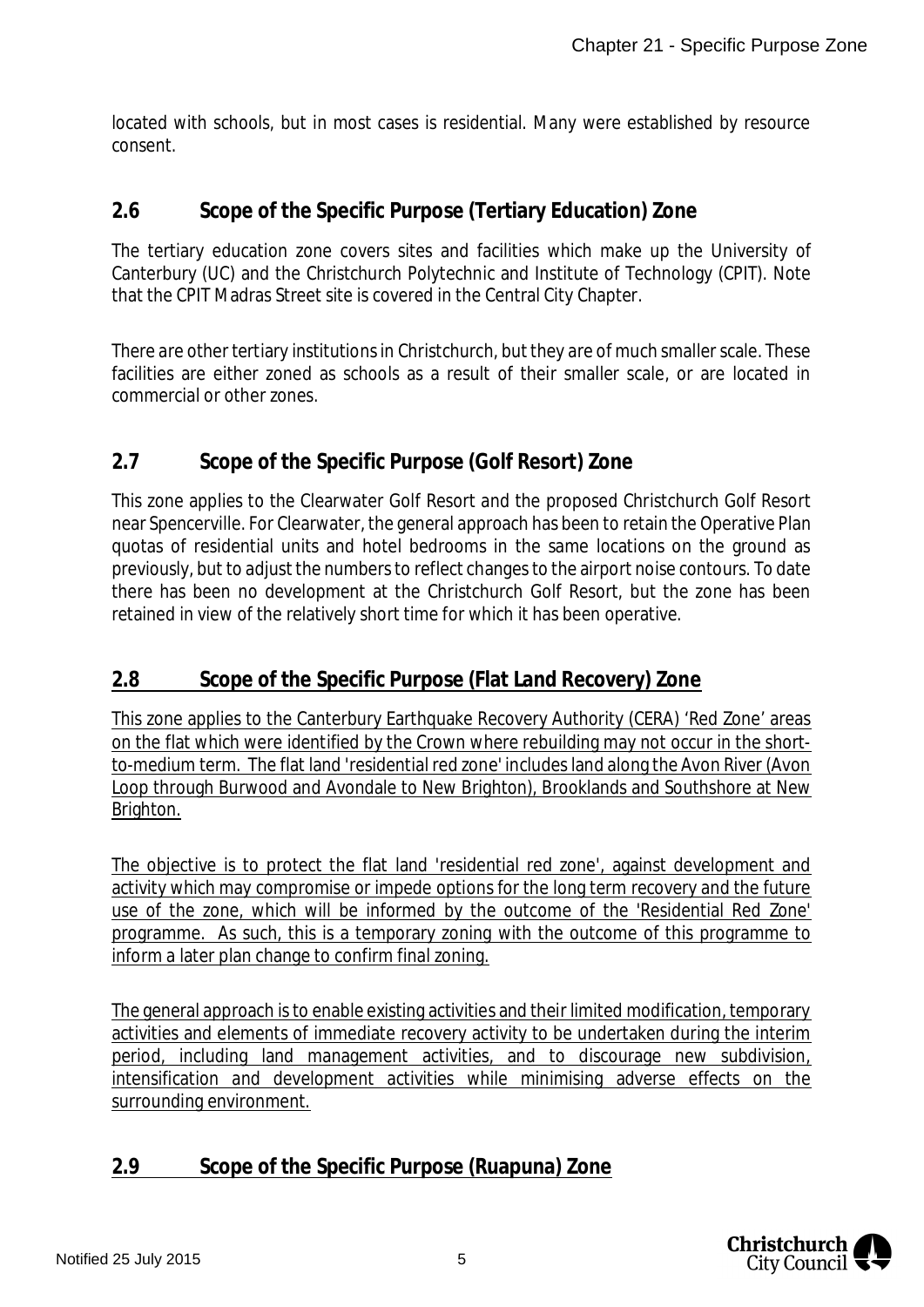located with schools, but in most cases is residential. Many were established by resource consent.

## 2.6 Scope of the Specific Purpose (Tertiary Education) Zone

The tertiary education zone covers sites and facilities which make up the University of Canterbury (UC) and the Christchurch Polytechnic and Institute of Technology (CPIT). Note that the CPIT Madras Street site is covered in the Central City Chapter.

There are other tertiary institutions in Christchurch, but they are of much smaller scale. These facilities are either zoned as schools as a result of their smaller scale, or are located in commercial or other zones.

## 2.7 Scope of the Specific Purpose (Golf Resort) Zone

This zone applies to the Clearwater Golf Resort and the proposed Christchurch Golf Resort near Spencerville. For Clearwater, the general approach has been to retain the Operative Plan quotas of residential units and hotel bedrooms in the same locations on the ground as previously, but to adjust the numbers to reflect changes to the airport noise contours. To date there has been no development at the Christchurch Golf Resort, but the zone has been retained in view of the relatively short time for which it has been operative.

## 2.8 Scope of the Specific Purpose (Flat Land Recovery) Zone

This zone applies to the Canterbury Earthquake Recovery Authority (CERA) 'Red Zone' areas on the flat which were identified by the Crown where rebuilding may not occur in the short-to-medium term. The flat land 'residential red zone' includes land along the Avon River (Avon Loop through Burwood and Avondale to New Brighton), Brooklands and Southshore at New Brighton.

The objective is to protect the flat land 'residential red zone', against development and activity which may compromise or impede options for the long term recovery and the future use of the zone, which will be informed by the outcome of the 'Residential Red Zone' programme. As such, this is a temporary zoning with the outcome of this programme to inform a later plan change to confirm final zoning.

The general approach is to enable existing activities and their limited modification, temporary activities and elements of immediate recovery activity to be undertaken during the interim period, including land management activities, and to discourage new subdivision, intensification and development activities while minimising adverse effects on the surrounding environment.

## 2.9 Scope of the Specific Purpose (Ruapuna) Zone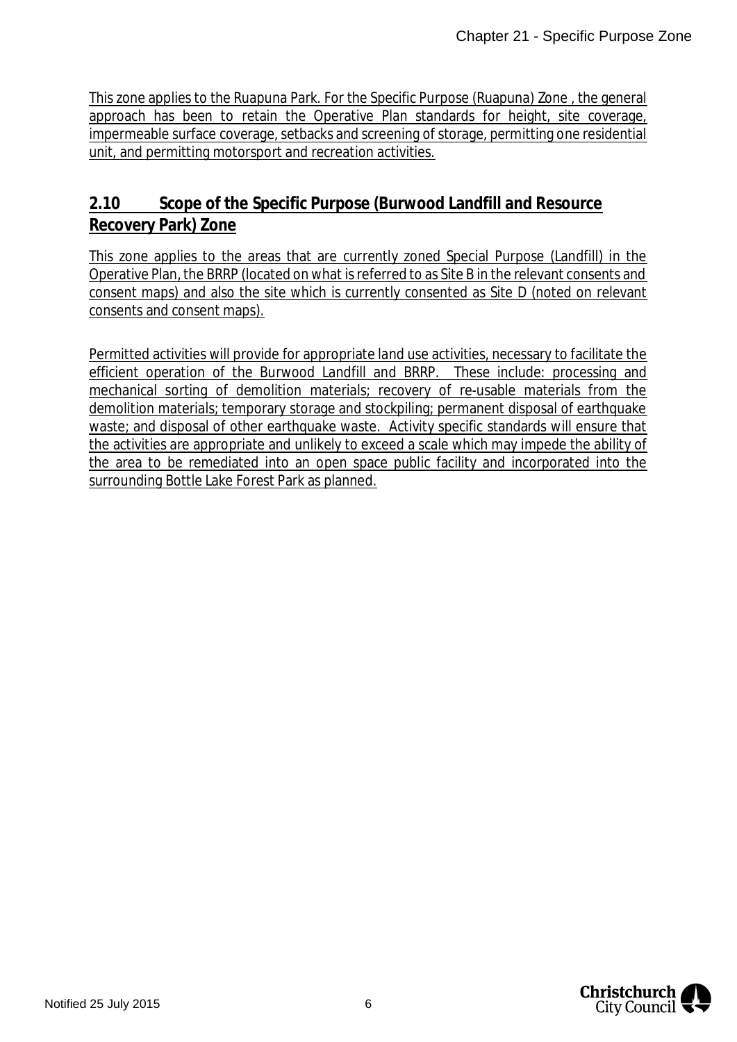This zone applies to the Ruapuna Park. For the Specific Purpose (Ruapuna) Zone , the general approach has been to retain the Operative Plan standards for height, site coverage, impermeable surface coverage, setbacks and screening of storage, permitting one residential unit, and permitting motorsport and recreation activities.

## 2.10 Scope of the Specific Purpose (Burwood Landfill and Resource Recovery Park) Zone

This zone applies to the areas that are currently zoned Special Purpose (Landfill) in the Operative Plan, the BRRP (located on what is referred to as Site B in the relevant consents and consent maps) and also the site which is currently consented as Site D (noted on relevant consents and consent maps).

Permitted activities will provide for appropriate land use activities, necessary to facilitate the efficient operation of the Burwood Landfill and BRRP. These include: processing and mechanical sorting of demolition materials; recovery of re-usable materials from the demolition materials; temporary storage and stockpiling; permanent disposal of earthquake waste; and disposal of other earthquake waste. Activity specific standards will ensure that the activities are appropriate and unlikely to exceed a scale which may impede the ability of the area to be remediated into an open space public facility and incorporated into the surrounding Bottle Lake Forest Park as planned.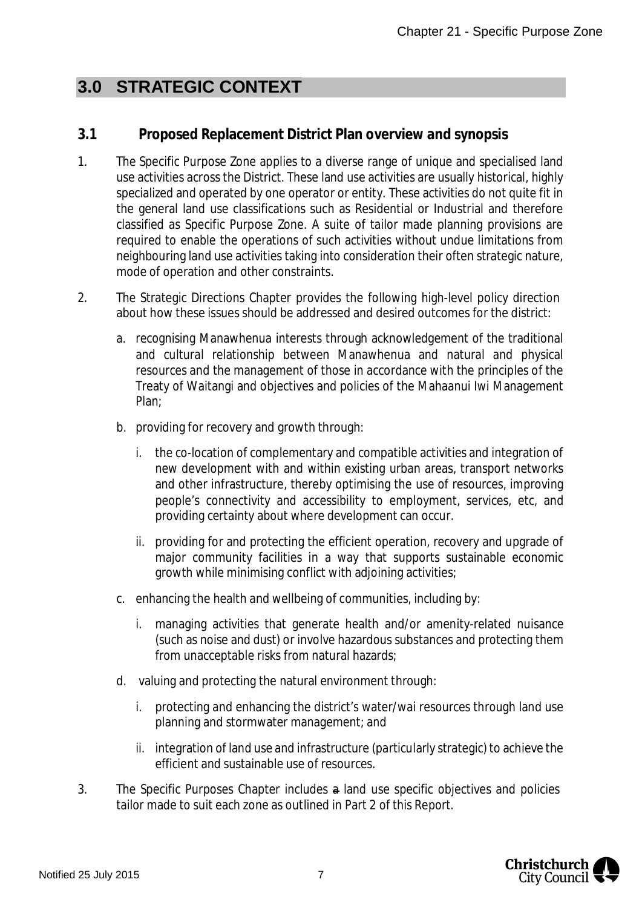# 3.0 STRATEGIC CONTEXT

## 3.1 Proposed Replacement District Plan overview and synopsis

1. The Specific Purpose Zone applies to a diverse range of unique and specialised land use activities across the District. These land use activities are usually historical, highly specialized and operated by one operator or entity. These activities do not quite fit in the general land use classifications such as Residential or Industrial and therefore classified as Specific Purpose Zone. A suite of tailor made planning provisions are required to enable the operations of such activities without undue limitations from neighbouring land use activities taking into consideration their often strategic nature, mode of operation and other constraints.

2. The Strategic Directions Chapter provides the following high-level policy direction about how these issues should be addressed and desired outcomes for the district:

   a. recognising Manawhenua interests through acknowledgement of the traditional and cultural relationship between Manawhenua and natural and physical resources and the management of those in accordance with the principles of the Treaty of Waitangi and objectives and policies of the Mahaanui Iwi Management Plan;

   b. providing for recovery and growth through:

      i. the co-location of complementary and compatible activities and integration of new development with and within existing urban areas, transport networks and other infrastructure, thereby optimising the use of resources, improving people's connectivity and accessibility to employment, services, etc, and providing certainty about where development can occur.

      ii. providing for and protecting the efficient operation, recovery and upgrade of major community facilities in a way that supports sustainable economic growth while minimising conflict with adjoining activities;

   c. enhancing the health and wellbeing of communities, including by:

      i. managing activities that generate health and/or amenity-related nuisance (such as noise and dust) or involve hazardous substances and protecting them from unacceptable risks from natural hazards;

   d. valuing and protecting the natural environment through:

      i. protecting and enhancing the district's water/wai resources through land use planning and stormwater management; and

      ii. integration of land use and infrastructure (particularly strategic) to achieve the efficient and sustainable use of resources.

3. The Specific Purposes Chapter includes ~~a~~ land use specific objectives and policies tailor made to suit each zone as outlined in Part 2 of this Report.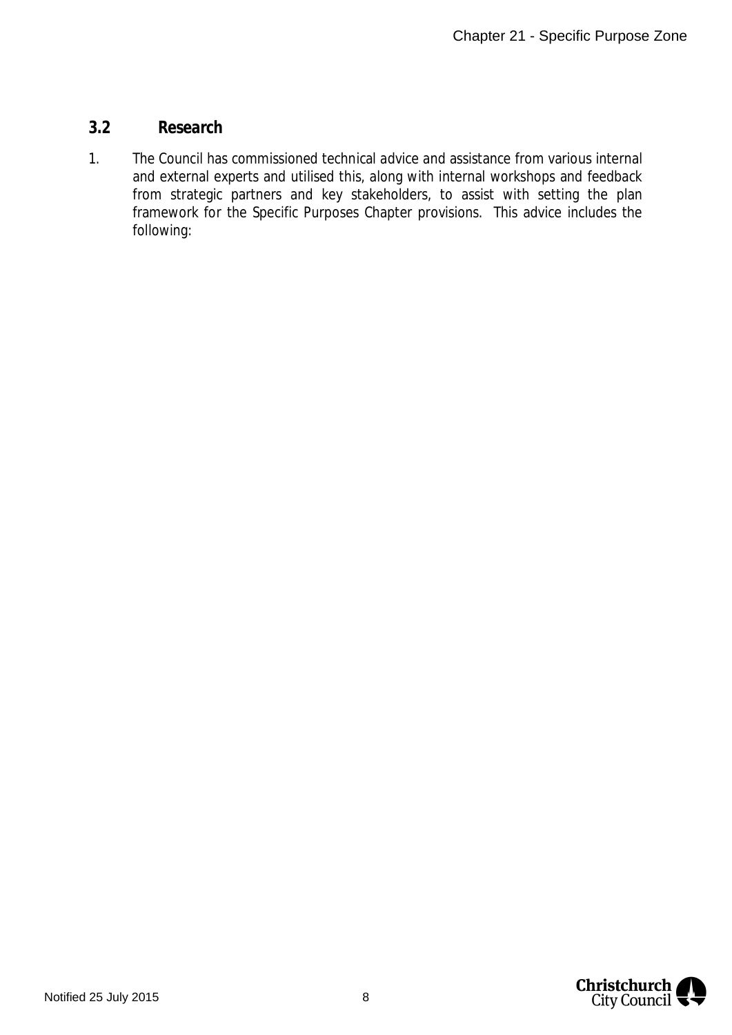### 3.2 Research

1. The Council has commissioned technical advice and assistance from various internal and external experts and utilised this, along with internal workshops and feedback from strategic partners and key stakeholders, to assist with setting the plan framework for the Specific Purposes Chapter provisions. This advice includes the following: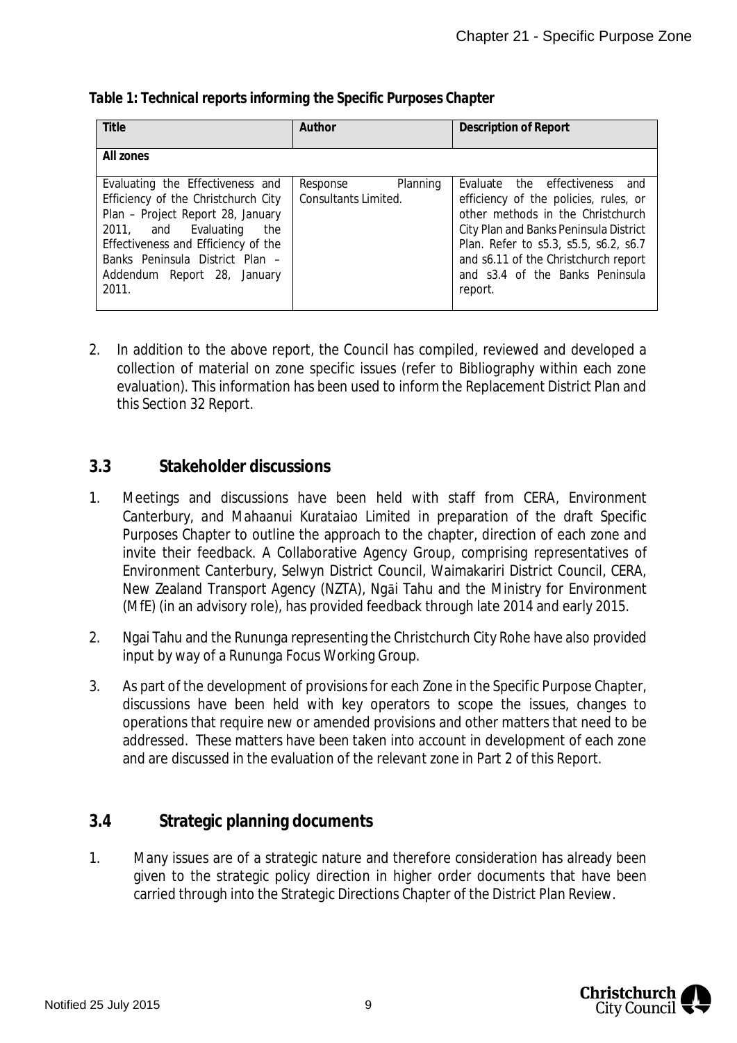**Table 1: Technical reports informing the Specific Purposes Chapter**

| Title | Author | Description of Report |
|---|---|---|
| **All zones** | | |
| Evaluating the Effectiveness and Efficiency of the Christchurch City Plan – Project Report 28, January 2011, and Evaluating the Effectiveness and Efficiency of the Banks Peninsula District Plan – Addendum Report 28, January 2011. | Response Planning Consultants Limited. | Evaluate the effectiveness and efficiency of the policies, rules, or other methods in the Christchurch City Plan and Banks Peninsula District Plan. Refer to s5.3, s5.5, s6.2, s6.7 and s6.11 of the Christchurch report and s3.4 of the Banks Peninsula report. |

2. In addition to the above report, the Council has compiled, reviewed and developed a collection of material on zone specific issues (refer to Bibliography within each zone evaluation). This information has been used to inform the Replacement District Plan and this Section 32 Report.

## 3.3 Stakeholder discussions

1. Meetings and discussions have been held with staff from CERA, Environment Canterbury, and Mahaanui Kurataiao Limited in preparation of the draft Specific Purposes Chapter to outline the approach to the chapter, direction of each zone and invite their feedback. A Collaborative Agency Group, comprising representatives of Environment Canterbury, Selwyn District Council, Waimakariri District Council, CERA, New Zealand Transport Agency (NZTA), Ngāi Tahu and the Ministry for Environment (MfE) (in an advisory role), has provided feedback through late 2014 and early 2015.

2. Ngai Tahu and the Rununga representing the Christchurch City Rohe have also provided input by way of a Rununga Focus Working Group.

3. As part of the development of provisions for each Zone in the Specific Purpose Chapter, discussions have been held with key operators to scope the issues, changes to operations that require new or amended provisions and other matters that need to be addressed. These matters have been taken into account in development of each zone and are discussed in the evaluation of the relevant zone in Part 2 of this Report.

## 3.4 Strategic planning documents

1. Many issues are of a strategic nature and therefore consideration has already been given to the strategic policy direction in higher order documents that have been carried through into the Strategic Directions Chapter of the District Plan Review.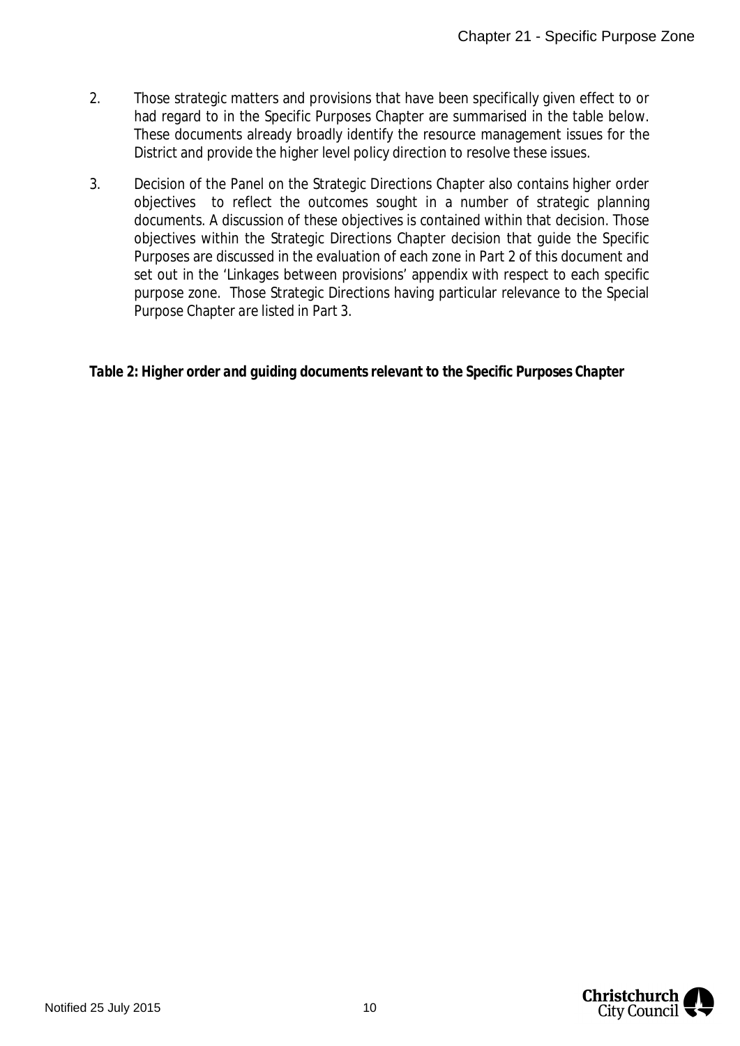2. Those strategic matters and provisions that have been specifically given effect to or had regard to in the Specific Purposes Chapter are summarised in the table below. These documents already broadly identify the resource management issues for the District and provide the higher level policy direction to resolve these issues.

3. Decision of the Panel on the Strategic Directions Chapter also contains higher order objectives to reflect the outcomes sought in a number of strategic planning documents. A discussion of these objectives is contained within that decision. Those objectives within the Strategic Directions Chapter decision that guide the Specific Purposes are discussed in the evaluation of each zone in Part 2 of this document and set out in the 'Linkages between provisions' appendix with respect to each specific purpose zone. Those Strategic Directions having particular relevance to the Special Purpose Chapter are listed in Part 3.

**Table 2: Higher order and guiding documents relevant to the Specific Purposes Chapter**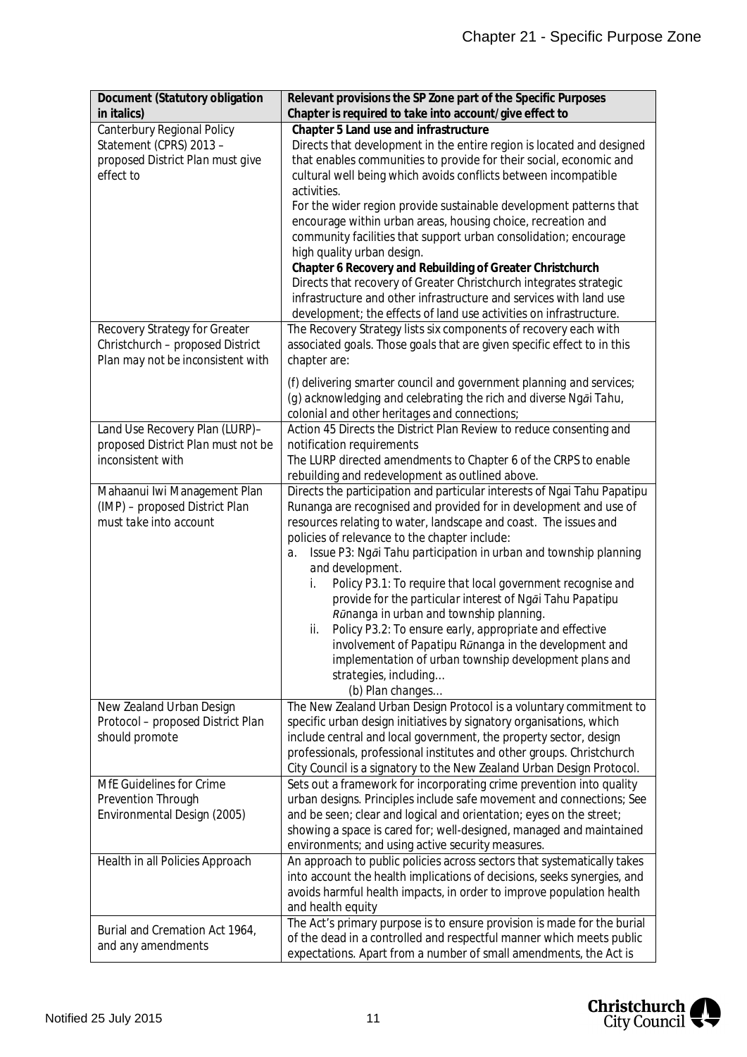| Document (Statutory obligation in italics) | Relevant provisions the SP Zone part of the Specific Purposes Chapter is required to take into account/give effect to |
|---|---|
| Canterbury Regional Policy Statement (CPRS) 2013 – *proposed District Plan must give effect to* | **Chapter 5 Land use and infrastructure**<br>Directs that development in the entire region is located and designed that enables communities to provide for their social, economic and cultural well being which avoids conflicts between incompatible activities.<br>For the wider region provide sustainable development patterns that encourage within urban areas, housing choice, recreation and community facilities that support urban consolidation; encourage high quality urban design.<br>**Chapter 6 Recovery and Rebuilding of Greater Christchurch**<br>Directs that recovery of Greater Christchurch integrates strategic infrastructure and other infrastructure and services with land use development; the effects of land use activities on infrastructure. |
| Recovery Strategy for Greater Christchurch – *proposed District Plan may not be inconsistent with* | The Recovery Strategy lists six components of recovery each with associated goals. Those goals that are given specific effect to in this chapter are:<br><br>*(f) delivering smarter council and government planning and services;*<br>*(g) acknowledging and celebrating the rich and diverse Ngāi Tahu, colonial and other heritages and connections;* |
| Land Use Recovery Plan (LURP)– *proposed District Plan must not be inconsistent with* | Action 45 Directs the District Plan Review to reduce consenting and notification requirements<br>The LURP directed amendments to Chapter 6 of the CRPS to enable rebuilding and redevelopment as outlined above. |
| Mahaanui Iwi Management Plan (IMP) – *proposed District Plan must take into account* | Directs the participation and particular interests of Ngai Tahu Papatipu Runanga are recognised and provided for in development and use of resources relating to water, landscape and coast. The issues and policies of relevance to the chapter include:<br>a. *Issue P3: Ngāi Tahu participation in urban and township planning and development.*<br>i. *Policy P3.1: To require that local government recognise and provide for the particular interest of Ngāi Tahu Papatipu Rūnanga in urban and township planning.*<br>ii. *Policy P3.2: To ensure early, appropriate and effective involvement of Papatipu Rūnanga in the development and implementation of urban township development plans and strategies, including…*<br>*(b) Plan changes…* |
| New Zealand Urban Design Protocol – *proposed District Plan should promote* | The New Zealand Urban Design Protocol is a voluntary commitment to specific urban design initiatives by signatory organisations, which include central and local government, the property sector, design professionals, professional institutes and other groups. Christchurch City Council is a signatory to the New Zealand Urban Design Protocol. |
| MfE Guidelines for Crime Prevention Through Environmental Design (2005) | Sets out a framework for incorporating crime prevention into quality urban designs. Principles include safe movement and connections; See and be seen; clear and logical and orientation; eyes on the street; showing a space is cared for; well-designed, managed and maintained environments; and using active security measures. |
| Health in all Policies Approach | An approach to public policies across sectors that systematically takes into account the health implications of decisions, seeks synergies, and avoids harmful health impacts, in order to improve population health and health equity |
| Burial and Cremation Act 1964, and any amendments | The Act's primary purpose is to ensure provision is made for the burial of the dead in a controlled and respectful manner which meets public expectations. Apart from a number of small amendments, the Act is |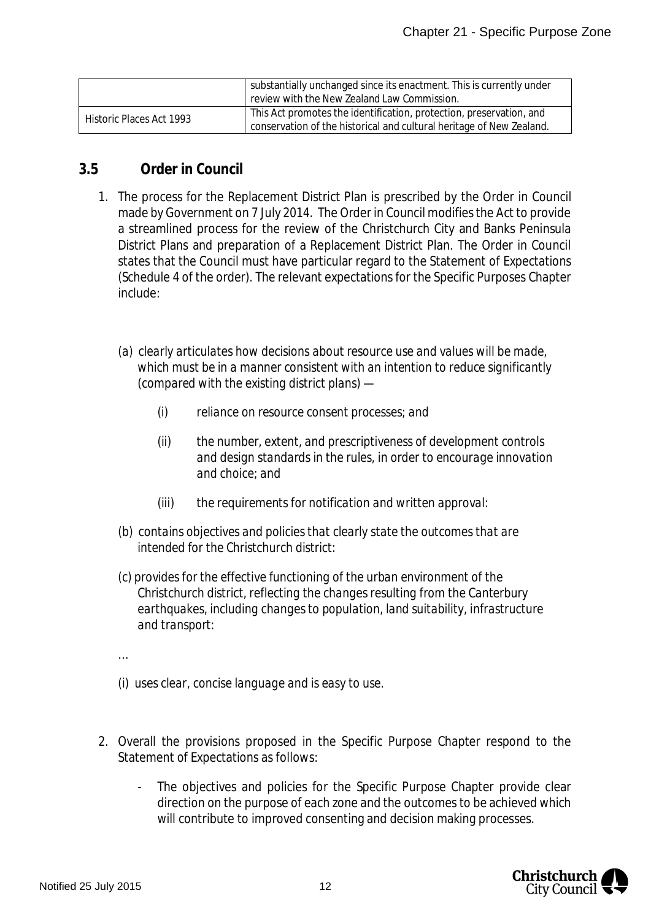|  | substantially unchanged since its enactment. This is currently under review with the New Zealand Law Commission. |
| --- | --- |
| Historic Places Act 1993 | This Act promotes the identification, protection, preservation, and conservation of the historical and cultural heritage of New Zealand. |

## 3.5 Order in Council

1. The process for the Replacement District Plan is prescribed by the Order in Council made by Government on 7 July 2014. The Order in Council modifies the Act to provide a streamlined process for the review of the Christchurch City and Banks Peninsula District Plans and preparation of a Replacement District Plan. The Order in Council states that the Council must have particular regard to the Statement of Expectations (Schedule 4 of the order). The relevant expectations for the Specific Purposes Chapter include:

   *(a) clearly articulates how decisions about resource use and values will be made, which must be in a manner consistent with an intention to reduce significantly (compared with the existing district plans) —*

   *(i) reliance on resource consent processes; and*

   *(ii) the number, extent, and prescriptiveness of development controls and design standards in the rules, in order to encourage innovation and choice; and*

   *(iii) the requirements for notification and written approval:*

   *(b) contains objectives and policies that clearly state the outcomes that are intended for the Christchurch district:*

   *(c) provides for the effective functioning of the urban environment of the Christchurch district, reflecting the changes resulting from the Canterbury earthquakes, including changes to population, land suitability, infrastructure and transport:*

   …

   *(i) uses clear, concise language and is easy to use.*

2. Overall the provisions proposed in the Specific Purpose Chapter respond to the Statement of Expectations as follows:

   - The objectives and policies for the Specific Purpose Chapter provide clear direction on the purpose of each zone and the outcomes to be achieved which will contribute to improved consenting and decision making processes.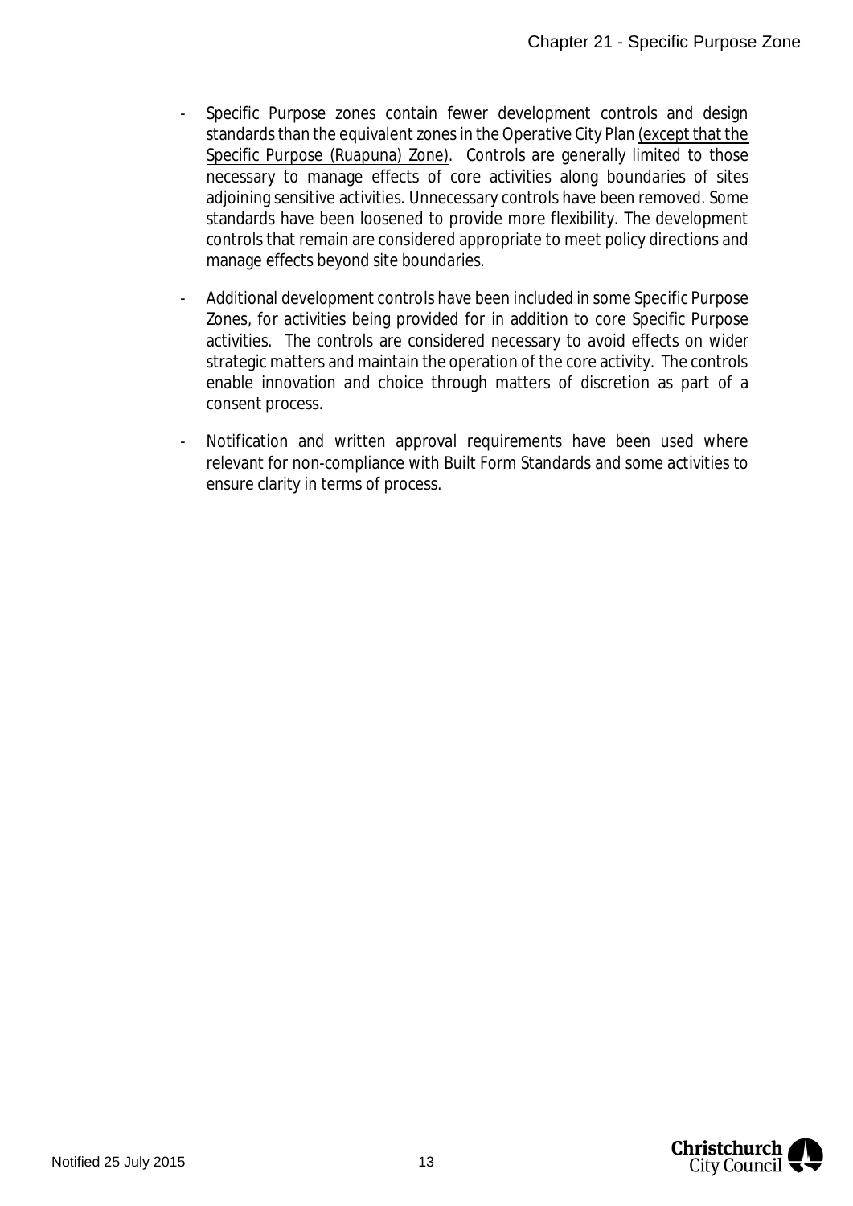- Specific Purpose zones contain fewer development controls and design standards than the equivalent zones in the Operative City Plan <u>(except that the Specific Purpose (Ruapuna) Zone)</u>. Controls are generally limited to those necessary to manage effects of core activities along boundaries of sites adjoining sensitive activities. Unnecessary controls have been removed. Some standards have been loosened to provide more flexibility. The development controls that remain are considered appropriate to meet policy directions and manage effects beyond site boundaries.
- Additional development controls have been included in some Specific Purpose Zones, for activities being provided for in addition to core Specific Purpose activities. The controls are considered necessary to avoid effects on wider strategic matters and maintain the operation of the core activity. The controls enable innovation and choice through matters of discretion as part of a consent process.
- Notification and written approval requirements have been used where relevant for non-compliance with Built Form Standards and some activities to ensure clarity in terms of process.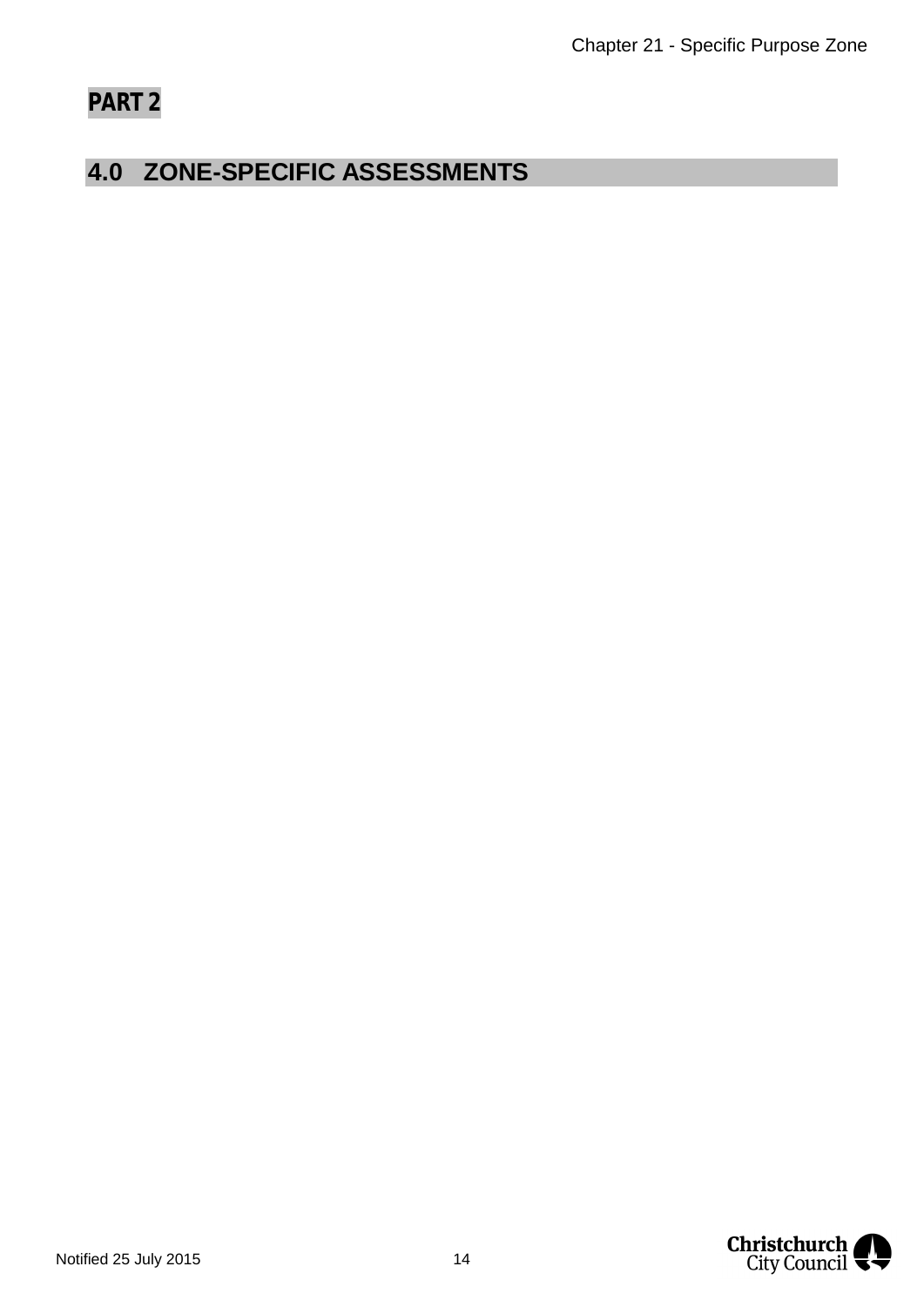**PART 2**

## 4.0 ZONE-SPECIFIC ASSESSMENTS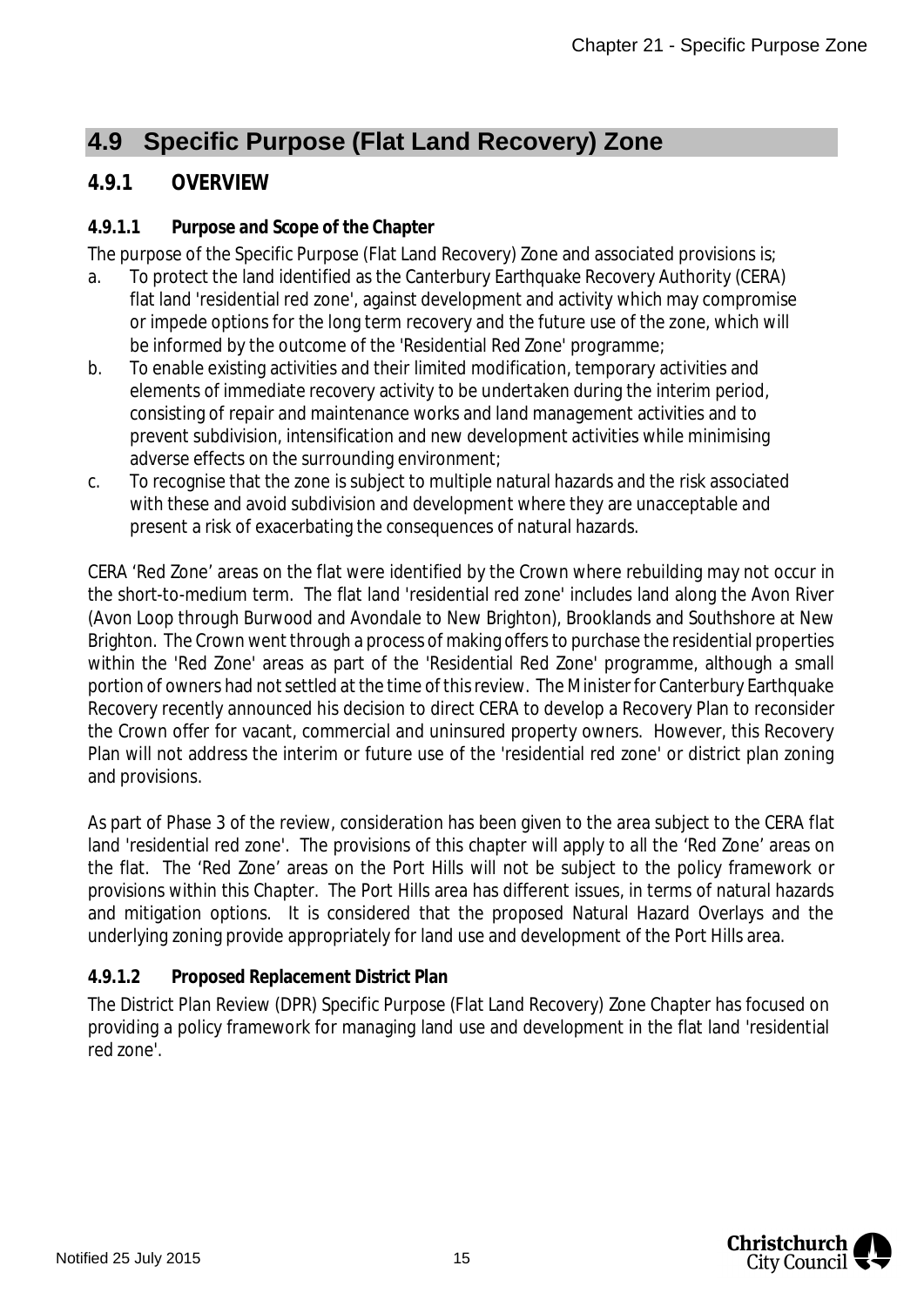# 4.9 Specific Purpose (Flat Land Recovery) Zone

## 4.9.1 OVERVIEW

### 4.9.1.1 Purpose and Scope of the Chapter

The purpose of the Specific Purpose (Flat Land Recovery) Zone and associated provisions is;

a. To protect the land identified as the Canterbury Earthquake Recovery Authority (CERA) flat land 'residential red zone', against development and activity which may compromise or impede options for the long term recovery and the future use of the zone, which will be informed by the outcome of the 'Residential Red Zone' programme;
b. To enable existing activities and their limited modification, temporary activities and elements of immediate recovery activity to be undertaken during the interim period, consisting of repair and maintenance works and land management activities and to prevent subdivision, intensification and new development activities while minimising adverse effects on the surrounding environment;
c. To recognise that the zone is subject to multiple natural hazards and the risk associated with these and avoid subdivision and development where they are unacceptable and present a risk of exacerbating the consequences of natural hazards.

CERA 'Red Zone' areas on the flat were identified by the Crown where rebuilding may not occur in the short-to-medium term. The flat land 'residential red zone' includes land along the Avon River (Avon Loop through Burwood and Avondale to New Brighton), Brooklands and Southshore at New Brighton. The Crown went through a process of making offers to purchase the residential properties within the 'Red Zone' areas as part of the 'Residential Red Zone' programme, although a small portion of owners had not settled at the time of this review. The Minister for Canterbury Earthquake Recovery recently announced his decision to direct CERA to develop a Recovery Plan to reconsider the Crown offer for vacant, commercial and uninsured property owners. However, this Recovery Plan will not address the interim or future use of the 'residential red zone' or district plan zoning and provisions.

As part of Phase 3 of the review, consideration has been given to the area subject to the CERA flat land 'residential red zone'. The provisions of this chapter will apply to all the 'Red Zone' areas on the flat. The 'Red Zone' areas on the Port Hills will not be subject to the policy framework or provisions within this Chapter. The Port Hills area has different issues, in terms of natural hazards and mitigation options. It is considered that the proposed Natural Hazard Overlays and the underlying zoning provide appropriately for land use and development of the Port Hills area.

### 4.9.1.2 Proposed Replacement District Plan

The District Plan Review (DPR) Specific Purpose (Flat Land Recovery) Zone Chapter has focused on providing a policy framework for managing land use and development in the flat land 'residential red zone'.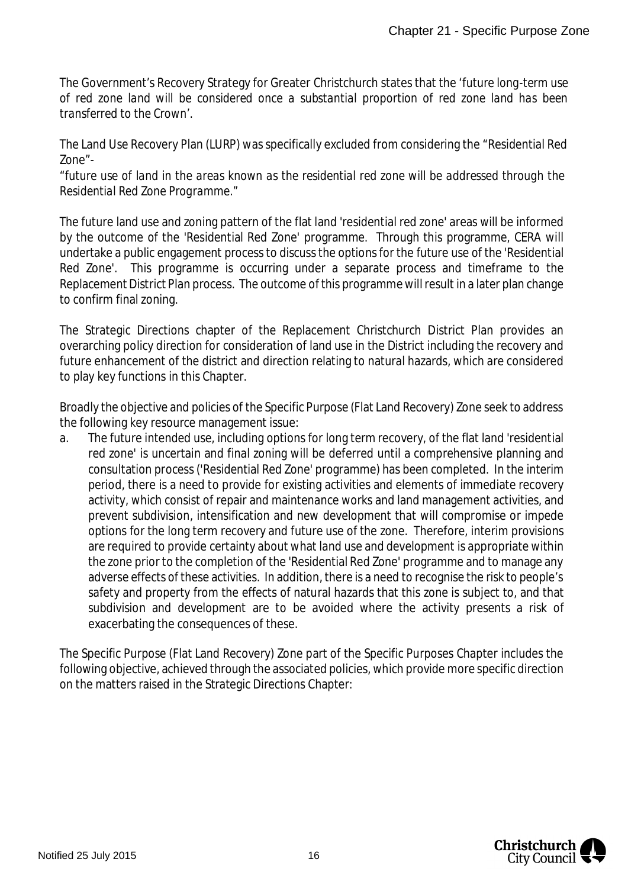The Government's Recovery Strategy for Greater Christchurch states that the *'future long-term use of red zone land will be considered once a substantial proportion of red zone land has been transferred to the Crown'*.

The Land Use Recovery Plan (LURP) was specifically excluded from considering the "Residential Red Zone"-

*"future use of land in the areas known as the residential red zone will be addressed through the Residential Red Zone Programme."*

The future land use and zoning pattern of the flat land 'residential red zone' areas will be informed by the outcome of the 'Residential Red Zone' programme. Through this programme, CERA will undertake a public engagement process to discuss the options for the future use of the 'Residential Red Zone'. This programme is occurring under a separate process and timeframe to the Replacement District Plan process. The outcome of this programme will result in a later plan change to confirm final zoning.

The Strategic Directions chapter of the Replacement Christchurch District Plan provides an overarching policy direction for consideration of land use in the District including the recovery and future enhancement of the district and direction relating to natural hazards, which are considered to play key functions in this Chapter.

Broadly the objective and policies of the Specific Purpose (Flat Land Recovery) Zone seek to address the following key resource management issue:

a. The future intended use, including options for long term recovery, of the flat land 'residential red zone' is uncertain and final zoning will be deferred until a comprehensive planning and consultation process ('Residential Red Zone' programme) has been completed. In the interim period, there is a need to provide for existing activities and elements of immediate recovery activity, which consist of repair and maintenance works and land management activities, and prevent subdivision, intensification and new development that will compromise or impede options for the long term recovery and future use of the zone. Therefore, interim provisions are required to provide certainty about what land use and development is appropriate within the zone prior to the completion of the 'Residential Red Zone' programme and to manage any adverse effects of these activities. In addition, there is a need to recognise the risk to people's safety and property from the effects of natural hazards that this zone is subject to, and that subdivision and development are to be avoided where the activity presents a risk of exacerbating the consequences of these.

The Specific Purpose (Flat Land Recovery) Zone part of the Specific Purposes Chapter includes the following objective, achieved through the associated policies, which provide more specific direction on the matters raised in the Strategic Directions Chapter: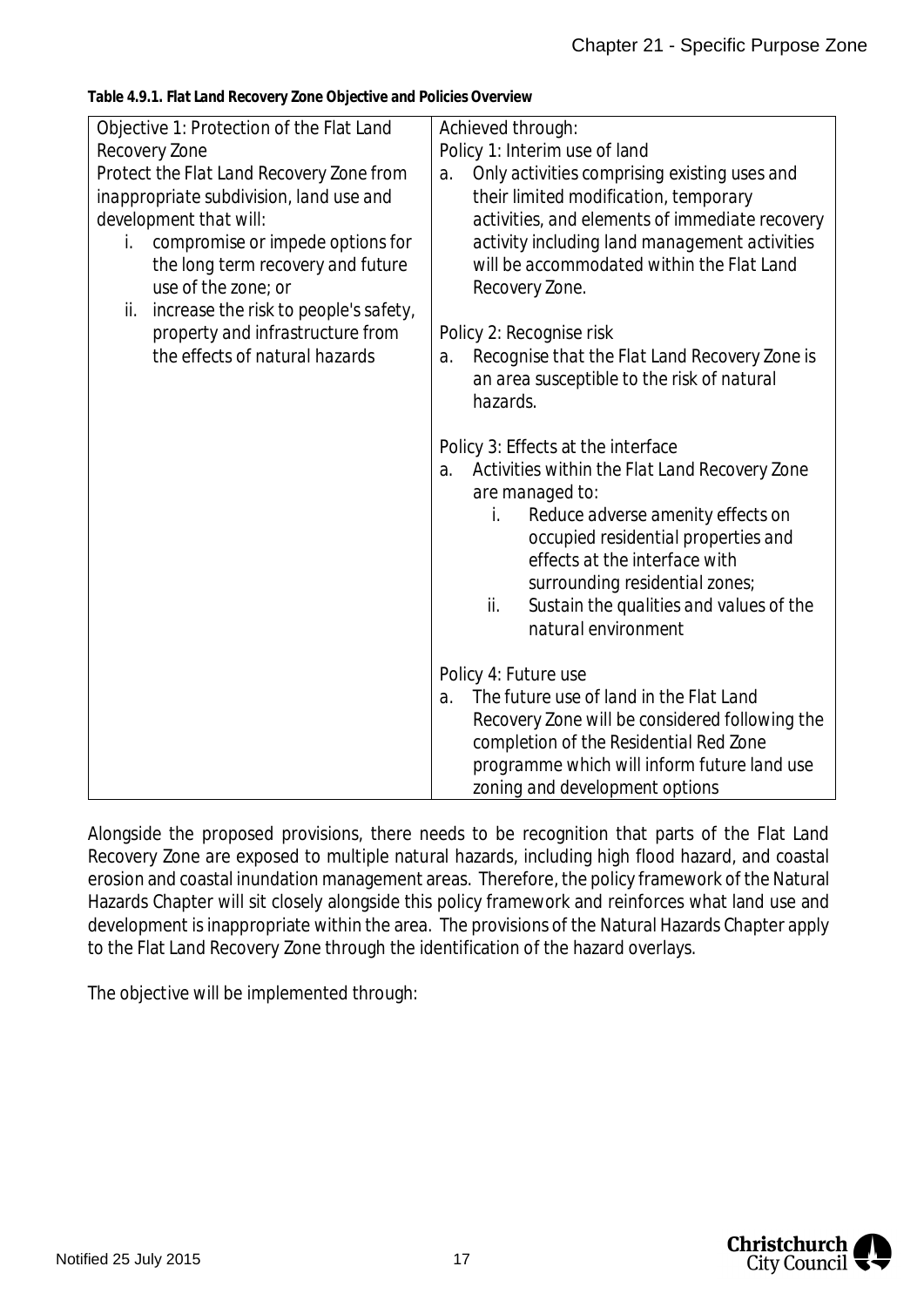**Table 4.9.1. Flat Land Recovery Zone Objective and Policies Overview**

| Objective | Achieved through: |
|---|---|
| Objective 1: Protection of the Flat Land Recovery Zone<br>Protect the Flat Land Recovery Zone from inappropriate subdivision, land use and development that will:<br>i. compromise or impede options for the long term recovery and future use of the zone; or<br>ii. increase the risk to people's safety, property and infrastructure from the effects of natural hazards | Policy 1: Interim use of land<br>a. Only activities comprising existing uses and their limited modification, temporary activities, and elements of immediate recovery activity including land management activities will be accommodated within the Flat Land Recovery Zone.<br><br>Policy 2: Recognise risk<br>a. Recognise that the Flat Land Recovery Zone is an area susceptible to the risk of natural hazards.<br><br>Policy 3: Effects at the interface<br>a. Activities within the Flat Land Recovery Zone are managed to:<br>i. Reduce adverse amenity effects on occupied residential properties and effects at the interface with surrounding residential zones;<br>ii. Sustain the qualities and values of the natural environment<br><br>Policy 4: Future use<br>a. The future use of land in the Flat Land Recovery Zone will be considered following the completion of the Residential Red Zone programme which will inform future land use zoning and development options |

Alongside the proposed provisions, there needs to be recognition that parts of the Flat Land Recovery Zone are exposed to multiple natural hazards, including high flood hazard, and coastal erosion and coastal inundation management areas. Therefore, the policy framework of the Natural Hazards Chapter will sit closely alongside this policy framework and reinforces what land use and development is inappropriate within the area. The provisions of the Natural Hazards Chapter apply to the Flat Land Recovery Zone through the identification of the hazard overlays.

The objective will be implemented through: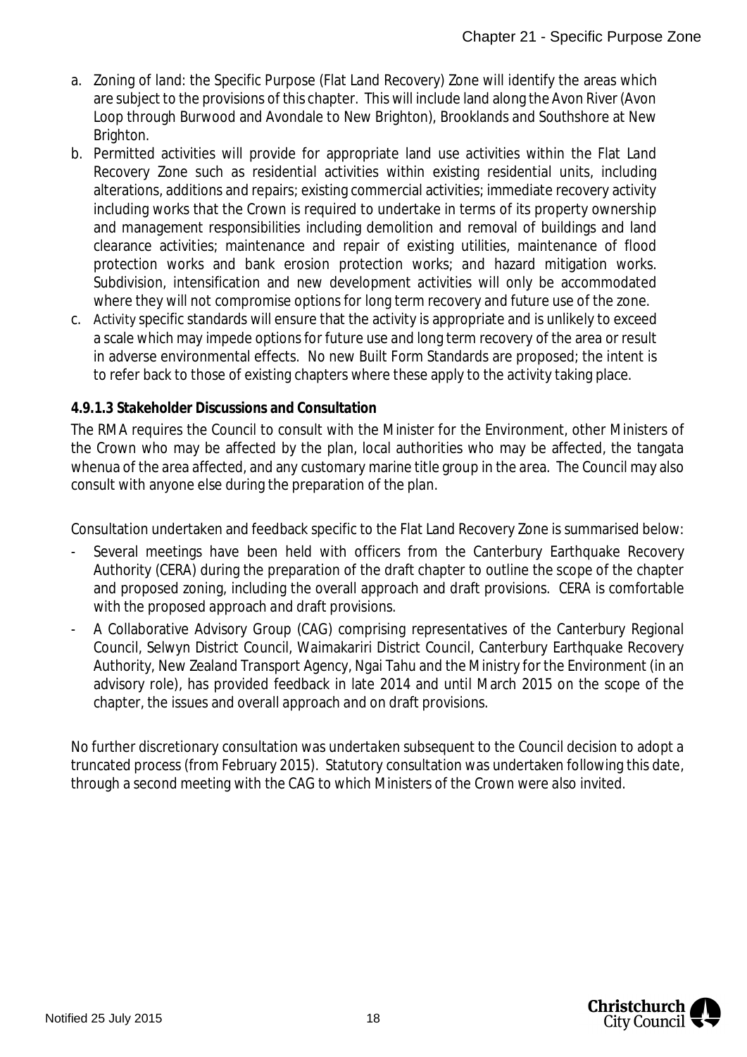a. Zoning of land: the Specific Purpose (Flat Land Recovery) Zone will identify the areas which are subject to the provisions of this chapter. This will include land along the Avon River (Avon Loop through Burwood and Avondale to New Brighton), Brooklands and Southshore at New Brighton.
b. Permitted activities will provide for appropriate land use activities within the Flat Land Recovery Zone such as residential activities within existing residential units, including alterations, additions and repairs; existing commercial activities; immediate recovery activity including works that the Crown is required to undertake in terms of its property ownership and management responsibilities including demolition and removal of buildings and land clearance activities; maintenance and repair of existing utilities, maintenance of flood protection works and bank erosion protection works; and hazard mitigation works. Subdivision, intensification and new development activities will only be accommodated where they will not compromise options for long term recovery and future use of the zone.
c. Activity specific standards will ensure that the activity is appropriate and is unlikely to exceed a scale which may impede options for future use and long term recovery of the area or result in adverse environmental effects. No new Built Form Standards are proposed; the intent is to refer back to those of existing chapters where these apply to the activity taking place.

**4.9.1.3 Stakeholder Discussions and Consultation**

The RMA requires the Council to consult with the Minister for the Environment, other Ministers of the Crown who may be affected by the plan, local authorities who may be affected, the tangata whenua of the area affected, and any customary marine title group in the area. The Council may also consult with anyone else during the preparation of the plan.

Consultation undertaken and feedback specific to the Flat Land Recovery Zone is summarised below:

- Several meetings have been held with officers from the Canterbury Earthquake Recovery Authority (CERA) during the preparation of the draft chapter to outline the scope of the chapter and proposed zoning, including the overall approach and draft provisions. CERA is comfortable with the proposed approach and draft provisions.
- A Collaborative Advisory Group (CAG) comprising representatives of the Canterbury Regional Council, Selwyn District Council, Waimakariri District Council, Canterbury Earthquake Recovery Authority, New Zealand Transport Agency, Ngai Tahu and the Ministry for the Environment (in an advisory role), has provided feedback in late 2014 and until March 2015 on the scope of the chapter, the issues and overall approach and on draft provisions.

No further discretionary consultation was undertaken subsequent to the Council decision to adopt a truncated process (from February 2015). Statutory consultation was undertaken following this date, through a second meeting with the CAG to which Ministers of the Crown were also invited.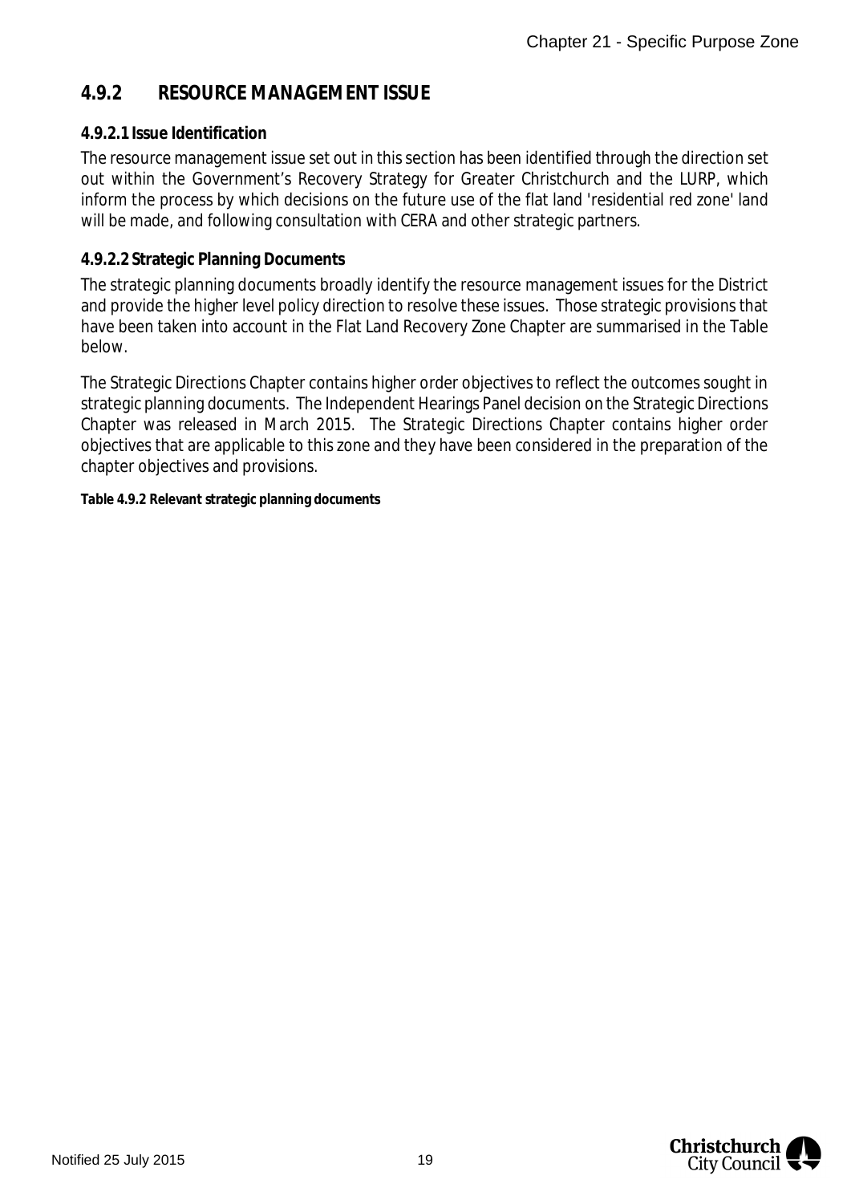## 4.9.2 RESOURCE MANAGEMENT ISSUE

**4.9.2.1 Issue Identification**

The resource management issue set out in this section has been identified through the direction set out within the Government's Recovery Strategy for Greater Christchurch and the LURP, which inform the process by which decisions on the future use of the flat land 'residential red zone' land will be made, and following consultation with CERA and other strategic partners.

**4.9.2.2 Strategic Planning Documents**

The strategic planning documents broadly identify the resource management issues for the District and provide the higher level policy direction to resolve these issues. Those strategic provisions that have been taken into account in the Flat Land Recovery Zone Chapter are summarised in the Table below.

The Strategic Directions Chapter contains higher order objectives to reflect the outcomes sought in strategic planning documents. The Independent Hearings Panel decision on the Strategic Directions Chapter was released in March 2015. The Strategic Directions Chapter contains higher order objectives that are applicable to this zone and they have been considered in the preparation of the chapter objectives and provisions.

**Table 4.9.2 Relevant strategic planning documents**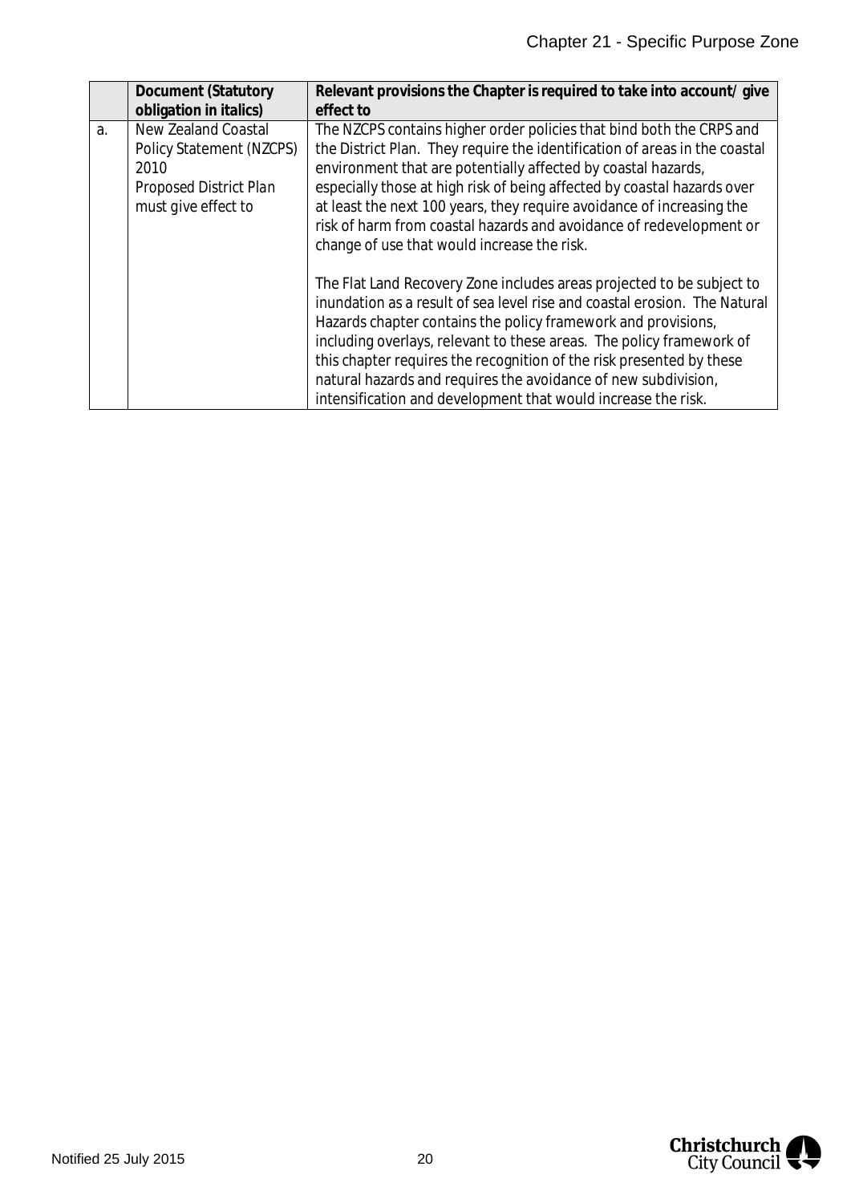| | Document (Statutory obligation in italics) | Relevant provisions the Chapter is required to take into account/ give effect to |
|---|---|---|
| a. | New Zealand Coastal Policy Statement (NZCPS) 2010<br>*Proposed District Plan must give effect to* | The NZCPS contains higher order policies that bind both the CRPS and the District Plan. They require the identification of areas in the coastal environment that are potentially affected by coastal hazards, especially those at high risk of being affected by coastal hazards over at least the next 100 years, they require avoidance of increasing the risk of harm from coastal hazards and avoidance of redevelopment or change of use that would increase the risk.<br><br>The Flat Land Recovery Zone includes areas projected to be subject to inundation as a result of sea level rise and coastal erosion. The Natural Hazards chapter contains the policy framework and provisions, including overlays, relevant to these areas. The policy framework of this chapter requires the recognition of the risk presented by these natural hazards and requires the avoidance of new subdivision, intensification and development that would increase the risk. |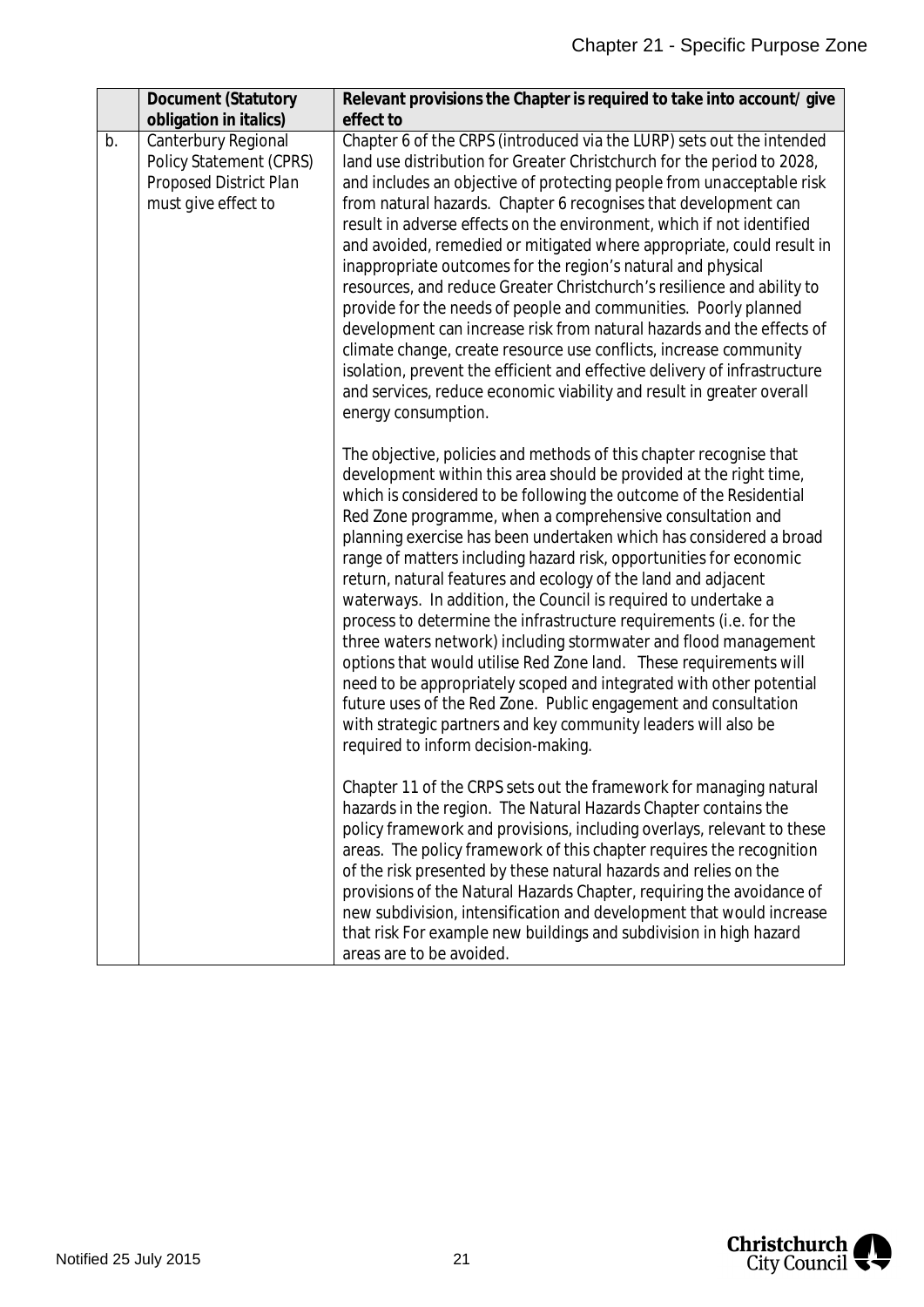| | Document (Statutory obligation in italics) | Relevant provisions the Chapter is required to take into account/ give effect to |
|---|---|---|
| b. | Canterbury Regional Policy Statement (CPRS) *Proposed District Plan must give effect to* | Chapter 6 of the CRPS (introduced via the LURP) sets out the intended land use distribution for Greater Christchurch for the period to 2028, and includes an objective of protecting people from unacceptable risk from natural hazards. Chapter 6 recognises that development can result in adverse effects on the environment, which if not identified and avoided, remedied or mitigated where appropriate, could result in inappropriate outcomes for the region's natural and physical resources, and reduce Greater Christchurch's resilience and ability to provide for the needs of people and communities. Poorly planned development can increase risk from natural hazards and the effects of climate change, create resource use conflicts, increase community isolation, prevent the efficient and effective delivery of infrastructure and services, reduce economic viability and result in greater overall energy consumption.<br><br>The objective, policies and methods of this chapter recognise that development within this area should be provided at the right time, which is considered to be following the outcome of the Residential Red Zone programme, when a comprehensive consultation and planning exercise has been undertaken which has considered a broad range of matters including hazard risk, opportunities for economic return, natural features and ecology of the land and adjacent waterways. In addition, the Council is required to undertake a process to determine the infrastructure requirements (i.e. for the three waters network) including stormwater and flood management options that would utilise Red Zone land. These requirements will need to be appropriately scoped and integrated with other potential future uses of the Red Zone. Public engagement and consultation with strategic partners and key community leaders will also be required to inform decision-making.<br><br>Chapter 11 of the CRPS sets out the framework for managing natural hazards in the region. The Natural Hazards Chapter contains the policy framework and provisions, including overlays, relevant to these areas. The policy framework of this chapter requires the recognition of the risk presented by these natural hazards and relies on the provisions of the Natural Hazards Chapter, requiring the avoidance of new subdivision, intensification and development that would increase that risk For example new buildings and subdivision in high hazard areas are to be avoided. |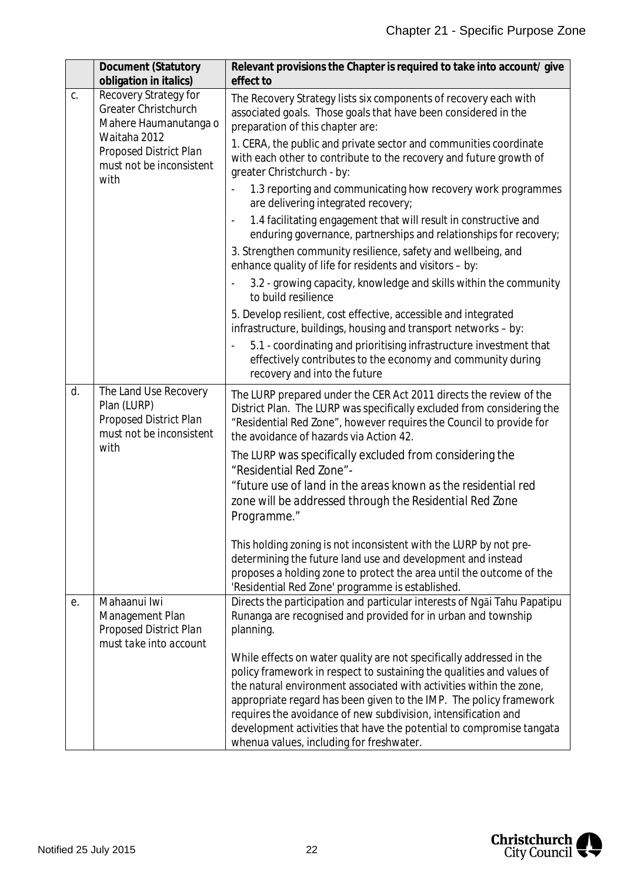| | Document (Statutory obligation in italics) | Relevant provisions the Chapter is required to take into account/ give effect to |
|---|---|---|
| c. | Recovery Strategy for Greater Christchurch Mahere Haumanutanga o Waitaha 2012 *Proposed District Plan must not be inconsistent with* | The Recovery Strategy lists six components of recovery each with associated goals. Those goals that have been considered in the preparation of this chapter are:<br>1. CERA, the public and private sector and communities coordinate with each other to contribute to the recovery and future growth of greater Christchurch - by:<br>- 1.3 reporting and communicating how recovery work programmes are delivering integrated recovery;<br>- 1.4 facilitating engagement that will result in constructive and enduring governance, partnerships and relationships for recovery;<br>3. Strengthen community resilience, safety and wellbeing, and enhance quality of life for residents and visitors – by:<br>- 3.2 - growing capacity, knowledge and skills within the community to build resilience<br>5. Develop resilient, cost effective, accessible and integrated infrastructure, buildings, housing and transport networks – by:<br>- 5.1 - coordinating and prioritising infrastructure investment that effectively contributes to the economy and community during recovery and into the future |
| d. | The Land Use Recovery Plan (LURP) *Proposed District Plan must not be inconsistent with* | The LURP prepared under the CER Act 2011 directs the review of the District Plan. The LURP was specifically excluded from considering the "Residential Red Zone", however requires the Council to provide for the avoidance of hazards via Action 42.<br>The LURP was specifically excluded from considering the "Residential Red Zone"-<br>*"future use of land in the areas known as the residential red zone will be addressed through the Residential Red Zone Programme."*<br><br>This holding zoning is not inconsistent with the LURP by not pre-determining the future land use and development and instead proposes a holding zone to protect the area until the outcome of the 'Residential Red Zone' programme is established. |
| e. | Mahaanui Iwi Management Plan *Proposed District Plan must take into account* | Directs the participation and particular interests of Ngāi Tahu Papatipu Runanga are recognised and provided for in urban and township planning.<br><br>While effects on water quality are not specifically addressed in the policy framework in respect to sustaining the qualities and values of the natural environment associated with activities within the zone, appropriate regard has been given to the IMP. The policy framework requires the avoidance of new subdivision, intensification and development activities that have the potential to compromise tangata whenua values, including for freshwater. |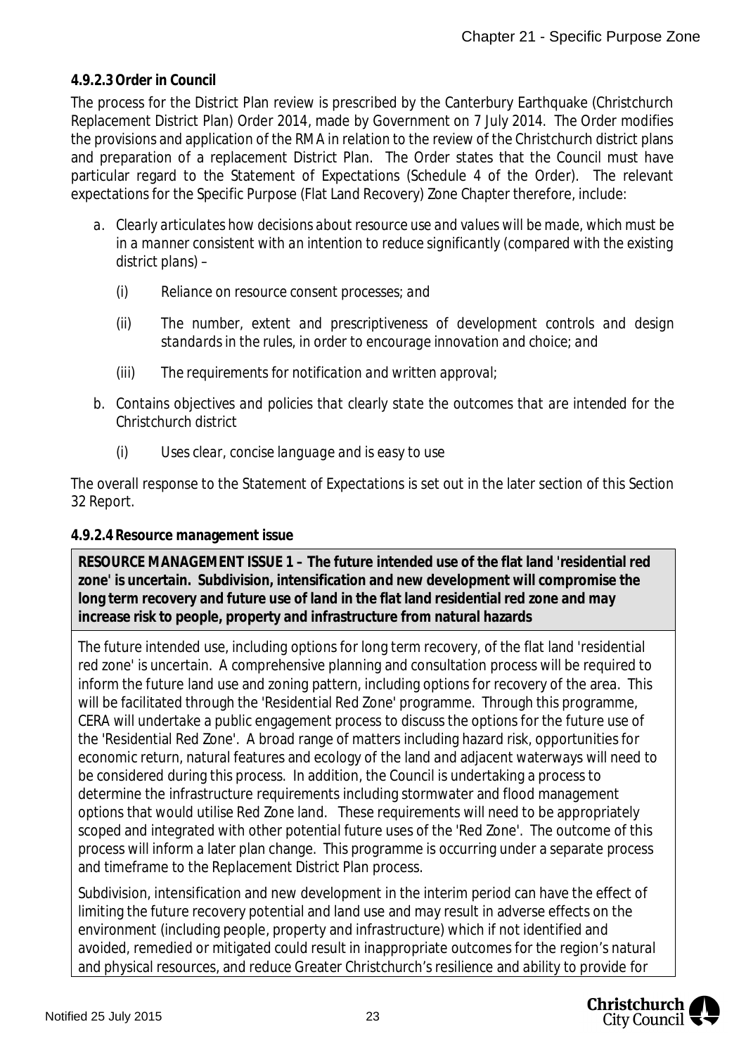**4.9.2.3 Order in Council**

The process for the District Plan review is prescribed by the Canterbury Earthquake (Christchurch Replacement District Plan) Order 2014, made by Government on 7 July 2014. The Order modifies the provisions and application of the RMA in relation to the review of the Christchurch district plans and preparation of a replacement District Plan. The Order states that the Council must have particular regard to the Statement of Expectations (Schedule 4 of the Order). The relevant expectations for the Specific Purpose (Flat Land Recovery) Zone Chapter therefore, include:

a. *Clearly articulates how decisions about resource use and values will be made, which must be in a manner consistent with an intention to reduce significantly (compared with the existing district plans) –*

   (i) *Reliance on resource consent processes; and*

   (ii) *The number, extent and prescriptiveness of development controls and design standards in the rules, in order to encourage innovation and choice; and*

   (iii) *The requirements for notification and written approval;*

b. *Contains objectives and policies that clearly state the outcomes that are intended for the Christchurch district*

   (i) *Uses clear, concise language and is easy to use*

The overall response to the Statement of Expectations is set out in the later section of this Section 32 Report.

**4.9.2.4 Resource management issue**

| **RESOURCE MANAGEMENT ISSUE 1 – The future intended use of the flat land 'residential red zone' is uncertain. Subdivision, intensification and new development will compromise the long term recovery and future use of land in the flat land residential red zone and may increase risk to people, property and infrastructure from natural hazards** |
|---|
| The future intended use, including options for long term recovery, of the flat land 'residential red zone' is uncertain. A comprehensive planning and consultation process will be required to inform the future land use and zoning pattern, including options for recovery of the area. This will be facilitated through the 'Residential Red Zone' programme. Through this programme, CERA will undertake a public engagement process to discuss the options for the future use of the 'Residential Red Zone'. A broad range of matters including hazard risk, opportunities for economic return, natural features and ecology of the land and adjacent waterways will need to be considered during this process. In addition, the Council is undertaking a process to determine the infrastructure requirements including stormwater and flood management options that would utilise Red Zone land. These requirements will need to be appropriately scoped and integrated with other potential future uses of the 'Red Zone'. The outcome of this process will inform a later plan change. This programme is occurring under a separate process and timeframe to the Replacement District Plan process. <br><br> Subdivision, intensification and new development in the interim period can have the effect of limiting the future recovery potential and land use and may result in adverse effects on the environment (including people, property and infrastructure) which if not identified and avoided, remedied or mitigated could result in inappropriate outcomes for the region's natural and physical resources, and reduce Greater Christchurch's resilience and ability to provide for |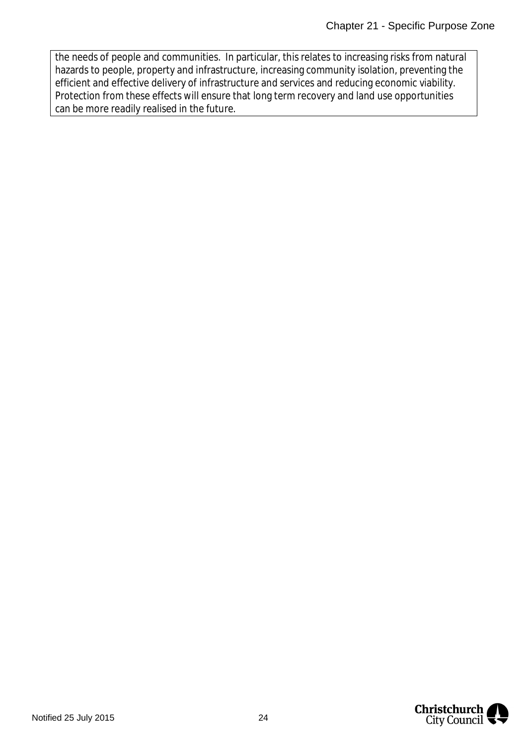the needs of people and communities. In particular, this relates to increasing risks from natural hazards to people, property and infrastructure, increasing community isolation, preventing the efficient and effective delivery of infrastructure and services and reducing economic viability. Protection from these effects will ensure that long term recovery and land use opportunities can be more readily realised in the future.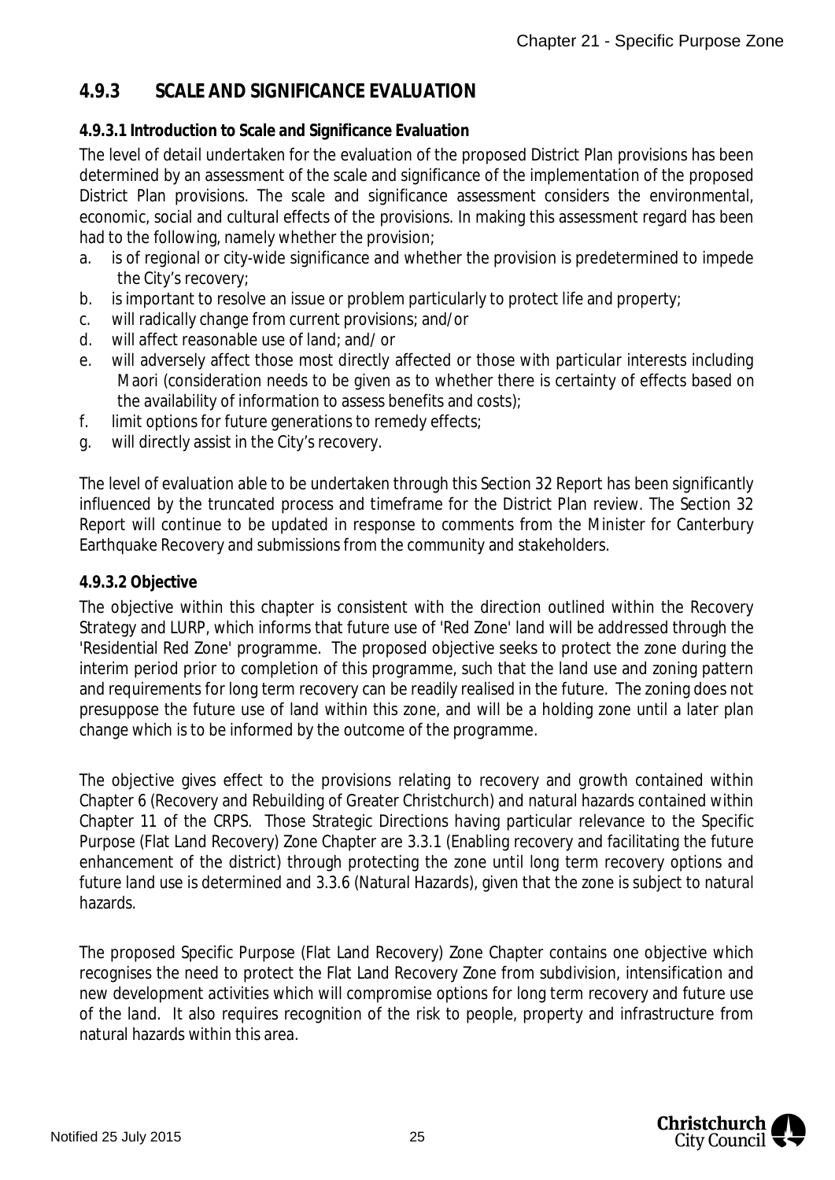## 4.9.3 SCALE AND SIGNIFICANCE EVALUATION

**4.9.3.1 Introduction to Scale and Significance Evaluation**

The level of detail undertaken for the evaluation of the proposed District Plan provisions has been determined by an assessment of the scale and significance of the implementation of the proposed District Plan provisions. The scale and significance assessment considers the environmental, economic, social and cultural effects of the provisions. In making this assessment regard has been had to the following, namely whether the provision;

a. is of regional or city-wide significance and whether the provision is predetermined to impede the City's recovery;
b. is important to resolve an issue or problem particularly to protect life and property;
c. will radically change from current provisions; and/or
d. will affect reasonable use of land; and/ or
e. will adversely affect those most directly affected or those with particular interests including Maori (consideration needs to be given as to whether there is certainty of effects based on the availability of information to assess benefits and costs);
f. limit options for future generations to remedy effects;
g. will directly assist in the City's recovery.

The level of evaluation able to be undertaken through this Section 32 Report has been significantly influenced by the truncated process and timeframe for the District Plan review. The Section 32 Report will continue to be updated in response to comments from the Minister for Canterbury Earthquake Recovery and submissions from the community and stakeholders.

**4.9.3.2 Objective**

The objective within this chapter is consistent with the direction outlined within the Recovery Strategy and LURP, which informs that future use of 'Red Zone' land will be addressed through the 'Residential Red Zone' programme. The proposed objective seeks to protect the zone during the interim period prior to completion of this programme, such that the land use and zoning pattern and requirements for long term recovery can be readily realised in the future. The zoning does not presuppose the future use of land within this zone, and will be a holding zone until a later plan change which is to be informed by the outcome of the programme.

The objective gives effect to the provisions relating to recovery and growth contained within Chapter 6 (Recovery and Rebuilding of Greater Christchurch) and natural hazards contained within Chapter 11 of the CRPS. Those Strategic Directions having particular relevance to the Specific Purpose (Flat Land Recovery) Zone Chapter are 3.3.1 (Enabling recovery and facilitating the future enhancement of the district) through protecting the zone until long term recovery options and future land use is determined and 3.3.6 (Natural Hazards), given that the zone is subject to natural hazards.

The proposed Specific Purpose (Flat Land Recovery) Zone Chapter contains one objective which recognises the need to protect the Flat Land Recovery Zone from subdivision, intensification and new development activities which will compromise options for long term recovery and future use of the land. It also requires recognition of the risk to people, property and infrastructure from natural hazards within this area.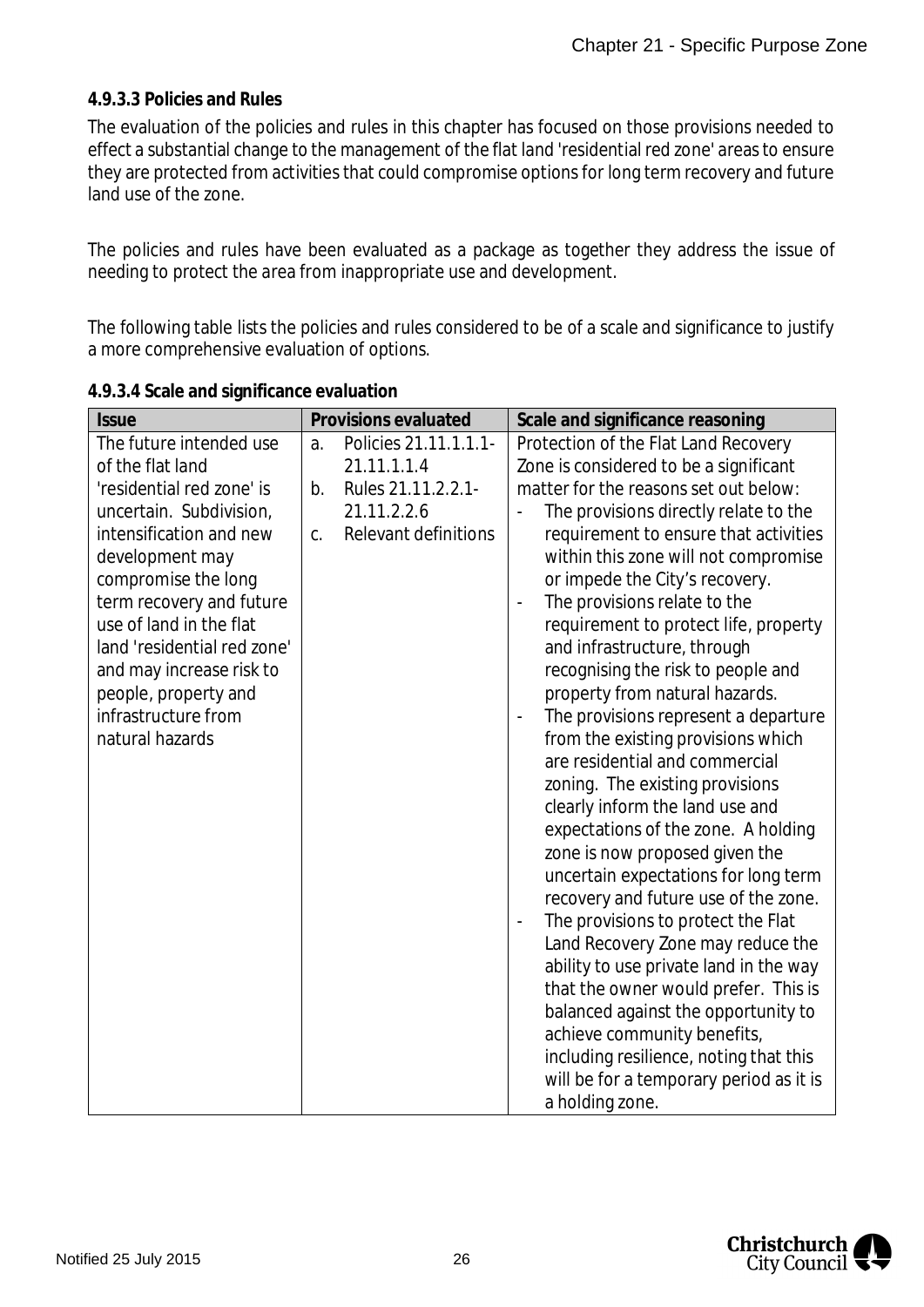**4.9.3.3 Policies and Rules**

The evaluation of the policies and rules in this chapter has focused on those provisions needed to effect a substantial change to the management of the flat land 'residential red zone' areas to ensure they are protected from activities that could compromise options for long term recovery and future land use of the zone.

The policies and rules have been evaluated as a package as together they address the issue of needing to protect the area from inappropriate use and development.

The following table lists the policies and rules considered to be of a scale and significance to justify a more comprehensive evaluation of options.

**4.9.3.4 Scale and significance evaluation**

| Issue | Provisions evaluated | Scale and significance reasoning |
|---|---|---|
| The future intended use of the flat land 'residential red zone' is uncertain. Subdivision, intensification and new development may compromise the long term recovery and future use of land in the flat land 'residential red zone' and may increase risk to people, property and infrastructure from natural hazards | a. Policies 21.11.1.1.1-21.11.1.1.4<br>b. Rules 21.11.2.2.1-21.11.2.2.6<br>c. Relevant definitions | Protection of the Flat Land Recovery Zone is considered to be a significant matter for the reasons set out below:<br>- The provisions directly relate to the requirement to ensure that activities within this zone will not compromise or impede the City's recovery.<br>- The provisions relate to the requirement to protect life, property and infrastructure, through recognising the risk to people and property from natural hazards.<br>- The provisions represent a departure from the existing provisions which are residential and commercial zoning. The existing provisions clearly inform the land use and expectations of the zone. A holding zone is now proposed given the uncertain expectations for long term recovery and future use of the zone.<br>- The provisions to protect the Flat Land Recovery Zone may reduce the ability to use private land in the way that the owner would prefer. This is balanced against the opportunity to achieve community benefits, including resilience, noting that this will be for a temporary period as it is a holding zone. |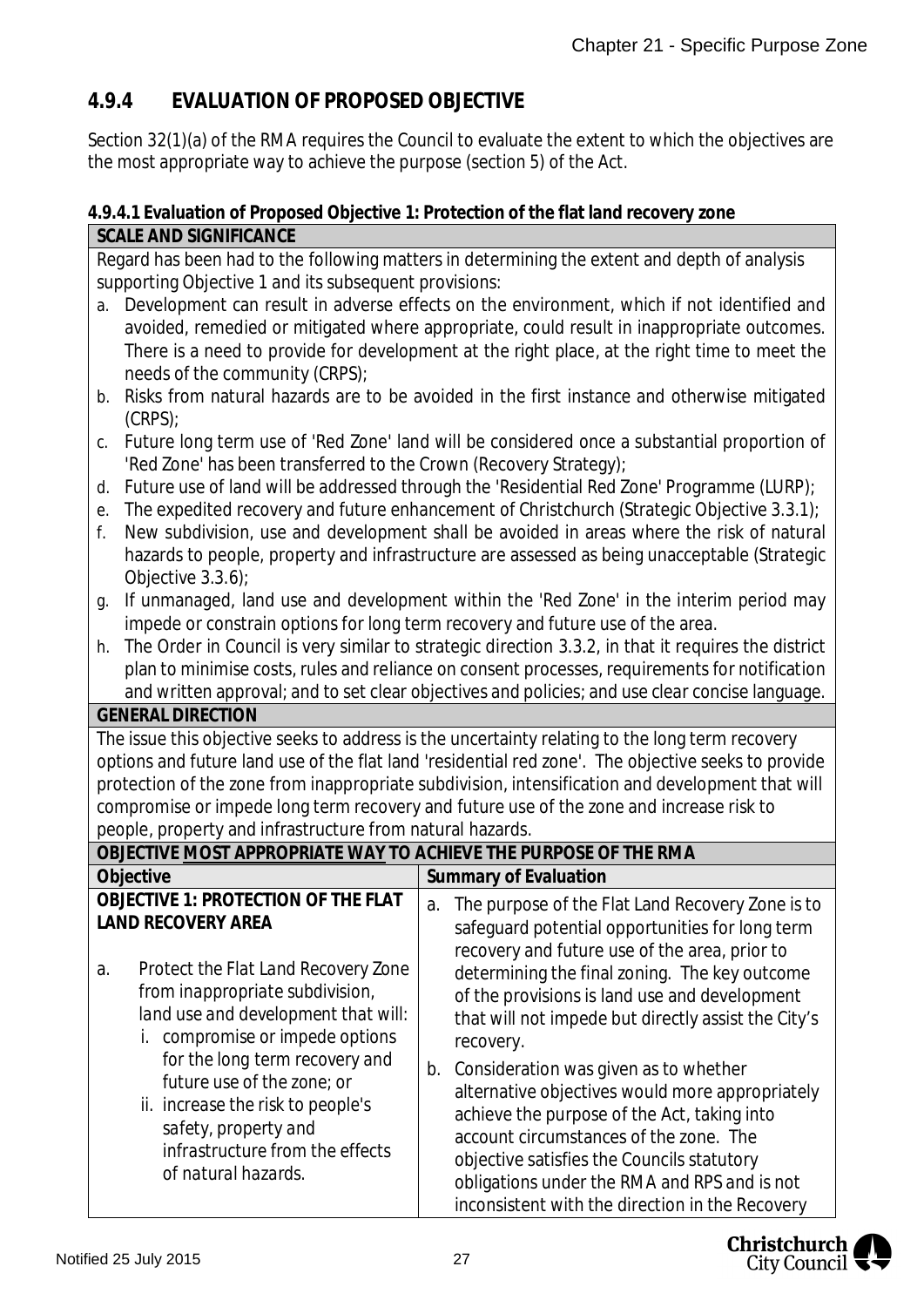### 4.9.4 EVALUATION OF PROPOSED OBJECTIVE

Section 32(1)(a) of the RMA requires the Council to evaluate the extent to which the objectives are the most appropriate way to achieve the purpose (section 5) of the Act.

**4.9.4.1 Evaluation of Proposed Objective 1: Protection of the flat land recovery zone**

| **SCALE AND SIGNIFICANCE** | |
|---|---|
| Regard has been had to the following matters in determining the extent and depth of analysis supporting Objective 1 and its subsequent provisions:<br>a. Development can result in adverse effects on the environment, which if not identified and avoided, remedied or mitigated where appropriate, could result in inappropriate outcomes. There is a need to provide for development at the right place, at the right time to meet the needs of the community (CRPS);<br>b. Risks from natural hazards are to be avoided in the first instance and otherwise mitigated (CRPS);<br>c. Future long term use of 'Red Zone' land will be considered once a substantial proportion of 'Red Zone' has been transferred to the Crown (Recovery Strategy);<br>d. Future use of land will be addressed through the 'Residential Red Zone' Programme (LURP);<br>e. The expedited recovery and future enhancement of Christchurch (Strategic Objective 3.3.1);<br>f. New subdivision, use and development shall be avoided in areas where the risk of natural hazards to people, property and infrastructure are assessed as being unacceptable (Strategic Objective 3.3.6);<br>g. If unmanaged, land use and development within the 'Red Zone' in the interim period may impede or constrain options for long term recovery and future use of the area.<br>h. The Order in Council is very similar to strategic direction 3.3.2, in that it requires the district plan to minimise costs, rules and reliance on consent processes, requirements for notification and written approval; and to set clear objectives and policies; and use clear concise language. | |
| **GENERAL DIRECTION** | |
| The issue this objective seeks to address is the uncertainty relating to the long term recovery options and future land use of the flat land 'residential red zone'. The objective seeks to provide protection of the zone from inappropriate subdivision, intensification and development that will compromise or impede long term recovery and future use of the zone and increase risk to people, property and infrastructure from natural hazards. | |
| **OBJECTIVE MOST APPROPRIATE WAY TO ACHIEVE THE PURPOSE OF THE RMA** | |
| **Objective** | **Summary of Evaluation** |
| **OBJECTIVE 1: PROTECTION OF THE FLAT LAND RECOVERY AREA**<br><br>a. *Protect the Flat Land Recovery Zone from inappropriate subdivision, land use and development that will:*<br>*i. compromise or impede options for the long term recovery and future use of the zone; or*<br>*ii. increase the risk to people's safety, property and infrastructure from the effects of natural hazards.* | a. The purpose of the Flat Land Recovery Zone is to safeguard potential opportunities for long term recovery and future use of the area, prior to determining the final zoning. The key outcome of the provisions is land use and development that will not impede but directly assist the City's recovery.<br>b. Consideration was given as to whether alternative objectives would more appropriately achieve the purpose of the Act, taking into account circumstances of the zone. The objective satisfies the Councils statutory obligations under the RMA and RPS and is not inconsistent with the direction in the Recovery |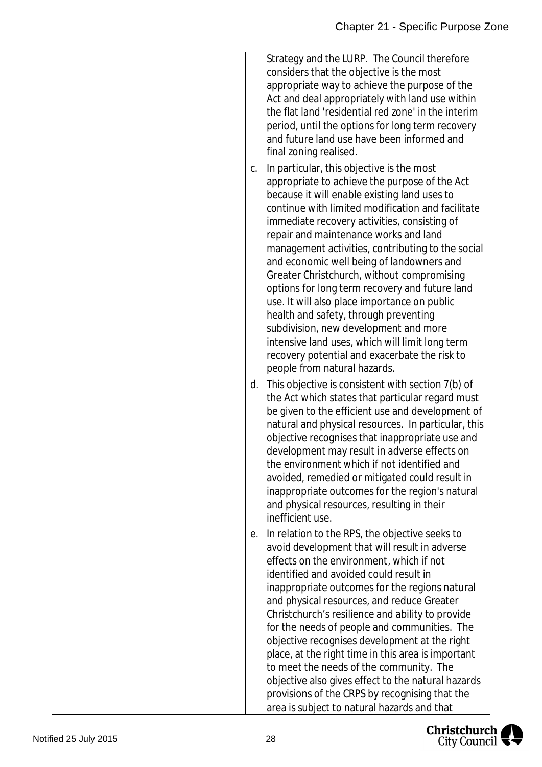| | |
|---|---|
| | Strategy and the LURP. The Council therefore considers that the objective is the most appropriate way to achieve the purpose of the Act and deal appropriately with land use within the flat land 'residential red zone' in the interim period, until the options for long term recovery and future land use have been informed and final zoning realised.<br><br>c. In particular, this objective is the most appropriate to achieve the purpose of the Act because it will enable existing land uses to continue with limited modification and facilitate immediate recovery activities, consisting of repair and maintenance works and land management activities, contributing to the social and economic well being of landowners and Greater Christchurch, without compromising options for long term recovery and future land use. It will also place importance on public health and safety, through preventing subdivision, new development and more intensive land uses, which will limit long term recovery potential and exacerbate the risk to people from natural hazards.<br><br>d. This objective is consistent with section 7(b) of the Act which states that particular regard must be given to the efficient use and development of natural and physical resources. In particular, this objective recognises that inappropriate use and development may result in adverse effects on the environment which if not identified and avoided, remedied or mitigated could result in inappropriate outcomes for the region's natural and physical resources, resulting in their inefficient use.<br><br>e. In relation to the RPS, the objective seeks to avoid development that will result in adverse effects on the environment, which if not identified and avoided could result in inappropriate outcomes for the regions natural and physical resources, and reduce Greater Christchurch’s resilience and ability to provide for the needs of people and communities. The objective recognises development at the right place, at the right time in this area is important to meet the needs of the community. The objective also gives effect to the natural hazards provisions of the CRPS by recognising that the area is subject to natural hazards and that |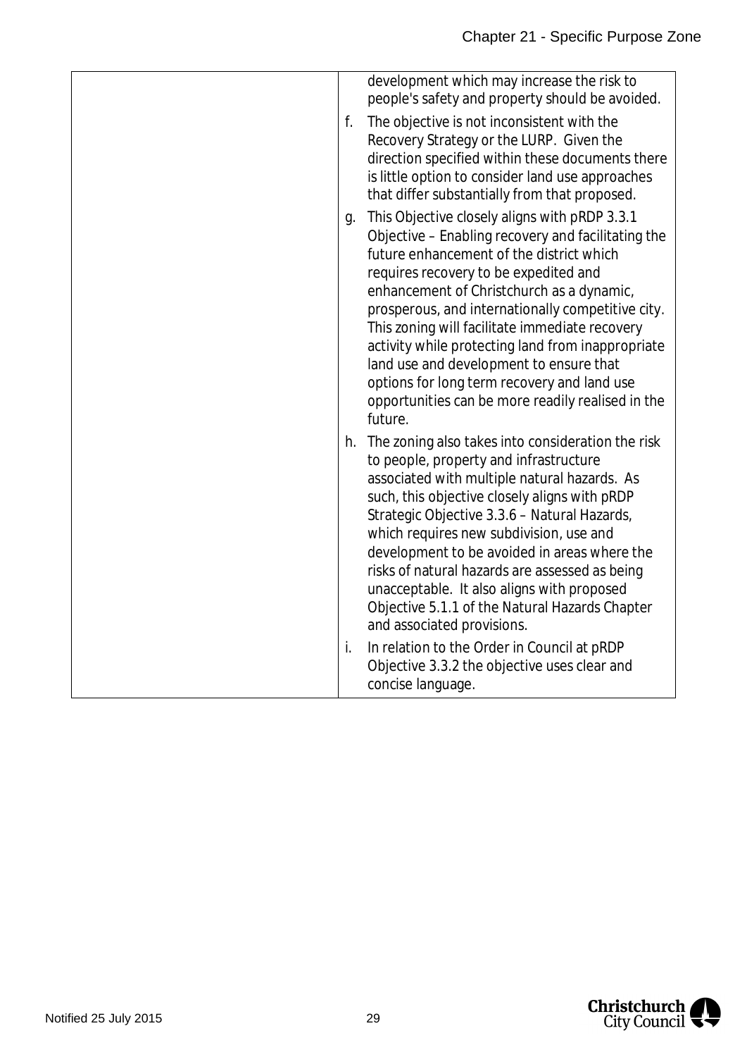| | |
|---|---|
| | development which may increase the risk to people's safety and property should be avoided.<br>f. The objective is not inconsistent with the Recovery Strategy or the LURP. Given the direction specified within these documents there is little option to consider land use approaches that differ substantially from that proposed.<br>g. This Objective closely aligns with pRDP 3.3.1 Objective – Enabling recovery and facilitating the future enhancement of the district which requires recovery to be expedited and enhancement of Christchurch as a dynamic, prosperous, and internationally competitive city. This zoning will facilitate immediate recovery activity while protecting land from inappropriate land use and development to ensure that options for long term recovery and land use opportunities can be more readily realised in the future.<br>h. The zoning also takes into consideration the risk to people, property and infrastructure associated with multiple natural hazards. As such, this objective closely aligns with pRDP Strategic Objective 3.3.6 – Natural Hazards, which requires new subdivision, use and development to be avoided in areas where the risks of natural hazards are assessed as being unacceptable. It also aligns with proposed Objective 5.1.1 of the Natural Hazards Chapter and associated provisions.<br>i. In relation to the Order in Council at pRDP Objective 3.3.2 the objective uses clear and concise language. |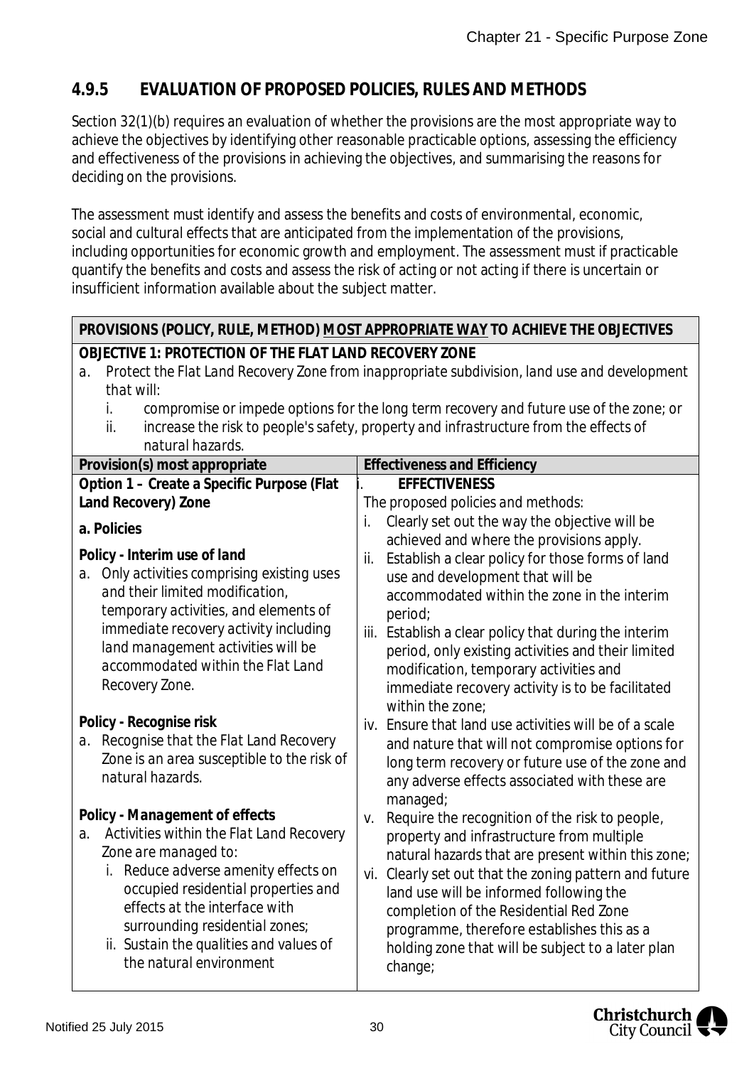## 4.9.5 EVALUATION OF PROPOSED POLICIES, RULES AND METHODS

Section 32(1)(b) requires an evaluation of whether the provisions are the most appropriate way to achieve the objectives by identifying other reasonable practicable options, assessing the efficiency and effectiveness of the provisions in achieving the objectives, and summarising the reasons for deciding on the provisions.

The assessment must identify and assess the benefits and costs of environmental, economic, social and cultural effects that are anticipated from the implementation of the provisions, including opportunities for economic growth and employment. The assessment must if practicable quantify the benefits and costs and assess the risk of acting or not acting if there is uncertain or insufficient information available about the subject matter.

| **PROVISIONS (POLICY, RULE, METHOD) MOST APPROPRIATE WAY TO ACHIEVE THE OBJECTIVES** | |
|---|---|
| **OBJECTIVE 1: PROTECTION OF THE FLAT LAND RECOVERY ZONE**<br>a. *Protect the Flat Land Recovery Zone from inappropriate subdivision, land use and development that will:*<br>i. *compromise or impede options for the long term recovery and future use of the zone; or*<br>ii. *increase the risk to people's safety, property and infrastructure from the effects of natural hazards.* | |
| **Provision(s) most appropriate** | **Effectiveness and Efficiency** |
| **Option 1 – Create a Specific Purpose (Flat Land Recovery) Zone**<br><br>**a. Policies**<br><br>**Policy - Interim use of land**<br>a. *Only activities comprising existing uses and their limited modification, temporary activities, and elements of immediate recovery activity including land management activities will be accommodated within the Flat Land Recovery Zone.*<br><br>**Policy - Recognise risk**<br>a. *Recognise that the Flat Land Recovery Zone is an area susceptible to the risk of natural hazards.*<br><br>**Policy - Management of effects**<br>a. *Activities within the Flat Land Recovery Zone are managed to:*<br>i. *Reduce adverse amenity effects on occupied residential properties and effects at the interface with surrounding residential zones;*<br>ii. *Sustain the qualities and values of the natural environment* | i. **EFFECTIVENESS**<br>The proposed policies and methods:<br>i. Clearly set out the way the objective will be achieved and where the provisions apply.<br>ii. Establish a clear policy for those forms of land use and development that will be accommodated within the zone in the interim period;<br>iii. Establish a clear policy that during the interim period, only existing activities and their limited modification, temporary activities and immediate recovery activity is to be facilitated within the zone;<br>iv. Ensure that land use activities will be of a scale and nature that will not compromise options for long term recovery or future use of the zone and any adverse effects associated with these are managed;<br>v. Require the recognition of the risk to people, property and infrastructure from multiple natural hazards that are present within this zone;<br>vi. Clearly set out that the zoning pattern and future land use will be informed following the completion of the Residential Red Zone programme, therefore establishes this as a holding zone that will be subject to a later plan change; |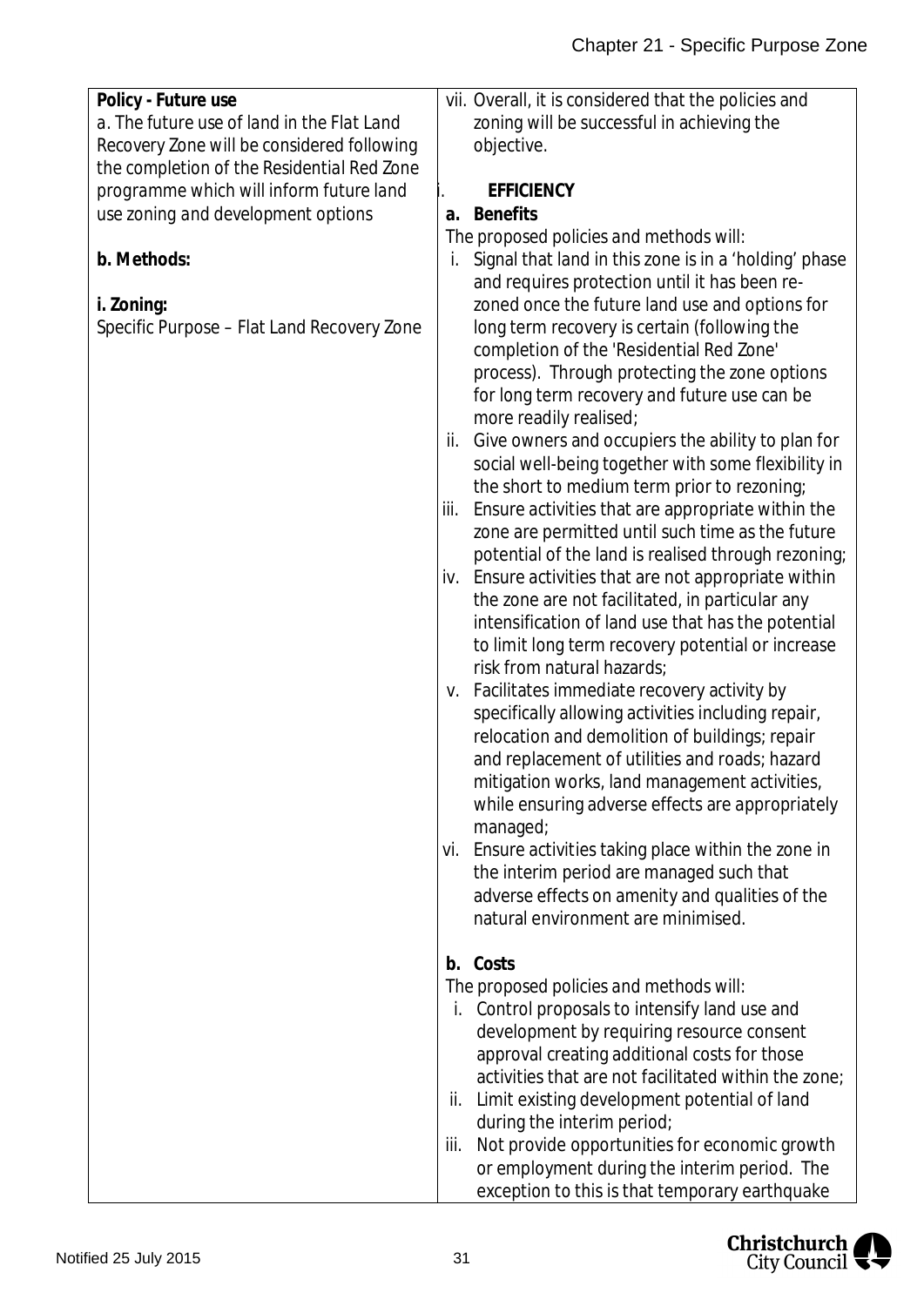| Policy - Future use<br>a. The future use of land in the Flat Land Recovery Zone will be considered following the completion of the Residential Red Zone programme which will inform future land use zoning and development options<br><br>**b. Methods:**<br><br>**i. Zoning:**<br>Specific Purpose – Flat Land Recovery Zone | vii. Overall, it is considered that the policies and zoning will be successful in achieving the objective.<br><br>i. **EFFICIENCY**<br>**a. Benefits**<br>The proposed policies and methods will:<br>i. Signal that land in this zone is in a 'holding' phase and requires protection until it has been re-zoned once the future land use and options for long term recovery is certain (following the completion of the 'Residential Red Zone' process). Through protecting the zone options for long term recovery and future use can be more readily realised;<br>ii. Give owners and occupiers the ability to plan for social well-being together with some flexibility in the short to medium term prior to rezoning;<br>iii. Ensure activities that are appropriate within the zone are permitted until such time as the future potential of the land is realised through rezoning;<br>iv. Ensure activities that are not appropriate within the zone are not facilitated, in particular any intensification of land use that has the potential to limit long term recovery potential or increase risk from natural hazards;<br>v. Facilitates immediate recovery activity by specifically allowing activities including repair, relocation and demolition of buildings; repair and replacement of utilities and roads; hazard mitigation works, land management activities, while ensuring adverse effects are appropriately managed;<br>vi. Ensure activities taking place within the zone in the interim period are managed such that adverse effects on amenity and qualities of the natural environment are minimised.<br><br>**b. Costs**<br>The proposed policies and methods will:<br>i. Control proposals to intensify land use and development by requiring resource consent approval creating additional costs for those activities that are not facilitated within the zone;<br>ii. Limit existing development potential of land during the interim period;<br>iii. Not provide opportunities for economic growth or employment during the interim period. The exception to this is that temporary earthquake |
|---|---|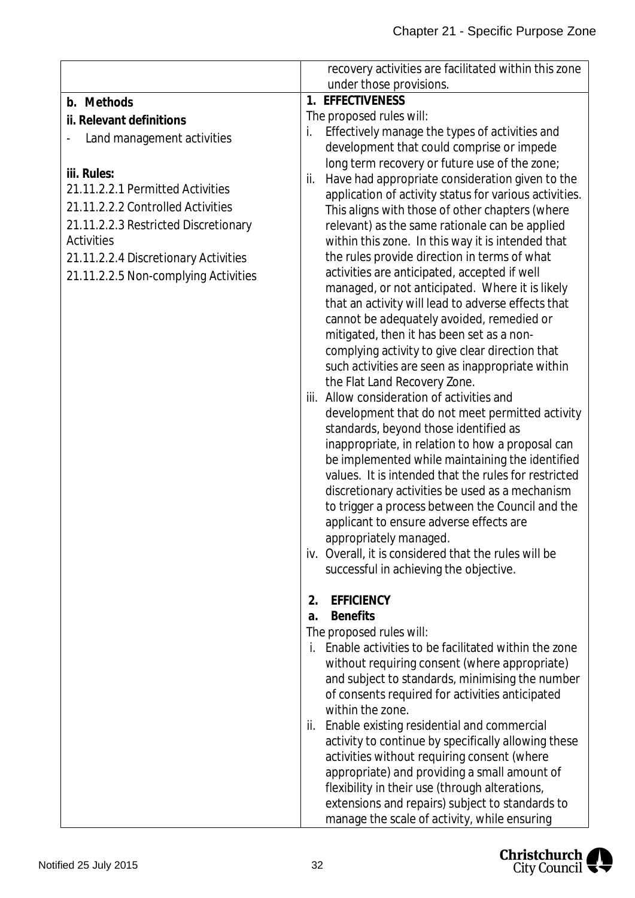| | |
|---|---|
| | recovery activities are facilitated within this zone under those provisions. |
| **b. Methods**<br><br>**ii. Relevant definitions**<br><br>- Land management activities<br><br>**iii. Rules:**<br><br>21.11.2.2.1 Permitted Activities<br><br>21.11.2.2.2 Controlled Activities<br><br>21.11.2.2.3 Restricted Discretionary Activities<br><br>21.11.2.2.4 Discretionary Activities<br><br>21.11.2.2.5 Non-complying Activities | **1. EFFECTIVENESS**<br><br>The proposed rules will:<br><br>i. Effectively manage the types of activities and development that could comprise or impede long term recovery or future use of the zone;<br><br>ii. Have had appropriate consideration given to the application of activity status for various activities. This aligns with those of other chapters (where relevant) as the same rationale can be applied within this zone. In this way it is intended that the rules provide direction in terms of what activities are anticipated, accepted if well managed, or not anticipated. Where it is likely that an activity will lead to adverse effects that cannot be adequately avoided, remedied or mitigated, then it has been set as a non-complying activity to give clear direction that such activities are seen as inappropriate within the Flat Land Recovery Zone.<br><br>iii. Allow consideration of activities and development that do not meet permitted activity standards, beyond those identified as inappropriate, in relation to how a proposal can be implemented while maintaining the identified values. It is intended that the rules for restricted discretionary activities be used as a mechanism to trigger a process between the Council and the applicant to ensure adverse effects are appropriately managed.<br><br>iv. Overall, it is considered that the rules will be successful in achieving the objective.<br><br>**2. EFFICIENCY**<br><br>**a. Benefits**<br><br>The proposed rules will:<br><br>i. Enable activities to be facilitated within the zone without requiring consent (where appropriate) and subject to standards, minimising the number of consents required for activities anticipated within the zone.<br><br>ii. Enable existing residential and commercial activity to continue by specifically allowing these activities without requiring consent (where appropriate) and providing a small amount of flexibility in their use (through alterations, extensions and repairs) subject to standards to manage the scale of activity, while ensuring |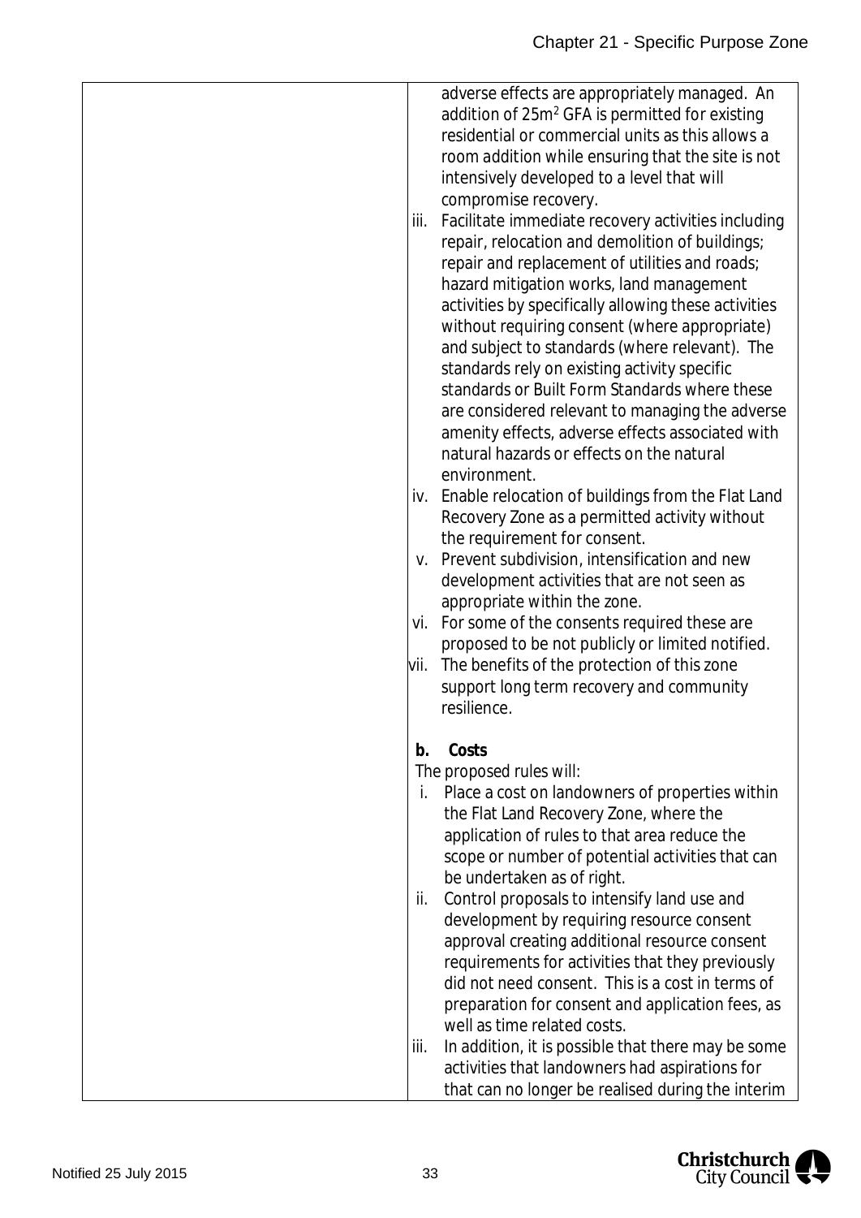| | |
|---|---|
| | adverse effects are appropriately managed. An addition of 25m[2] GFA is permitted for existing residential or commercial units as this allows a room addition while ensuring that the site is not intensively developed to a level that will compromise recovery.<br>iii. Facilitate immediate recovery activities including repair, relocation and demolition of buildings; repair and replacement of utilities and roads; hazard mitigation works, land management activities by specifically allowing these activities without requiring consent (where appropriate) and subject to standards (where relevant). The standards rely on existing activity specific standards or Built Form Standards where these are considered relevant to managing the adverse amenity effects, adverse effects associated with natural hazards or effects on the natural environment.<br>iv. Enable relocation of buildings from the Flat Land Recovery Zone as a permitted activity without the requirement for consent.<br>v. Prevent subdivision, intensification and new development activities that are not seen as appropriate within the zone.<br>vi. For some of the consents required these are proposed to be not publicly or limited notified.<br>vii. The benefits of the protection of this zone support long term recovery and community resilience.<br><br>**b. Costs**<br>The proposed rules will:<br>i. Place a cost on landowners of properties within the Flat Land Recovery Zone, where the application of rules to that area reduce the scope or number of potential activities that can be undertaken as of right.<br>ii. Control proposals to intensify land use and development by requiring resource consent approval creating additional resource consent requirements for activities that they previously did not need consent. This is a cost in terms of preparation for consent and application fees, as well as time related costs.<br>iii. In addition, it is possible that there may be some activities that landowners had aspirations for that can no longer be realised during the interim |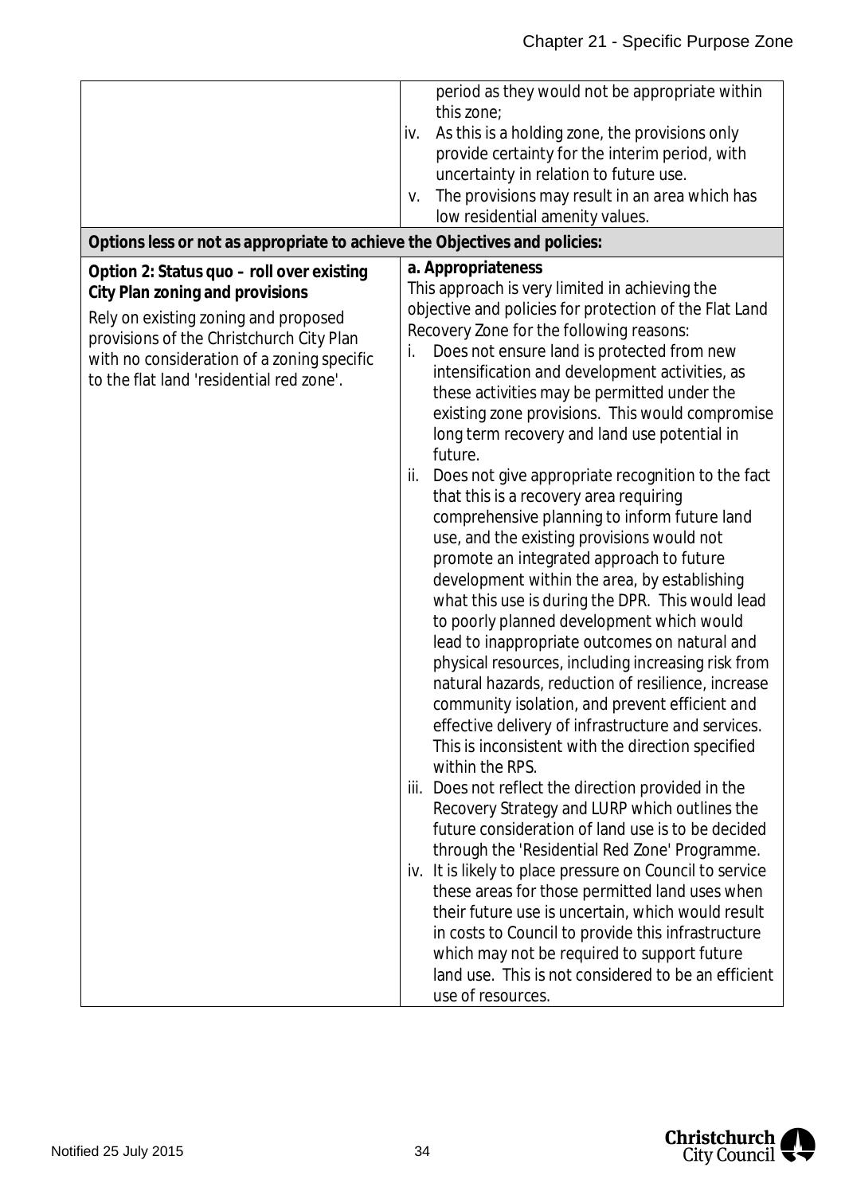| | |
|---|---|
| | period as they would not be appropriate within this zone;<br>iv. As this is a holding zone, the provisions only provide certainty for the interim period, with uncertainty in relation to future use.<br>v. The provisions may result in an area which has low residential amenity values. |
| **Options less or not as appropriate to achieve the Objectives and policies:** | |
| **Option 2: Status quo – roll over existing City Plan zoning and provisions**<br>Rely on existing zoning and proposed provisions of the Christchurch City Plan with no consideration of a zoning specific to the flat land 'residential red zone'. | **a. Appropriateness**<br>This approach is very limited in achieving the objective and policies for protection of the Flat Land Recovery Zone for the following reasons:<br>i. Does not ensure land is protected from new intensification and development activities, as these activities may be permitted under the existing zone provisions. This would compromise long term recovery and land use potential in future.<br>ii. Does not give appropriate recognition to the fact that this is a recovery area requiring comprehensive planning to inform future land use, and the existing provisions would not promote an integrated approach to future development within the area, by establishing what this use is during the DPR. This would lead to poorly planned development which would lead to inappropriate outcomes on natural and physical resources, including increasing risk from natural hazards, reduction of resilience, increase community isolation, and prevent efficient and effective delivery of infrastructure and services. This is inconsistent with the direction specified within the RPS.<br>iii. Does not reflect the direction provided in the Recovery Strategy and LURP which outlines the future consideration of land use is to be decided through the 'Residential Red Zone' Programme.<br>iv. It is likely to place pressure on Council to service these areas for those permitted land uses when their future use is uncertain, which would result in costs to Council to provide this infrastructure which may not be required to support future land use. This is not considered to be an efficient use of resources. |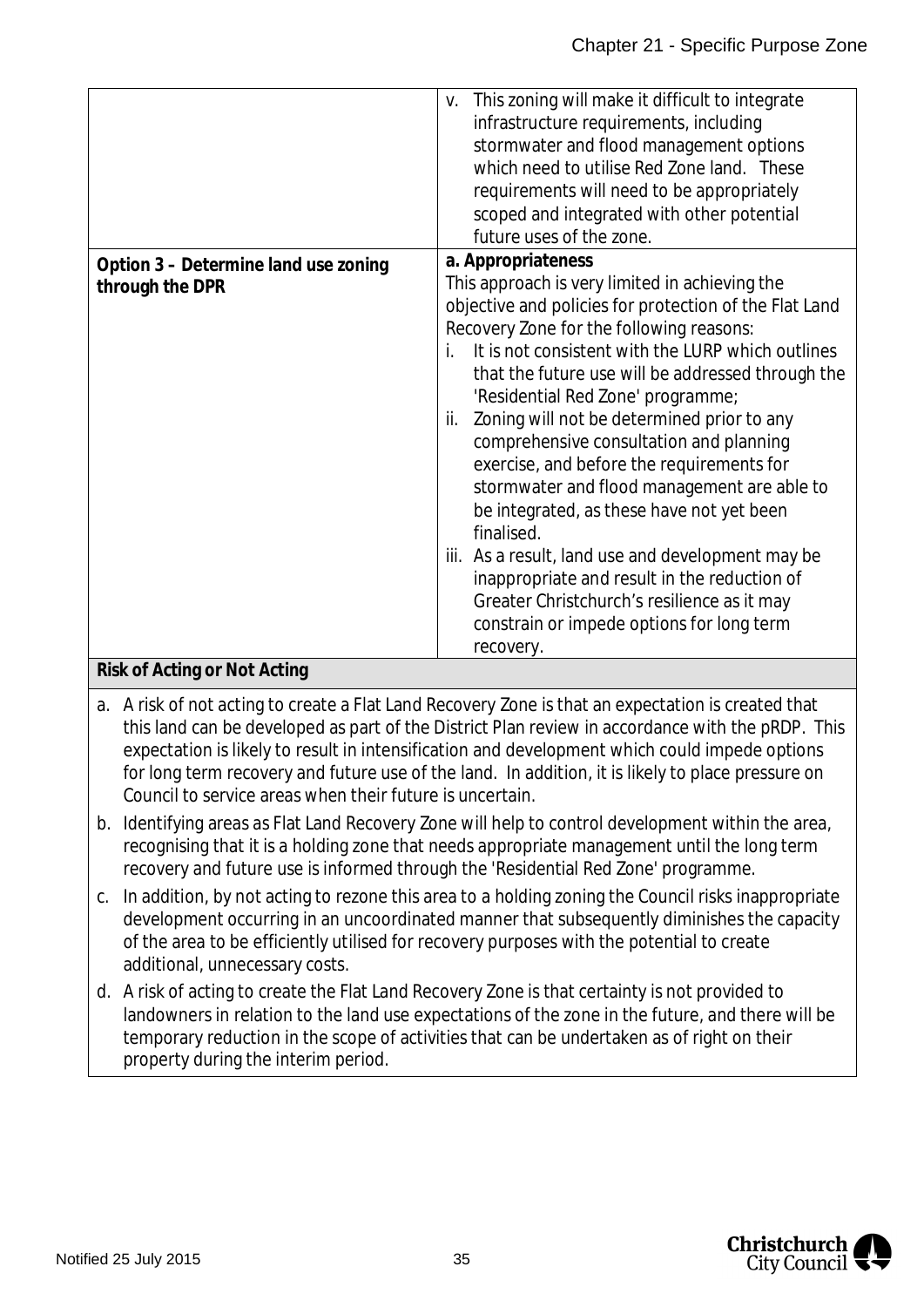| | |
|---|---|
| | v. This zoning will make it difficult to integrate infrastructure requirements, including stormwater and flood management options which need to utilise Red Zone land. These requirements will need to be appropriately scoped and integrated with other potential future uses of the zone. |
| **Option 3 – Determine land use zoning through the DPR** | **a. Appropriateness**<br>This approach is very limited in achieving the objective and policies for protection of the Flat Land Recovery Zone for the following reasons:<br>i. It is not consistent with the LURP which outlines that the future use will be addressed through the 'Residential Red Zone' programme;<br>ii. Zoning will not be determined prior to any comprehensive consultation and planning exercise, and before the requirements for stormwater and flood management are able to be integrated, as these have not yet been finalised.<br>iii. As a result, land use and development may be inappropriate and result in the reduction of Greater Christchurch's resilience as it may constrain or impede options for long term recovery. |
| **Risk of Acting or Not Acting** | |

a. A risk of not acting to create a Flat Land Recovery Zone is that an expectation is created that this land can be developed as part of the District Plan review in accordance with the pRDP. This expectation is likely to result in intensification and development which could impede options for long term recovery and future use of the land. In addition, it is likely to place pressure on Council to service areas when their future is uncertain.

b. Identifying areas as Flat Land Recovery Zone will help to control development within the area, recognising that it is a holding zone that needs appropriate management until the long term recovery and future use is informed through the 'Residential Red Zone' programme.

c. In addition, by not acting to rezone this area to a holding zoning the Council risks inappropriate development occurring in an uncoordinated manner that subsequently diminishes the capacity of the area to be efficiently utilised for recovery purposes with the potential to create additional, unnecessary costs.

d. A risk of acting to create the Flat Land Recovery Zone is that certainty is not provided to landowners in relation to the land use expectations of the zone in the future, and there will be temporary reduction in the scope of activities that can be undertaken as of right on their property during the interim period.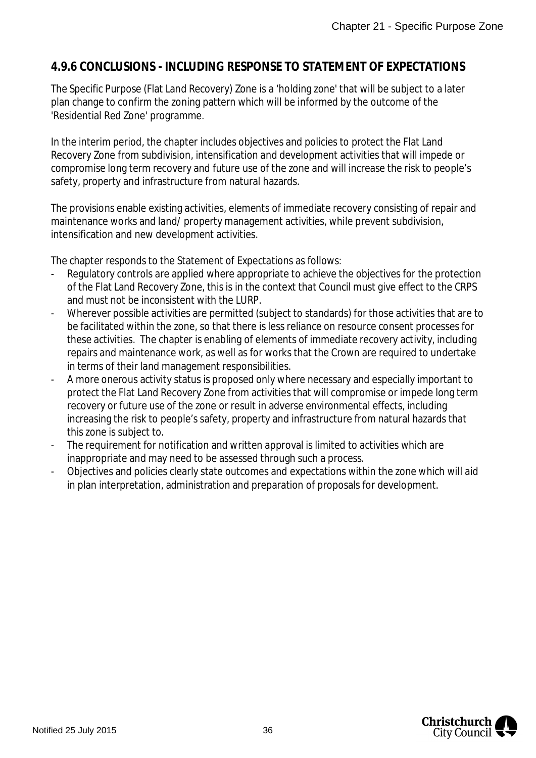### 4.9.6 CONCLUSIONS - INCLUDING RESPONSE TO STATEMENT OF EXPECTATIONS

The Specific Purpose (Flat Land Recovery) Zone is a 'holding zone' that will be subject to a later plan change to confirm the zoning pattern which will be informed by the outcome of the 'Residential Red Zone' programme.

In the interim period, the chapter includes objectives and policies to protect the Flat Land Recovery Zone from subdivision, intensification and development activities that will impede or compromise long term recovery and future use of the zone and will increase the risk to people's safety, property and infrastructure from natural hazards.

The provisions enable existing activities, elements of immediate recovery consisting of repair and maintenance works and land/ property management activities, while prevent subdivision, intensification and new development activities.

The chapter responds to the Statement of Expectations as follows:

- Regulatory controls are applied where appropriate to achieve the objectives for the protection of the Flat Land Recovery Zone, this is in the context that Council must give effect to the CRPS and must not be inconsistent with the LURP.
- Wherever possible activities are permitted (subject to standards) for those activities that are to be facilitated within the zone, so that there is less reliance on resource consent processes for these activities. The chapter is enabling of elements of immediate recovery activity, including repairs and maintenance work, as well as for works that the Crown are required to undertake in terms of their land management responsibilities.
- A more onerous activity status is proposed only where necessary and especially important to protect the Flat Land Recovery Zone from activities that will compromise or impede long term recovery or future use of the zone or result in adverse environmental effects, including increasing the risk to people's safety, property and infrastructure from natural hazards that this zone is subject to.
- The requirement for notification and written approval is limited to activities which are inappropriate and may need to be assessed through such a process.
- Objectives and policies clearly state outcomes and expectations within the zone which will aid in plan interpretation, administration and preparation of proposals for development.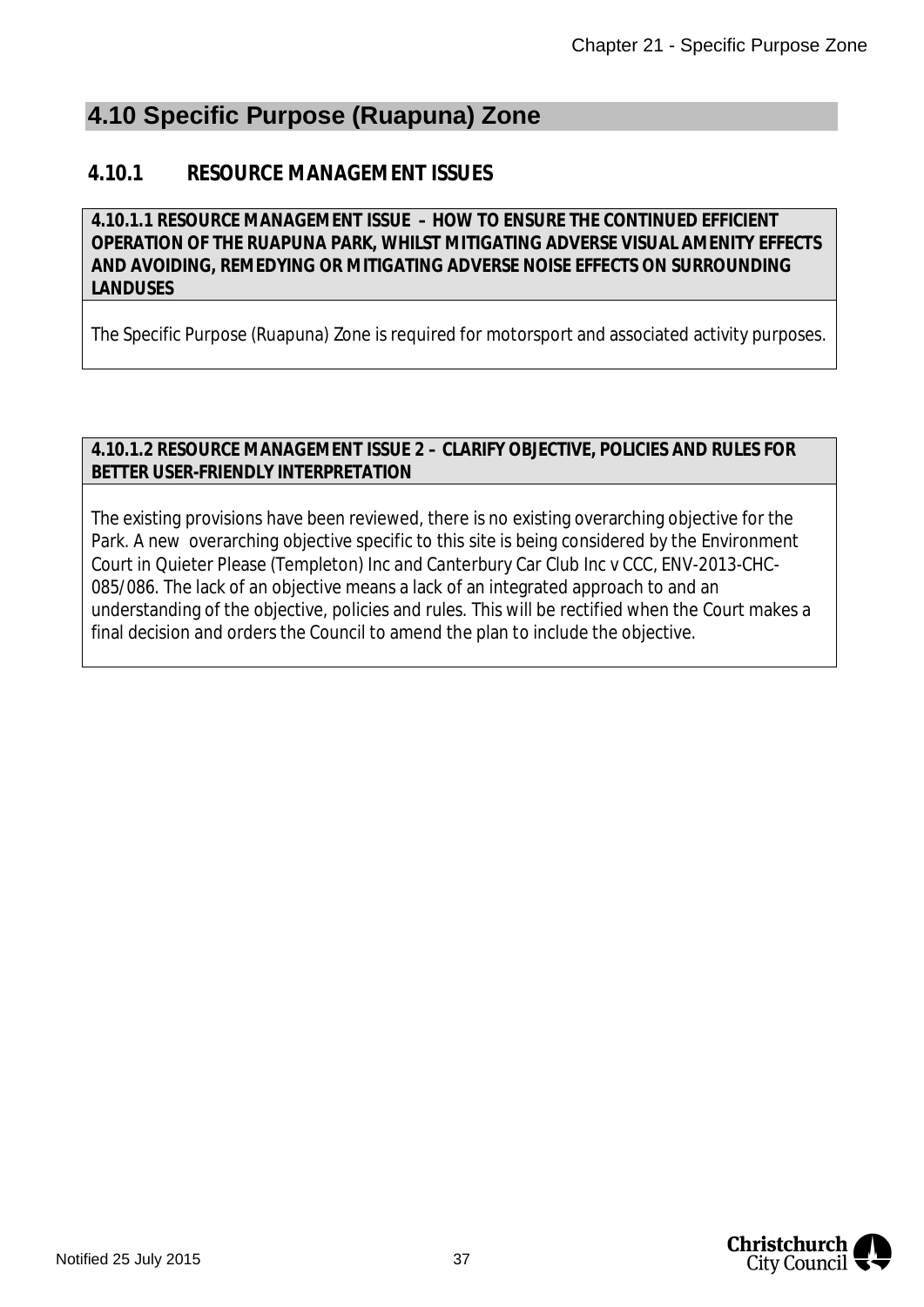## 4.10 Specific Purpose (Ruapuna) Zone

### 4.10.1 RESOURCE MANAGEMENT ISSUES

**4.10.1.1 RESOURCE MANAGEMENT ISSUE – HOW TO ENSURE THE CONTINUED EFFICIENT OPERATION OF THE RUAPUNA PARK, WHILST MITIGATING ADVERSE VISUAL AMENITY EFFECTS AND AVOIDING, REMEDYING OR MITIGATING ADVERSE NOISE EFFECTS ON SURROUNDING LANDUSES**

The Specific Purpose (Ruapuna) Zone is required for motorsport and associated activity purposes.

**4.10.1.2 RESOURCE MANAGEMENT ISSUE 2 – CLARIFY OBJECTIVE, POLICIES AND RULES FOR BETTER USER-FRIENDLY INTERPRETATION**

The existing provisions have been reviewed, there is no existing overarching objective for the Park. A new overarching objective specific to this site is being considered by the Environment Court in Quieter Please (Templeton) Inc and Canterbury Car Club Inc v CCC, ENV-2013-CHC-085/086. The lack of an objective means a lack of an integrated approach to and an understanding of the objective, policies and rules. This will be rectified when the Court makes a final decision and orders the Council to amend the plan to include the objective.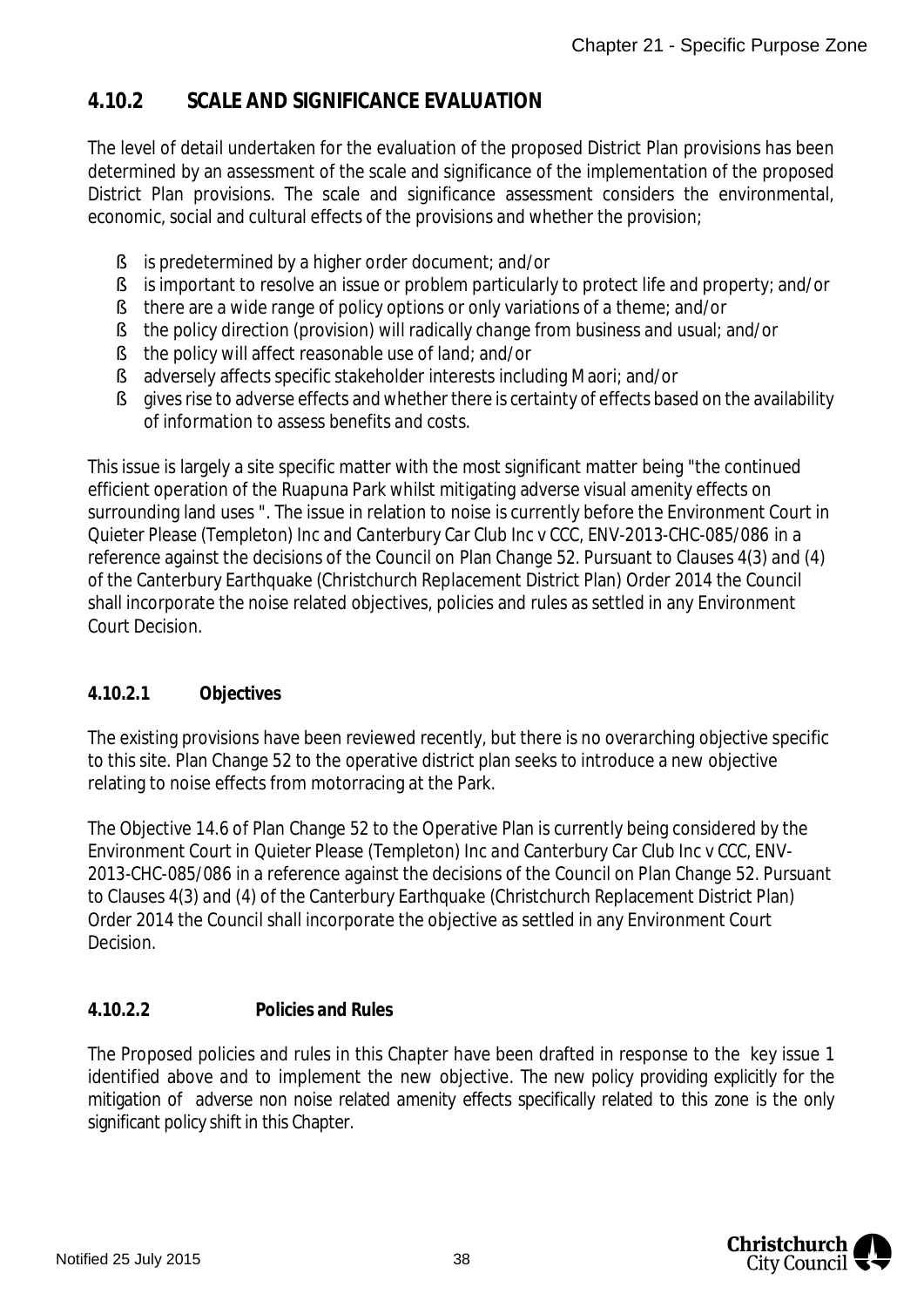## 4.10.2 SCALE AND SIGNIFICANCE EVALUATION

The level of detail undertaken for the evaluation of the proposed District Plan provisions has been determined by an assessment of the scale and significance of the implementation of the proposed District Plan provisions. The scale and significance assessment considers the environmental, economic, social and cultural effects of the provisions and whether the provision;

- is predetermined by a higher order document; and/or
- is important to resolve an issue or problem particularly to protect life and property; and/or
- there are a wide range of policy options or only variations of a theme; and/or
- the policy direction (provision) will radically change from business and usual; and/or
- the policy will affect reasonable use of land; and/or
- adversely affects specific stakeholder interests including Maori; and/or
- gives rise to adverse effects and whether there is certainty of effects based on the availability of information to assess benefits and costs.

This issue is largely a site specific matter with the most significant matter being "the continued efficient operation of the Ruapuna Park whilst mitigating adverse visual amenity effects on surrounding land uses ". The issue in relation to noise is currently before the Environment Court in *Quieter Please (Templeton) Inc and Canterbury Car Club Inc v CCC*, ENV-2013-CHC-085/086 in a reference against the decisions of the Council on Plan Change 52. Pursuant to Clauses 4(3) and (4) of the Canterbury Earthquake (Christchurch Replacement District Plan) Order 2014 the Council shall incorporate the noise related objectives, policies and rules as settled in any Environment Court Decision.

### 4.10.2.1 Objectives

The existing provisions have been reviewed recently, but there is no overarching objective specific to this site. Plan Change 52 to the operative district plan seeks to introduce a new objective relating to noise effects from motorracing at the Park.

The Objective 14.6 of Plan Change 52 to the Operative Plan is currently being considered by the Environment Court in *Quieter Please (Templeton) Inc and Canterbury Car Club Inc v CCC*, ENV-2013-CHC-085/086 in a reference against the decisions of the Council on Plan Change 52. Pursuant to Clauses 4(3) and (4) of the Canterbury Earthquake (Christchurch Replacement District Plan) Order 2014 the Council shall incorporate the objective as settled in any Environment Court Decision.

### 4.10.2.2 Policies and Rules

The Proposed policies and rules in this Chapter have been drafted in response to the key issue 1 identified above and to implement the new objective. The new policy providing explicitly for the mitigation of adverse non noise related amenity effects specifically related to this zone is the only significant policy shift in this Chapter.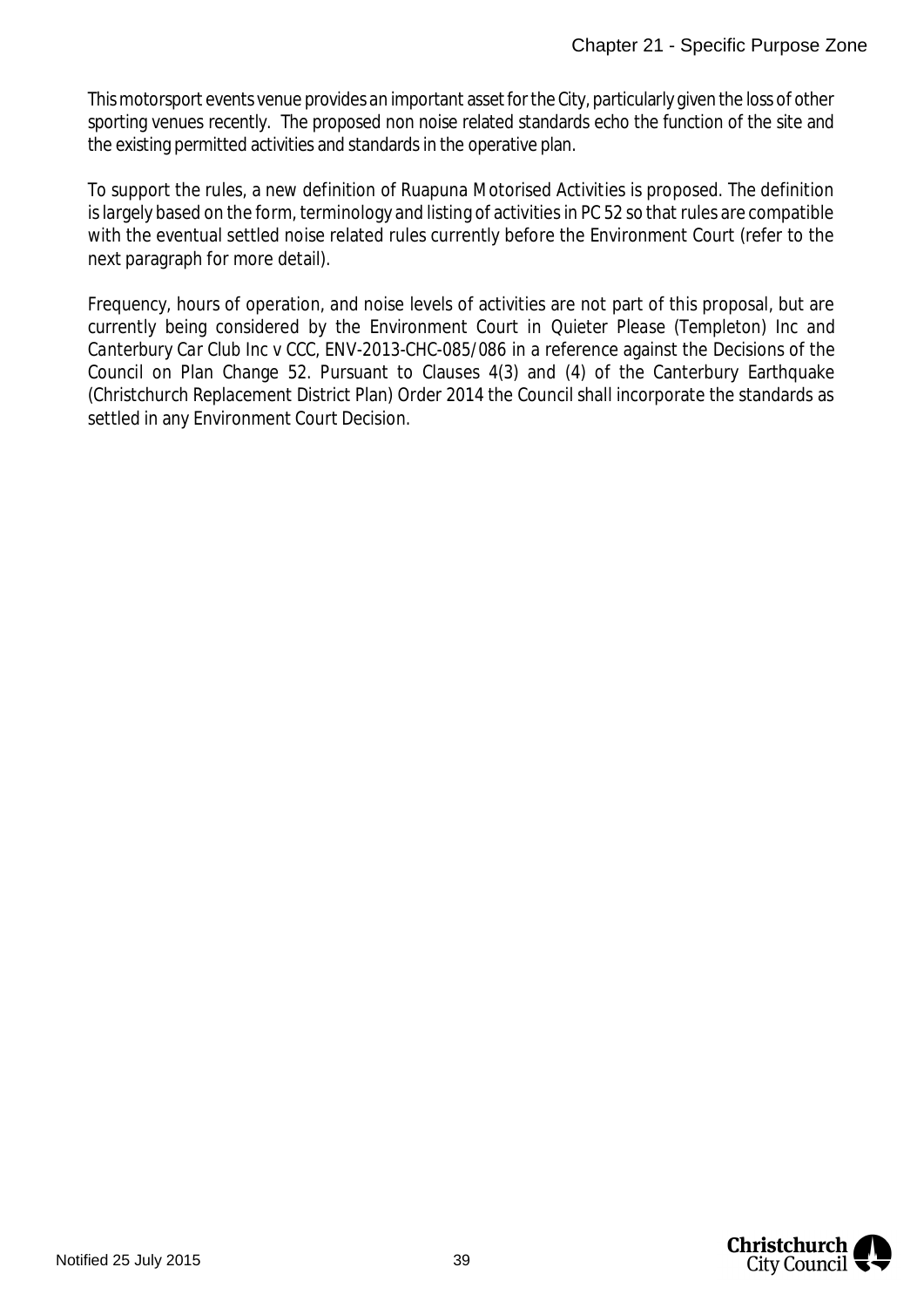This motorsport events venue provides an important asset for the City, particularly given the loss of other sporting venues recently. The proposed non noise related standards echo the function of the site and the existing permitted activities and standards in the operative plan.

To support the rules, a new definition of Ruapuna Motorised Activities is proposed. The definition is largely based on the form, terminology and listing of activities in PC 52 so that rules are compatible with the eventual settled noise related rules currently before the Environment Court (refer to the next paragraph for more detail).

Frequency, hours of operation, and noise levels of activities are not part of this proposal, but are currently being considered by the Environment Court in *Quieter Please (Templeton) Inc and Canterbury Car Club Inc v CCC*, ENV-2013-CHC-085/086 in a reference against the Decisions of the Council on Plan Change 52. Pursuant to Clauses 4(3) and (4) of the Canterbury Earthquake (Christchurch Replacement District Plan) Order 2014 the Council shall incorporate the standards as settled in any Environment Court Decision.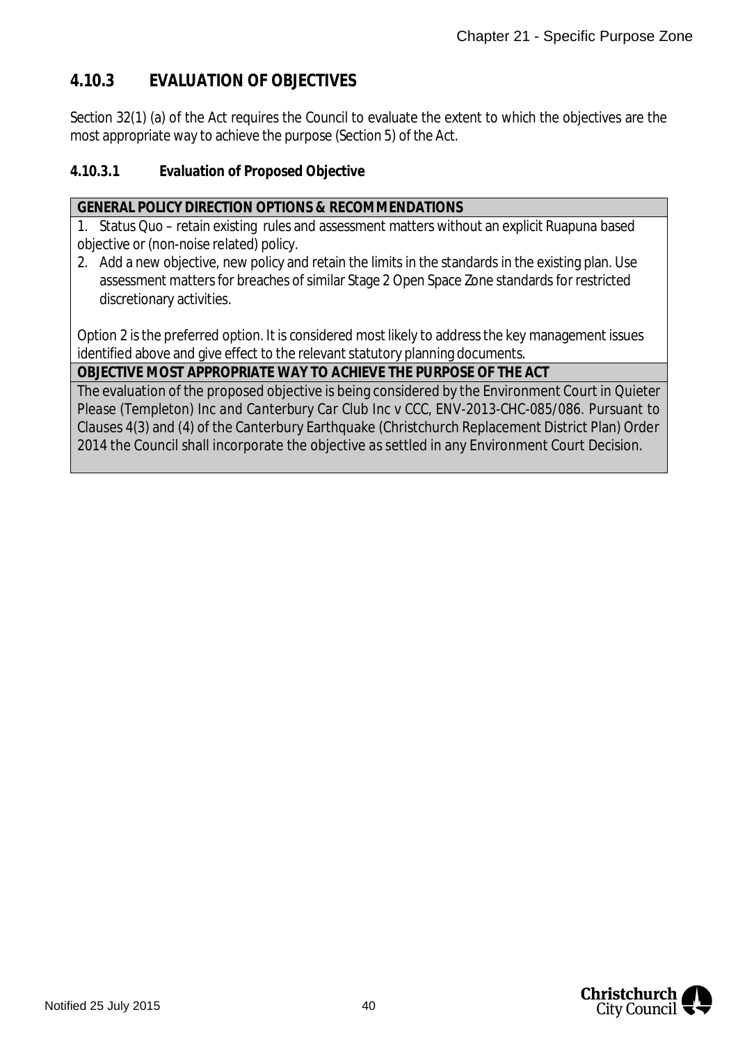## 4.10.3 EVALUATION OF OBJECTIVES

Section 32(1) (a) of the Act requires the Council to evaluate the extent to which the objectives are the most appropriate way to achieve the purpose (Section 5) of the Act.

### 4.10.3.1 Evaluation of Proposed Objective

| **GENERAL POLICY DIRECTION OPTIONS & RECOMMENDATIONS** |
|---|
| 1. Status Quo – retain existing rules and assessment matters without an explicit Ruapuna based objective or (non-noise related) policy.<br>2. Add a new objective, new policy and retain the limits in the standards in the existing plan. Use assessment matters for breaches of similar Stage 2 Open Space Zone standards for restricted discretionary activities.<br><br>Option 2 is the preferred option. It is considered most likely to address the key management issues identified above and give effect to the relevant statutory planning documents. |
| **OBJECTIVE MOST APPROPRIATE WAY TO ACHIEVE THE PURPOSE OF THE ACT** |
| *The evaluation of the proposed objective is being considered by the Environment Court in Quieter Please (Templeton) Inc and Canterbury Car Club Inc v CCC, ENV-2013-CHC-085/086. Pursuant to Clauses 4(3) and (4) of the Canterbury Earthquake (Christchurch Replacement District Plan) Order 2014 the Council shall incorporate the objective as settled in any Environment Court Decision.* |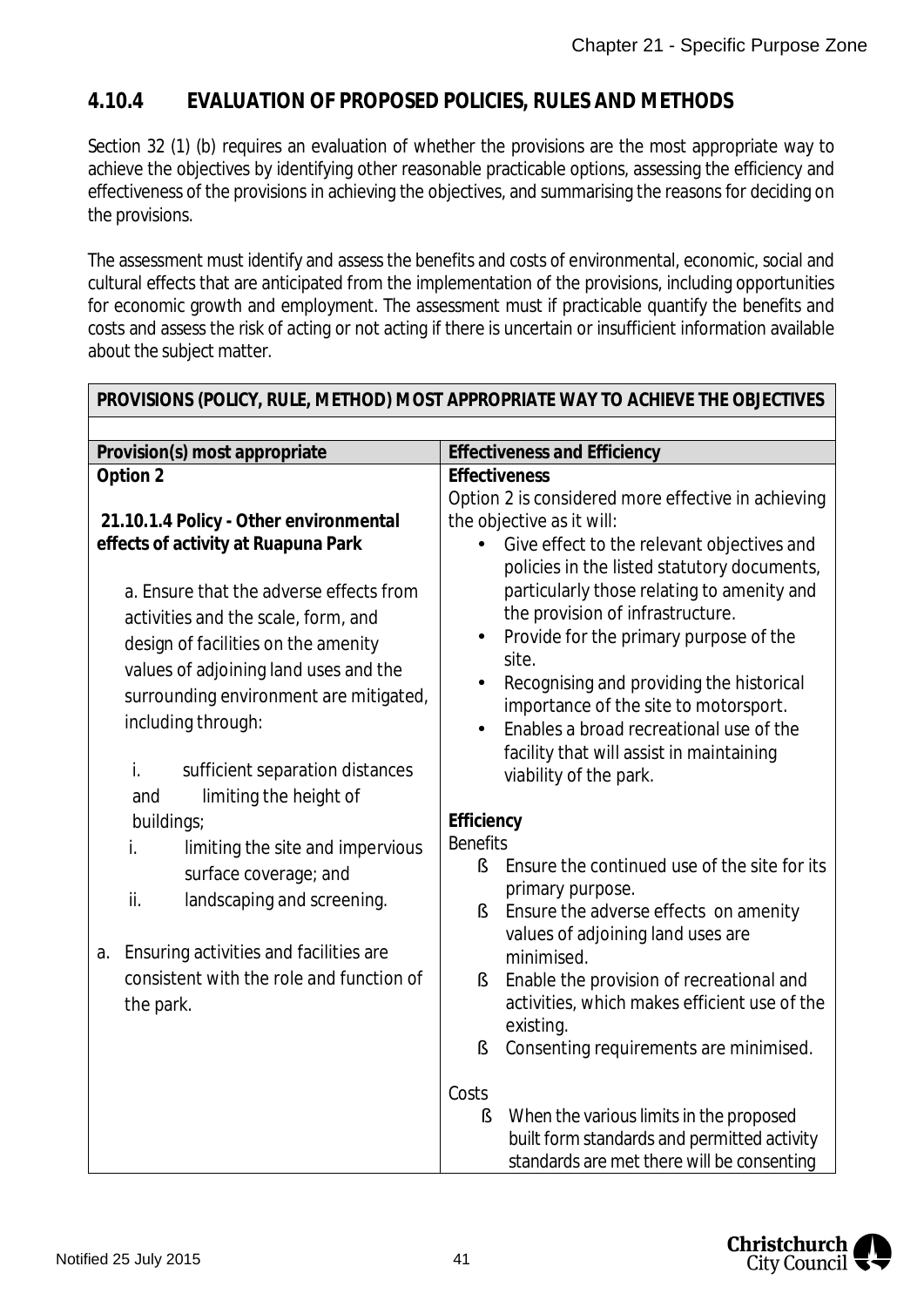## 4.10.4 EVALUATION OF PROPOSED POLICIES, RULES AND METHODS

Section 32 (1) (b) requires an evaluation of whether the provisions are the most appropriate way to achieve the objectives by identifying other reasonable practicable options, assessing the efficiency and effectiveness of the provisions in achieving the objectives, and summarising the reasons for deciding on the provisions.

The assessment must identify and assess the benefits and costs of environmental, economic, social and cultural effects that are anticipated from the implementation of the provisions, including opportunities for economic growth and employment. The assessment must if practicable quantify the benefits and costs and assess the risk of acting or not acting if there is uncertain or insufficient information available about the subject matter.

| **PROVISIONS (POLICY, RULE, METHOD) MOST APPROPRIATE WAY TO ACHIEVE THE OBJECTIVES** | |
|---|---|
| **Provision(s) most appropriate** | **Effectiveness and Efficiency** |
| **Option 2**<br><br>**21.10.1.4 Policy - Other environmental effects of activity at Ruapuna Park**<br><br>a. Ensure that the adverse effects from activities and the scale, form, and design of facilities on the amenity values of adjoining land uses and the surrounding environment are mitigated, including through:<br><br>i. sufficient separation distances and limiting the height of buildings;<br>i. limiting the site and impervious surface coverage; and<br>ii. landscaping and screening.<br><br>a. Ensuring activities and facilities are consistent with the role and function of the park. | **Effectiveness**<br>Option 2 is considered more effective in achieving the objective as it will:<br>• Give effect to the relevant objectives and policies in the listed statutory documents, particularly those relating to amenity and the provision of infrastructure.<br>• Provide for the primary purpose of the site.<br>• Recognising and providing the historical importance of the site to motorsport.<br>• Enables a broad recreational use of the facility that will assist in maintaining viability of the park.<br><br>**Efficiency**<br>Benefits<br>§ Ensure the continued use of the site for its primary purpose.<br>§ Ensure the adverse effects on amenity values of adjoining land uses are minimised.<br>§ Enable the provision of recreational and activities, which makes efficient use of the existing.<br>§ Consenting requirements are minimised.<br><br>Costs<br>§ When the various limits in the proposed built form standards and permitted activity standards are met there will be consenting |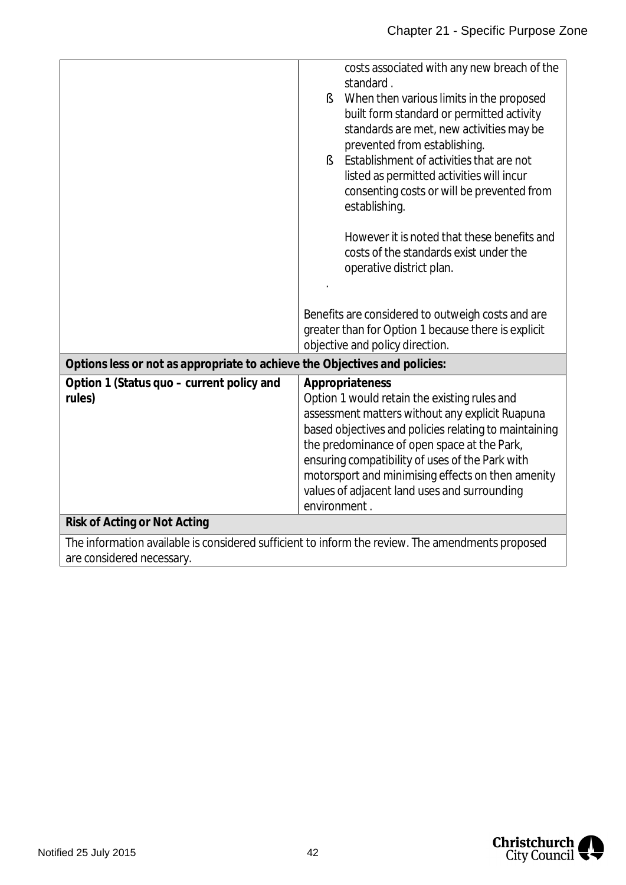| | |
|---|---|
| | costs associated with any new breach of the standard .<br>ß When then various limits in the proposed built form standard or permitted activity standards are met, new activities may be prevented from establishing.<br>ß Establishment of activities that are not listed as permitted activities will incur consenting costs or will be prevented from establishing.<br><br>However it is noted that these benefits and costs of the standards exist under the operative district plan.<br>.<br><br>Benefits are considered to outweigh costs and are greater than for Option 1 because there is explicit objective and policy direction. |
| **Options less or not as appropriate to achieve the Objectives and policies:** | |
| **Option 1 (Status quo – current policy and rules)** | **Appropriateness**<br>Option 1 would retain the existing rules and assessment matters without any explicit Ruapuna based objectives and policies relating to maintaining the predominance of open space at the Park, ensuring compatibility of uses of the Park with motorsport and minimising effects on then amenity values of adjacent land uses and surrounding environment . |
| **Risk of Acting or Not Acting** | |
| The information available is considered sufficient to inform the review. The amendments proposed are considered necessary. | |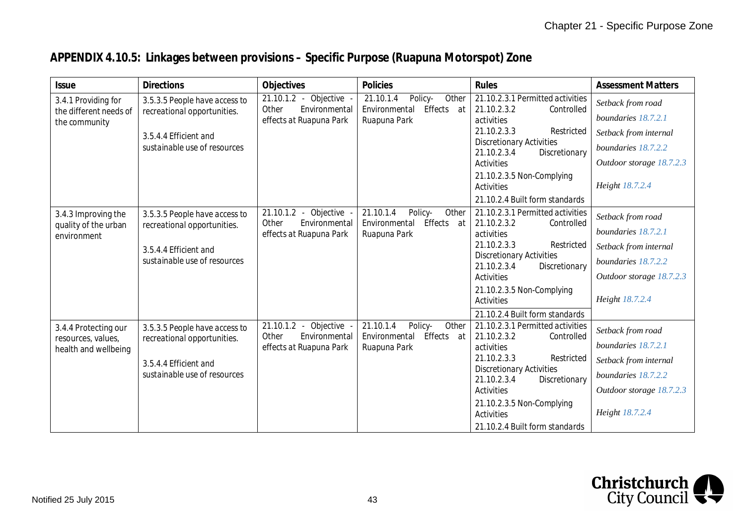## APPENDIX 4.10.5: Linkages between provisions – Specific Purpose (Ruapuna Motorspot) Zone

| Issue | Directions | Objectives | Policies | Rules | Assessment Matters |
|---|---|---|---|---|---|
| 3.4.1 Providing for the different needs of the community | 3.5.3.5 People have access to recreational opportunities.<br><br>3.5.4.4 Efficient and sustainable use of resources | 21.10.1.2 - Objective - Other Environmental effects at Ruapuna Park | 21.10.1.4 Policy- Other Environmental Effects at Ruapuna Park | 21.10.2.3.1 Permitted activities<br>21.10.2.3.2 Controlled activities<br>21.10.2.3.3 Restricted Discretionary Activities<br>21.10.2.3.4 Discretionary Activities<br>21.10.2.3.5 Non-Complying Activities<br>21.10.2.4 Built form standards | *Setback from road boundaries* 18.7.2.1<br>*Setback from internal boundaries* 18.7.2.2<br>*Outdoor storage* 18.7.2.3<br>*Height* 18.7.2.4 |
| 3.4.3 Improving the quality of the urban environment | 3.5.3.5 People have access to recreational opportunities.<br><br>3.5.4.4 Efficient and sustainable use of resources | 21.10.1.2 - Objective - Other Environmental effects at Ruapuna Park | 21.10.1.4 Policy- Other Environmental Effects at Ruapuna Park | 21.10.2.3.1 Permitted activities<br>21.10.2.3.2 Controlled activities<br>21.10.2.3.3 Restricted Discretionary Activities<br>21.10.2.3.4 Discretionary Activities<br>21.10.2.3.5 Non-Complying Activities<br>21.10.2.4 Built form standards | *Setback from road boundaries* 18.7.2.1<br>*Setback from internal boundaries* 18.7.2.2<br>*Outdoor storage* 18.7.2.3<br>*Height* 18.7.2.4 |
| 3.4.4 Protecting our resources, values, health and wellbeing | 3.5.3.5 People have access to recreational opportunities.<br><br>3.5.4.4 Efficient and sustainable use of resources | 21.10.1.2 - Objective - Other Environmental effects at Ruapuna Park | 21.10.1.4 Policy- Other Environmental Effects at Ruapuna Park | 21.10.2.3.1 Permitted activities<br>21.10.2.3.2 Controlled activities<br>21.10.2.3.3 Restricted Discretionary Activities<br>21.10.2.3.4 Discretionary Activities<br>21.10.2.3.5 Non-Complying Activities<br>21.10.2.4 Built form standards | *Setback from road boundaries* 18.7.2.1<br>*Setback from internal boundaries* 18.7.2.2<br>*Outdoor storage* 18.7.2.3<br>*Height* 18.7.2.4 |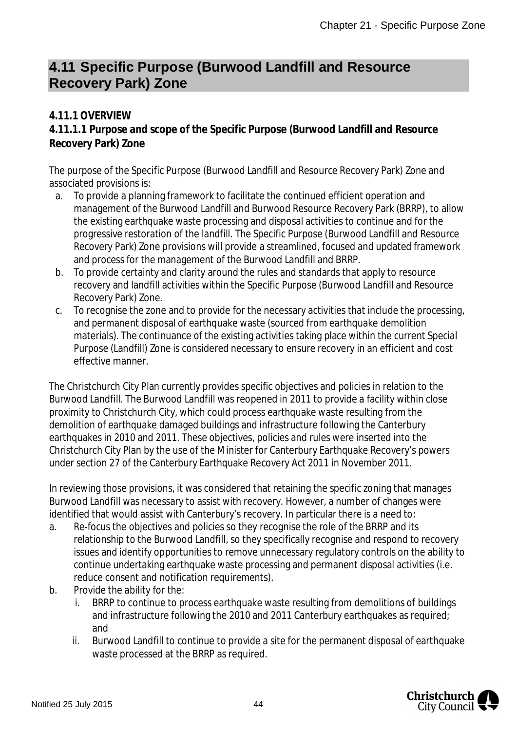## 4.11 Specific Purpose (Burwood Landfill and Resource Recovery Park) Zone

### 4.11.1 OVERVIEW

#### 4.11.1.1 Purpose and scope of the Specific Purpose (Burwood Landfill and Resource Recovery Park) Zone

The purpose of the Specific Purpose (Burwood Landfill and Resource Recovery Park) Zone and associated provisions is:

a. To provide a planning framework to facilitate the continued efficient operation and management of the Burwood Landfill and Burwood Resource Recovery Park (BRRP), to allow the existing earthquake waste processing and disposal activities to continue and for the progressive restoration of the landfill. The Specific Purpose (Burwood Landfill and Resource Recovery Park) Zone provisions will provide a streamlined, focused and updated framework and process for the management of the Burwood Landfill and BRRP.
b. To provide certainty and clarity around the rules and standards that apply to resource recovery and landfill activities within the Specific Purpose (Burwood Landfill and Resource Recovery Park) Zone.
c. To recognise the zone and to provide for the necessary activities that include the processing, and permanent disposal of earthquake waste (sourced from earthquake demolition materials). The continuance of the existing activities taking place within the current Special Purpose (Landfill) Zone is considered necessary to ensure recovery in an efficient and cost effective manner.

The Christchurch City Plan currently provides specific objectives and policies in relation to the Burwood Landfill. The Burwood Landfill was reopened in 2011 to provide a facility within close proximity to Christchurch City, which could process earthquake waste resulting from the demolition of earthquake damaged buildings and infrastructure following the Canterbury earthquakes in 2010 and 2011. These objectives, policies and rules were inserted into the Christchurch City Plan by the use of the Minister for Canterbury Earthquake Recovery's powers under section 27 of the Canterbury Earthquake Recovery Act 2011 in November 2011.

In reviewing those provisions, it was considered that retaining the specific zoning that manages Burwood Landfill was necessary to assist with recovery. However, a number of changes were identified that would assist with Canterbury's recovery. In particular there is a need to:

a. Re-focus the objectives and policies so they recognise the role of the BRRP and its relationship to the Burwood Landfill, so they specifically recognise and respond to recovery issues and identify opportunities to remove unnecessary regulatory controls on the ability to continue undertaking earthquake waste processing and permanent disposal activities (i.e. reduce consent and notification requirements).
b. Provide the ability for the:
   i. BRRP to continue to process earthquake waste resulting from demolitions of buildings and infrastructure following the 2010 and 2011 Canterbury earthquakes as required; and
   ii. Burwood Landfill to continue to provide a site for the permanent disposal of earthquake waste processed at the BRRP as required.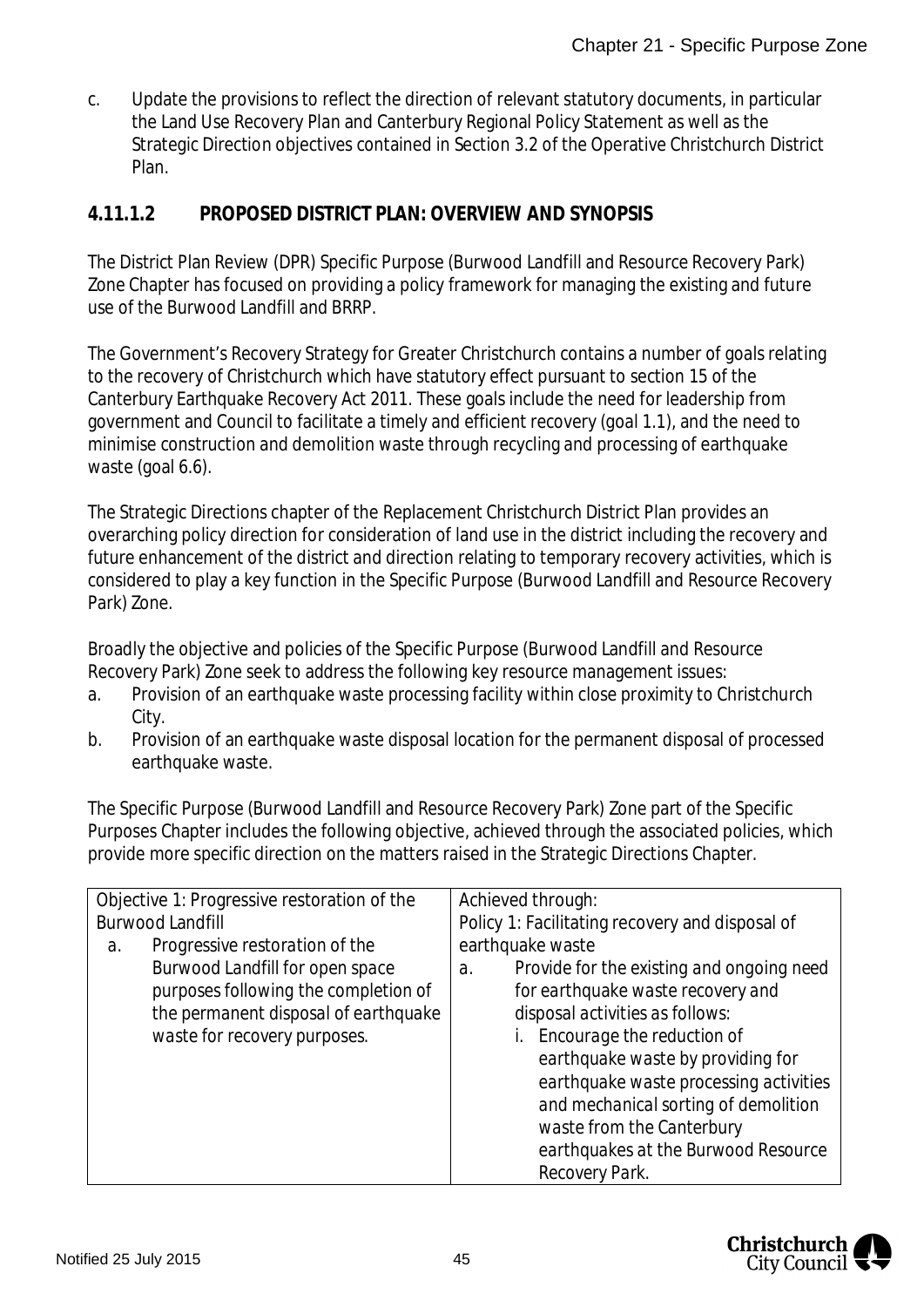c. Update the provisions to reflect the direction of relevant statutory documents, in particular the Land Use Recovery Plan and Canterbury Regional Policy Statement as well as the Strategic Direction objectives contained in Section 3.2 of the Operative Christchurch District Plan.

### 4.11.1.2 PROPOSED DISTRICT PLAN: OVERVIEW AND SYNOPSIS

The District Plan Review (DPR) Specific Purpose (Burwood Landfill and Resource Recovery Park) Zone Chapter has focused on providing a policy framework for managing the existing and future use of the Burwood Landfill and BRRP.

The Government's Recovery Strategy for Greater Christchurch contains a number of goals relating to the recovery of Christchurch which have statutory effect pursuant to section 15 of the Canterbury Earthquake Recovery Act 2011. These goals include the need for leadership from government and Council to facilitate a timely and efficient recovery (goal 1.1), and the need to minimise construction and demolition waste through recycling and processing of earthquake waste (goal 6.6).

The Strategic Directions chapter of the Replacement Christchurch District Plan provides an overarching policy direction for consideration of land use in the district including the recovery and future enhancement of the district and direction relating to temporary recovery activities, which is considered to play a key function in the Specific Purpose (Burwood Landfill and Resource Recovery Park) Zone.

Broadly the objective and policies of the Specific Purpose (Burwood Landfill and Resource Recovery Park) Zone seek to address the following key resource management issues:

a. Provision of an earthquake waste processing facility within close proximity to Christchurch City.
b. Provision of an earthquake waste disposal location for the permanent disposal of processed earthquake waste.

The Specific Purpose (Burwood Landfill and Resource Recovery Park) Zone part of the Specific Purposes Chapter includes the following objective, achieved through the associated policies, which provide more specific direction on the matters raised in the Strategic Directions Chapter.

| Objective 1: Progressive restoration of the Burwood Landfill | Achieved through: |
|---|---|
| a. Progressive restoration of the Burwood Landfill for open space purposes following the completion of the permanent disposal of earthquake waste for recovery purposes. | Policy 1: Facilitating recovery and disposal of earthquake waste<br>a. Provide for the existing and ongoing need for earthquake waste recovery and disposal activities as follows:<br>i. Encourage the reduction of earthquake waste by providing for earthquake waste processing activities and mechanical sorting of demolition waste from the Canterbury earthquakes at the Burwood Resource Recovery Park. |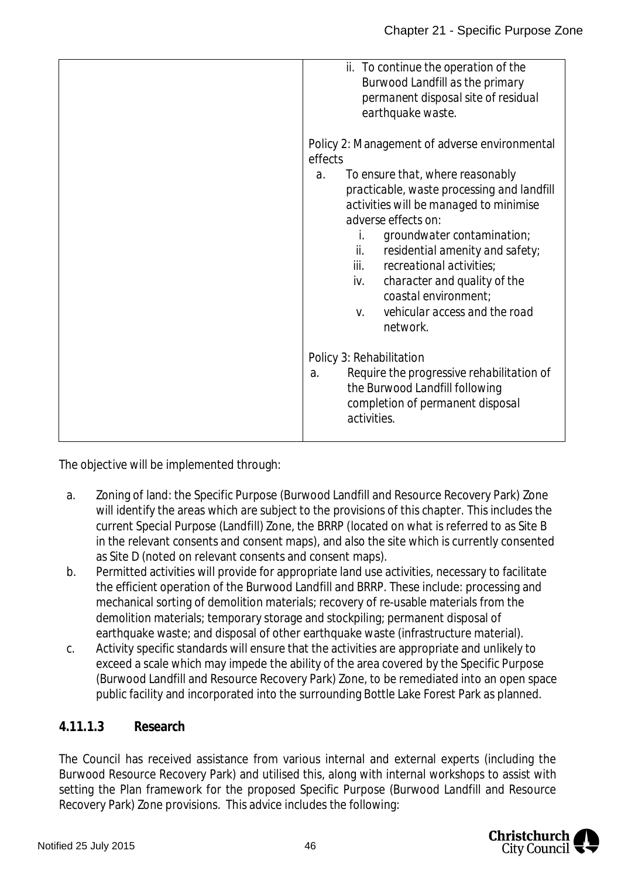| | ii. To continue the operation of the Burwood Landfill as the primary permanent disposal site of residual earthquake waste.<br><br>Policy 2: Management of adverse environmental effects<br>a. To ensure that, where reasonably practicable, waste processing and landfill activities will be managed to minimise adverse effects on:<br>i. groundwater contamination;<br>ii. residential amenity and safety;<br>iii. recreational activities;<br>iv. character and quality of the coastal environment;<br>v. vehicular access and the road network.<br><br>Policy 3: Rehabilitation<br>a. Require the progressive rehabilitation of the Burwood Landfill following completion of permanent disposal activities. |
|---|---|

The objective will be implemented through:

a. Zoning of land: the Specific Purpose (Burwood Landfill and Resource Recovery Park) Zone will identify the areas which are subject to the provisions of this chapter. This includes the current Special Purpose (Landfill) Zone, the BRRP (located on what is referred to as Site B in the relevant consents and consent maps), and also the site which is currently consented as Site D (noted on relevant consents and consent maps).
b. Permitted activities will provide for appropriate land use activities, necessary to facilitate the efficient operation of the Burwood Landfill and BRRP. These include: processing and mechanical sorting of demolition materials; recovery of re-usable materials from the demolition materials; temporary storage and stockpiling; permanent disposal of earthquake waste; and disposal of other earthquake waste (infrastructure material).
c. Activity specific standards will ensure that the activities are appropriate and unlikely to exceed a scale which may impede the ability of the area covered by the Specific Purpose (Burwood Landfill and Resource Recovery Park) Zone, to be remediated into an open space public facility and incorporated into the surrounding Bottle Lake Forest Park as planned.

### 4.11.1.3 Research

The Council has received assistance from various internal and external experts (including the Burwood Resource Recovery Park) and utilised this, along with internal workshops to assist with setting the Plan framework for the proposed Specific Purpose (Burwood Landfill and Resource Recovery Park) Zone provisions. This advice includes the following: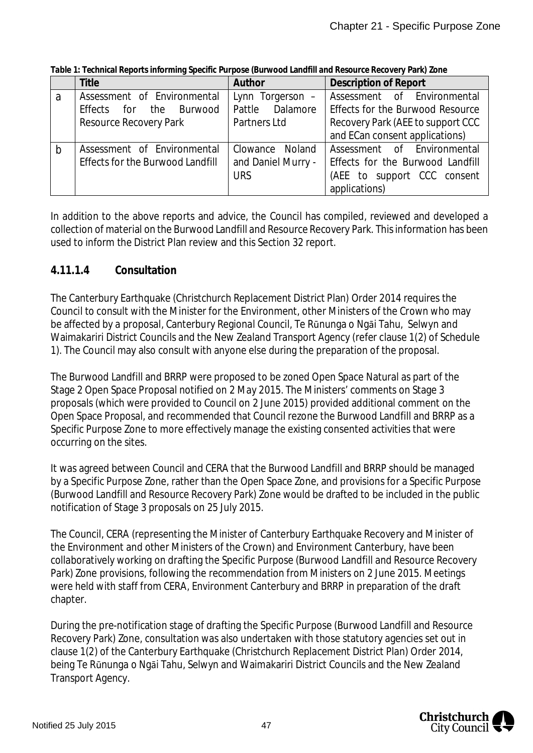**Table 1: Technical Reports informing Specific Purpose (Burwood Landfill and Resource Recovery Park) Zone**

| | Title | Author | Description of Report |
|---|---|---|---|
| a | Assessment of Environmental Effects for the Burwood Resource Recovery Park | Lynn Torgerson – Pattle Dalamore Partners Ltd | Assessment of Environmental Effects for the Burwood Resource Recovery Park (AEE to support CCC and ECan consent applications) |
| b | Assessment of Environmental Effects for the Burwood Landfill | Clowance Noland and Daniel Murry - URS | Assessment of Environmental Effects for the Burwood Landfill (AEE to support CCC consent applications) |

In addition to the above reports and advice, the Council has compiled, reviewed and developed a collection of material on the Burwood Landfill and Resource Recovery Park. This information has been used to inform the District Plan review and this Section 32 report.

### 4.11.1.4 Consultation

The Canterbury Earthquake (Christchurch Replacement District Plan) Order 2014 requires the Council to consult with the Minister for the Environment, other Ministers of the Crown who may be affected by a proposal, Canterbury Regional Council, Te Rūnunga o Ngāi Tahu, Selwyn and Waimakariri District Councils and the New Zealand Transport Agency (refer clause 1(2) of Schedule 1). The Council may also consult with anyone else during the preparation of the proposal.

The Burwood Landfill and BRRP were proposed to be zoned Open Space Natural as part of the Stage 2 Open Space Proposal notified on 2 May 2015. The Ministers' comments on Stage 3 proposals (which were provided to Council on 2 June 2015) provided additional comment on the Open Space Proposal, and recommended that Council rezone the Burwood Landfill and BRRP as a Specific Purpose Zone to more effectively manage the existing consented activities that were occurring on the sites.

It was agreed between Council and CERA that the Burwood Landfill and BRRP should be managed by a Specific Purpose Zone, rather than the Open Space Zone, and provisions for a Specific Purpose (Burwood Landfill and Resource Recovery Park) Zone would be drafted to be included in the public notification of Stage 3 proposals on 25 July 2015.

The Council, CERA (representing the Minister of Canterbury Earthquake Recovery and Minister of the Environment and other Ministers of the Crown) and Environment Canterbury, have been collaboratively working on drafting the Specific Purpose (Burwood Landfill and Resource Recovery Park) Zone provisions, following the recommendation from Ministers on 2 June 2015. Meetings were held with staff from CERA, Environment Canterbury and BRRP in preparation of the draft chapter.

During the pre-notification stage of drafting the Specific Purpose (Burwood Landfill and Resource Recovery Park) Zone, consultation was also undertaken with those statutory agencies set out in clause 1(2) of the Canterbury Earthquake (Christchurch Replacement District Plan) Order 2014, being Te Rūnunga o Ngāi Tahu, Selwyn and Waimakariri District Councils and the New Zealand Transport Agency.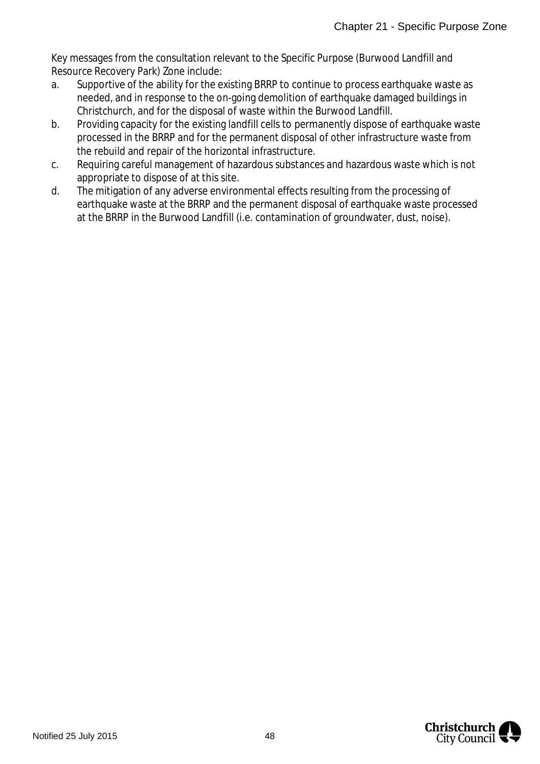Key messages from the consultation relevant to the Specific Purpose (Burwood Landfill and Resource Recovery Park) Zone include:

a. Supportive of the ability for the existing BRRP to continue to process earthquake waste as needed, and in response to the on-going demolition of earthquake damaged buildings in Christchurch, and for the disposal of waste within the Burwood Landfill.
b. Providing capacity for the existing landfill cells to permanently dispose of earthquake waste processed in the BRRP and for the permanent disposal of other infrastructure waste from the rebuild and repair of the horizontal infrastructure.
c. Requiring careful management of hazardous substances and hazardous waste which is not appropriate to dispose of at this site.
d. The mitigation of any adverse environmental effects resulting from the processing of earthquake waste at the BRRP and the permanent disposal of earthquake waste processed at the BRRP in the Burwood Landfill (i.e. contamination of groundwater, dust, noise).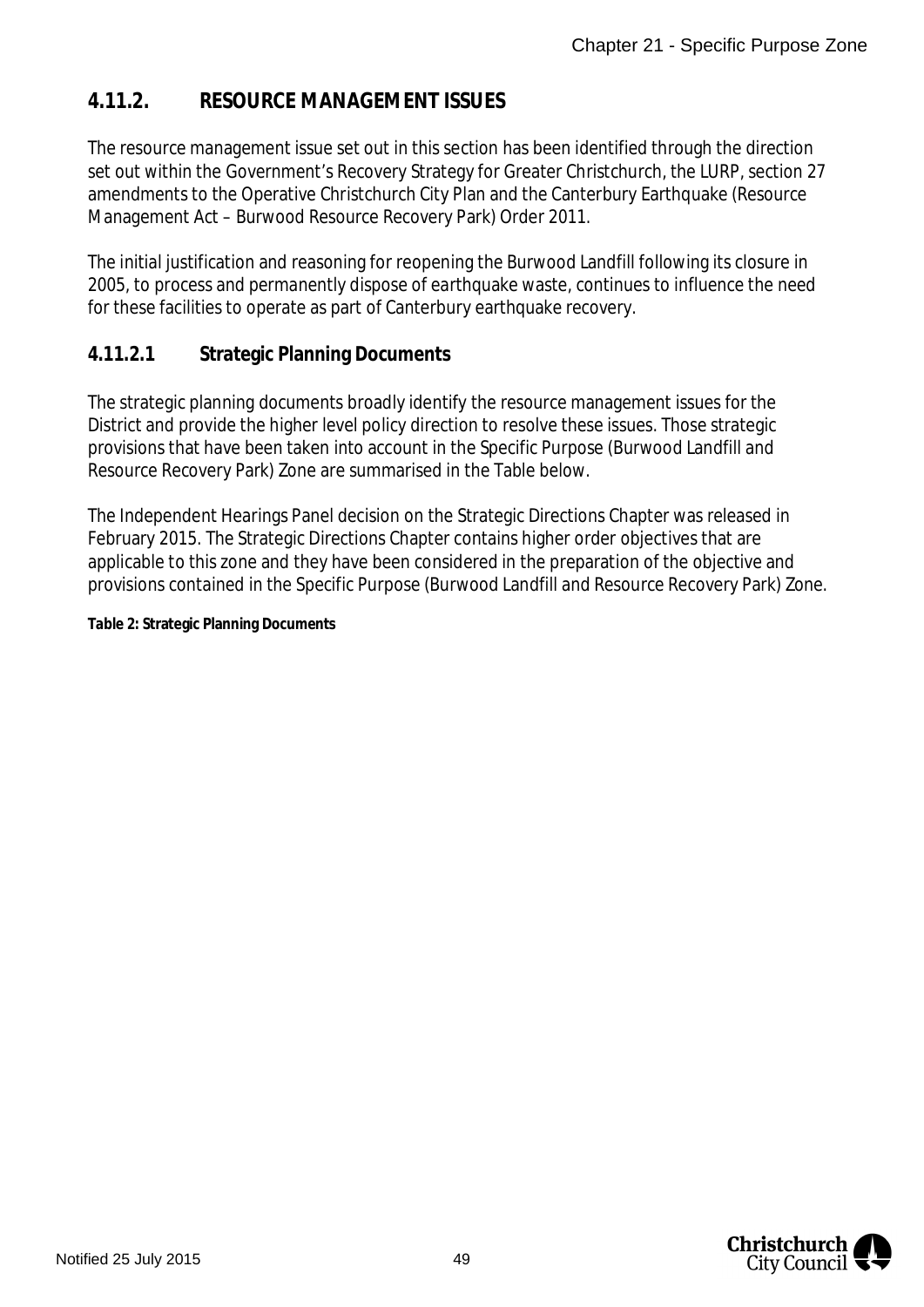## 4.11.2. RESOURCE MANAGEMENT ISSUES

The resource management issue set out in this section has been identified through the direction set out within the Government's Recovery Strategy for Greater Christchurch, the LURP, section 27 amendments to the Operative Christchurch City Plan and the Canterbury Earthquake (Resource Management Act – Burwood Resource Recovery Park) Order 2011.

The initial justification and reasoning for reopening the Burwood Landfill following its closure in 2005, to process and permanently dispose of earthquake waste, continues to influence the need for these facilities to operate as part of Canterbury earthquake recovery.

### 4.11.2.1 Strategic Planning Documents

The strategic planning documents broadly identify the resource management issues for the District and provide the higher level policy direction to resolve these issues. Those strategic provisions that have been taken into account in the Specific Purpose (Burwood Landfill and Resource Recovery Park) Zone are summarised in the Table below.

The Independent Hearings Panel decision on the Strategic Directions Chapter was released in February 2015. The Strategic Directions Chapter contains higher order objectives that are applicable to this zone and they have been considered in the preparation of the objective and provisions contained in the Specific Purpose (Burwood Landfill and Resource Recovery Park) Zone.

**Table 2: Strategic Planning Documents**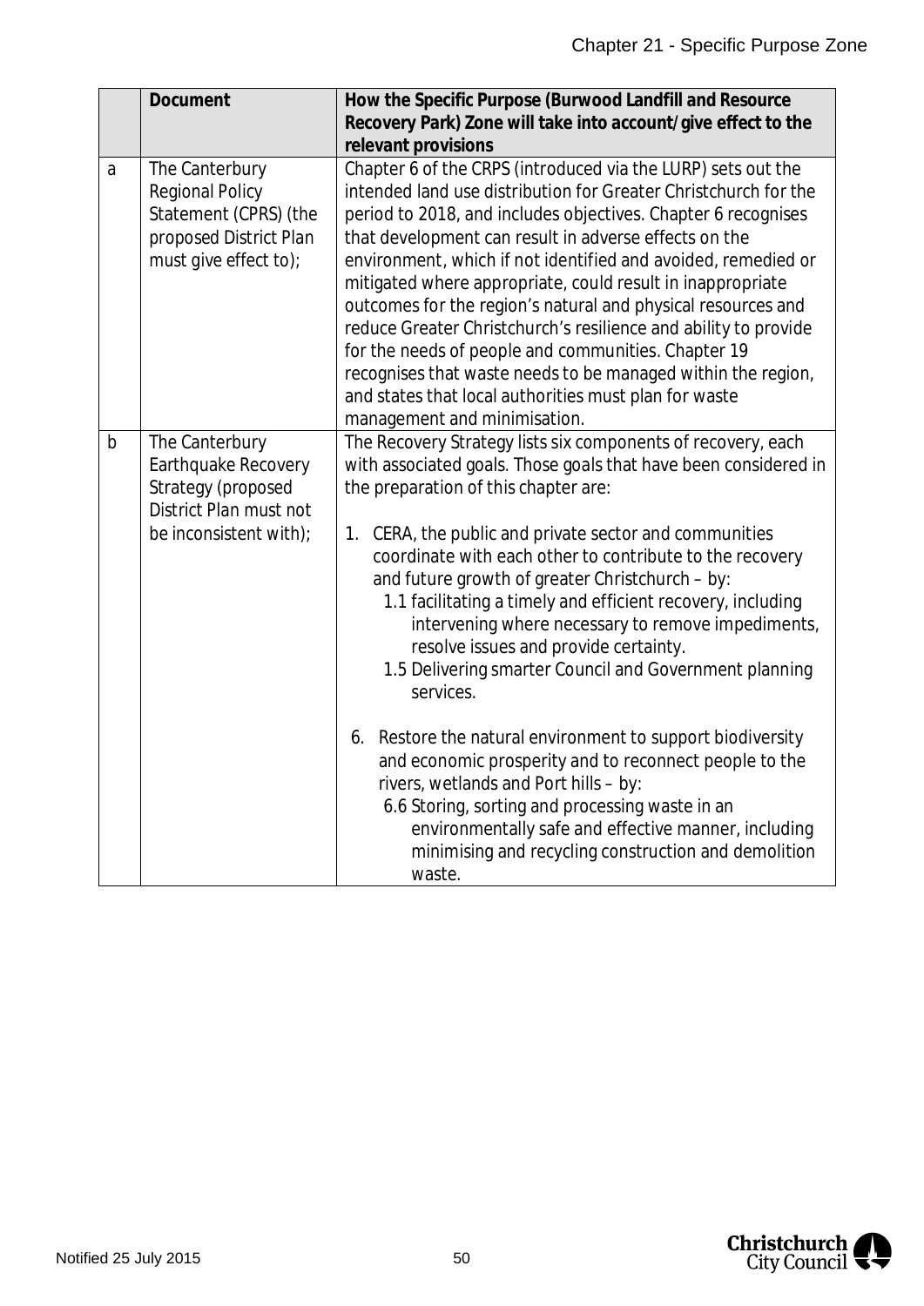| | Document | How the Specific Purpose (Burwood Landfill and Resource Recovery Park) Zone will take into account/give effect to the relevant provisions |
|---|---|---|
| a | The Canterbury Regional Policy Statement (CPRS) (the proposed District Plan must give effect to); | Chapter 6 of the CRPS (introduced via the LURP) sets out the intended land use distribution for Greater Christchurch for the period to 2018, and includes objectives. Chapter 6 recognises that development can result in adverse effects on the environment, which if not identified and avoided, remedied or mitigated where appropriate, could result in inappropriate outcomes for the region's natural and physical resources and reduce Greater Christchurch's resilience and ability to provide for the needs of people and communities. Chapter 19 recognises that waste needs to be managed within the region, and states that local authorities must plan for waste management and minimisation. |
| b | The Canterbury Earthquake Recovery Strategy (proposed District Plan must not be inconsistent with); | The Recovery Strategy lists six components of recovery, each with associated goals. Those goals that have been considered in the preparation of this chapter are:<br><br>1. CERA, the public and private sector and communities coordinate with each other to contribute to the recovery and future growth of greater Christchurch – by:<br>1.1 facilitating a timely and efficient recovery, including intervening where necessary to remove impediments, resolve issues and provide certainty.<br>1.5 Delivering smarter Council and Government planning services.<br><br>6. Restore the natural environment to support biodiversity and economic prosperity and to reconnect people to the rivers, wetlands and Port hills – by:<br>6.6 Storing, sorting and processing waste in an environmentally safe and effective manner, including minimising and recycling construction and demolition waste. |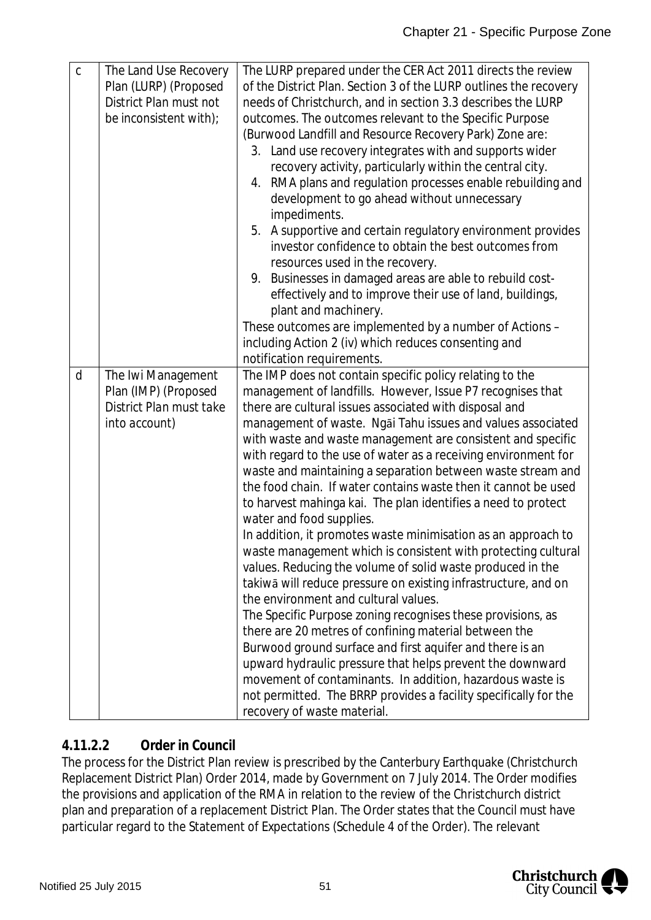| | | |
|---|---|---|
| c | The Land Use Recovery Plan (LURP) (Proposed District Plan must not be inconsistent with); | The LURP prepared under the CER Act 2011 directs the review of the District Plan. Section 3 of the LURP outlines the recovery needs of Christchurch, and in section 3.3 describes the LURP outcomes. The outcomes relevant to the Specific Purpose (Burwood Landfill and Resource Recovery Park) Zone are:<br>3. Land use recovery integrates with and supports wider recovery activity, particularly within the central city.<br>4. RMA plans and regulation processes enable rebuilding and development to go ahead without unnecessary impediments.<br>5. A supportive and certain regulatory environment provides investor confidence to obtain the best outcomes from resources used in the recovery.<br>9. Businesses in damaged areas are able to rebuild cost-effectively and to improve their use of land, buildings, plant and machinery.<br>These outcomes are implemented by a number of Actions – including Action 2 (iv) which reduces consenting and notification requirements. |
| d | The Iwi Management Plan (IMP) (Proposed District Plan must take into account) | The IMP does not contain specific policy relating to the management of landfills. However, Issue P7 recognises that there are cultural issues associated with disposal and management of waste. Ngāi Tahu issues and values associated with waste and waste management are consistent and specific with regard to the use of water as a receiving environment for waste and maintaining a separation between waste stream and the food chain. If water contains waste then it cannot be used to harvest mahinga kai. The plan identifies a need to protect water and food supplies.<br>In addition, it promotes waste minimisation as an approach to waste management which is consistent with protecting cultural values. Reducing the volume of solid waste produced in the takiwā will reduce pressure on existing infrastructure, and on the environment and cultural values.<br>The Specific Purpose zoning recognises these provisions, as there are 20 metres of confining material between the Burwood ground surface and first aquifer and there is an upward hydraulic pressure that helps prevent the downward movement of contaminants. In addition, hazardous waste is not permitted. The BRRP provides a facility specifically for the recovery of waste material. |

#### 4.11.2.2 Order in Council

The process for the District Plan review is prescribed by the Canterbury Earthquake (Christchurch Replacement District Plan) Order 2014, made by Government on 7 July 2014. The Order modifies the provisions and application of the RMA in relation to the review of the Christchurch district plan and preparation of a replacement District Plan. The Order states that the Council must have particular regard to the Statement of Expectations (Schedule 4 of the Order). The relevant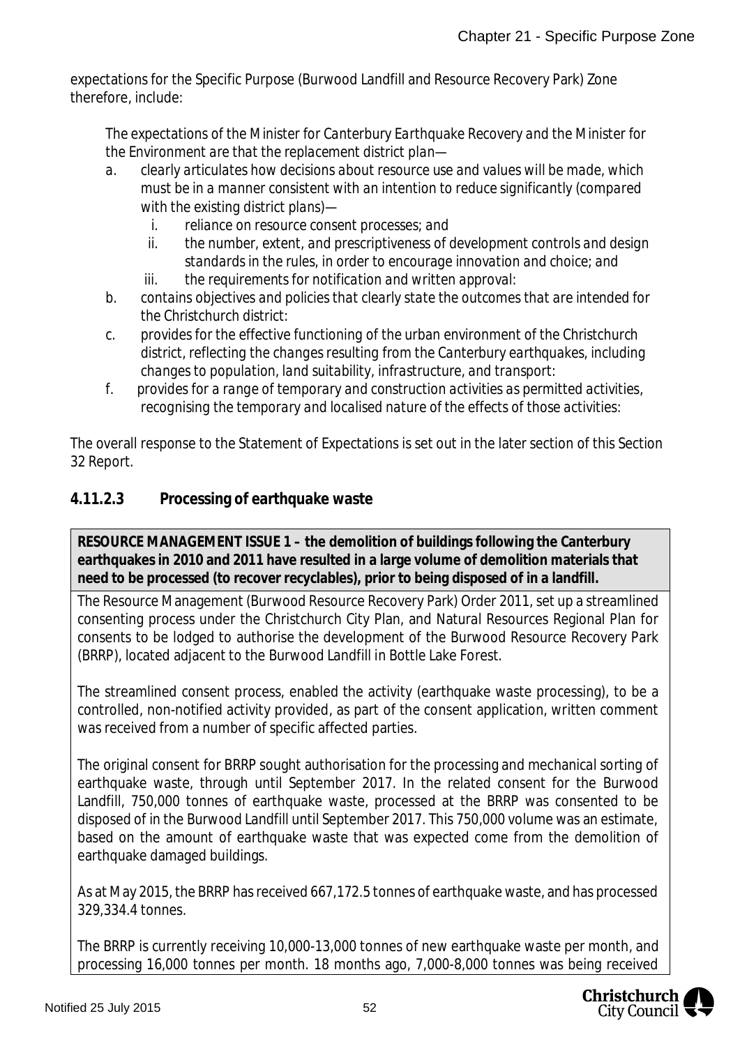expectations for the Specific Purpose (Burwood Landfill and Resource Recovery Park) Zone therefore, include:

> *The expectations of the Minister for Canterbury Earthquake Recovery and the Minister for the Environment are that the replacement district plan—*
>
> a. *clearly articulates how decisions about resource use and values will be made, which must be in a manner consistent with an intention to reduce significantly (compared with the existing district plans)—*
>    i. *reliance on resource consent processes; and*
>    ii. *the number, extent, and prescriptiveness of development controls and design standards in the rules, in order to encourage innovation and choice; and*
>    iii. *the requirements for notification and written approval:*
>
> b. *contains objectives and policies that clearly state the outcomes that are intended for the Christchurch district:*
>
> c. *provides for the effective functioning of the urban environment of the Christchurch district, reflecting the changes resulting from the Canterbury earthquakes, including changes to population, land suitability, infrastructure, and transport:*
>
> f. *provides for a range of temporary and construction activities as permitted activities, recognising the temporary and localised nature of the effects of those activities:*

The overall response to the Statement of Expectations is set out in the later section of this Section 32 Report.

#### 4.11.2.3 Processing of earthquake waste

**RESOURCE MANAGEMENT ISSUE 1 – the demolition of buildings following the Canterbury earthquakes in 2010 and 2011 have resulted in a large volume of demolition materials that need to be processed (to recover recyclables), prior to being disposed of in a landfill.**

The Resource Management (Burwood Resource Recovery Park) Order 2011, set up a streamlined consenting process under the Christchurch City Plan, and Natural Resources Regional Plan for consents to be lodged to authorise the development of the Burwood Resource Recovery Park (BRRP), located adjacent to the Burwood Landfill in Bottle Lake Forest.

The streamlined consent process, enabled the activity (earthquake waste processing), to be a controlled, non-notified activity provided, as part of the consent application, written comment was received from a number of specific affected parties.

The original consent for BRRP sought authorisation for the processing and mechanical sorting of earthquake waste, through until September 2017. In the related consent for the Burwood Landfill, 750,000 tonnes of earthquake waste, processed at the BRRP was consented to be disposed of in the Burwood Landfill until September 2017. This 750,000 volume was an estimate, based on the amount of earthquake waste that was expected come from the demolition of earthquake damaged buildings.

As at May 2015, the BRRP has received 667,172.5 tonnes of earthquake waste, and has processed 329,334.4 tonnes.

The BRRP is currently receiving 10,000-13,000 tonnes of new earthquake waste per month, and processing 16,000 tonnes per month. 18 months ago, 7,000-8,000 tonnes was being received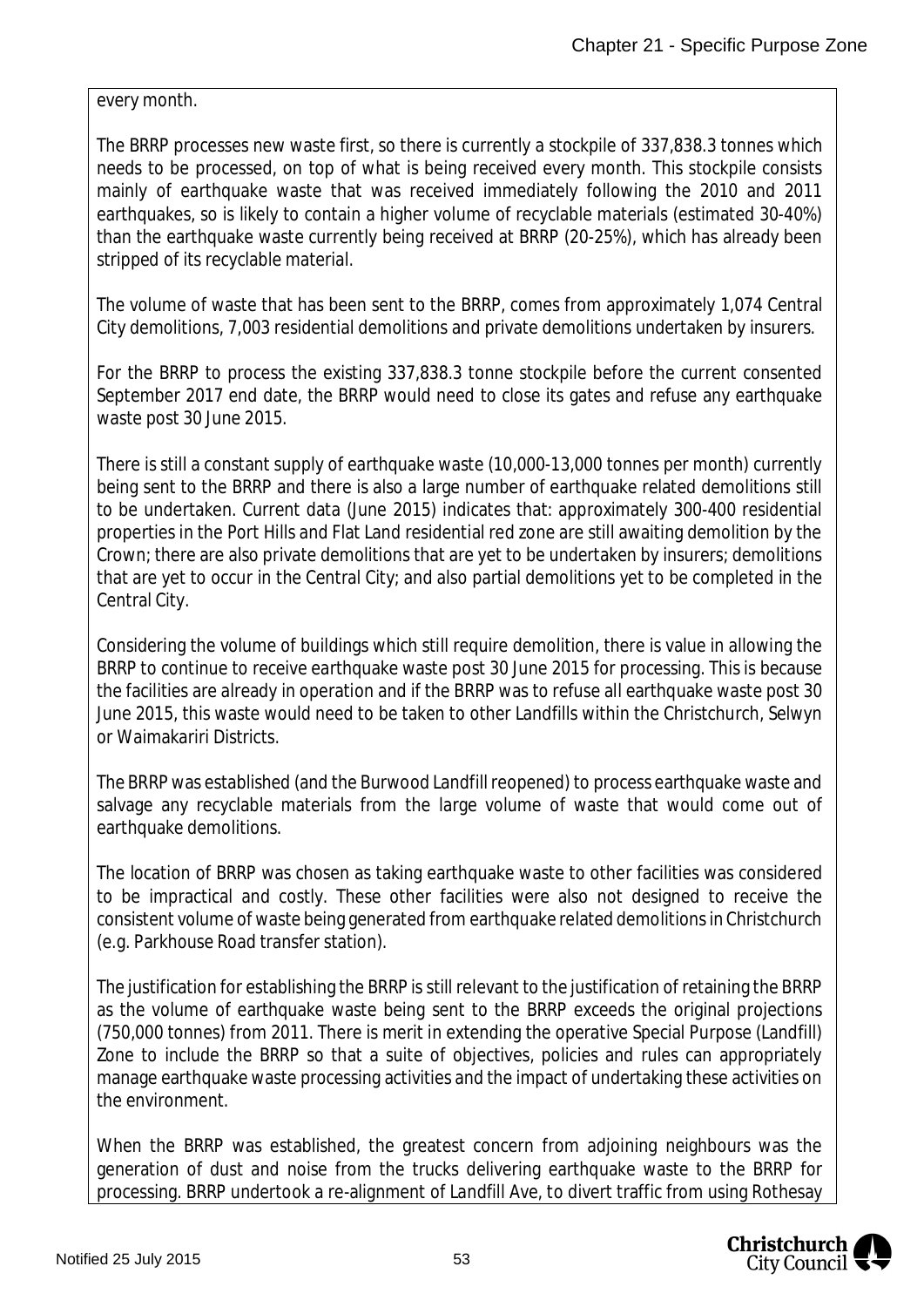every month.

The BRRP processes new waste first, so there is currently a stockpile of 337,838.3 tonnes which needs to be processed, on top of what is being received every month. This stockpile consists mainly of earthquake waste that was received immediately following the 2010 and 2011 earthquakes, so is likely to contain a higher volume of recyclable materials (estimated 30-40%) than the earthquake waste currently being received at BRRP (20-25%), which has already been stripped of its recyclable material.

The volume of waste that has been sent to the BRRP, comes from approximately 1,074 Central City demolitions, 7,003 residential demolitions and private demolitions undertaken by insurers.

For the BRRP to process the existing 337,838.3 tonne stockpile before the current consented September 2017 end date, the BRRP would need to close its gates and refuse any earthquake waste post 30 June 2015.

There is still a constant supply of earthquake waste (10,000-13,000 tonnes per month) currently being sent to the BRRP and there is also a large number of earthquake related demolitions still to be undertaken. Current data (June 2015) indicates that: approximately 300-400 residential properties in the Port Hills and Flat Land residential red zone are still awaiting demolition by the Crown; there are also private demolitions that are yet to be undertaken by insurers; demolitions that are yet to occur in the Central City; and also partial demolitions yet to be completed in the Central City.

Considering the volume of buildings which still require demolition, there is value in allowing the BRRP to continue to receive earthquake waste post 30 June 2015 for processing. This is because the facilities are already in operation and if the BRRP was to refuse all earthquake waste post 30 June 2015, this waste would need to be taken to other Landfills within the Christchurch, Selwyn or Waimakariri Districts.

The BRRP was established (and the Burwood Landfill reopened) to process earthquake waste and salvage any recyclable materials from the large volume of waste that would come out of earthquake demolitions.

The location of BRRP was chosen as taking earthquake waste to other facilities was considered to be impractical and costly. These other facilities were also not designed to receive the consistent volume of waste being generated from earthquake related demolitions in Christchurch (e.g. Parkhouse Road transfer station).

The justification for establishing the BRRP is still relevant to the justification of retaining the BRRP as the volume of earthquake waste being sent to the BRRP exceeds the original projections (750,000 tonnes) from 2011. There is merit in extending the operative Special Purpose (Landfill) Zone to include the BRRP so that a suite of objectives, policies and rules can appropriately manage earthquake waste processing activities and the impact of undertaking these activities on the environment.

When the BRRP was established, the greatest concern from adjoining neighbours was the generation of dust and noise from the trucks delivering earthquake waste to the BRRP for processing. BRRP undertook a re-alignment of Landfill Ave, to divert traffic from using Rothesay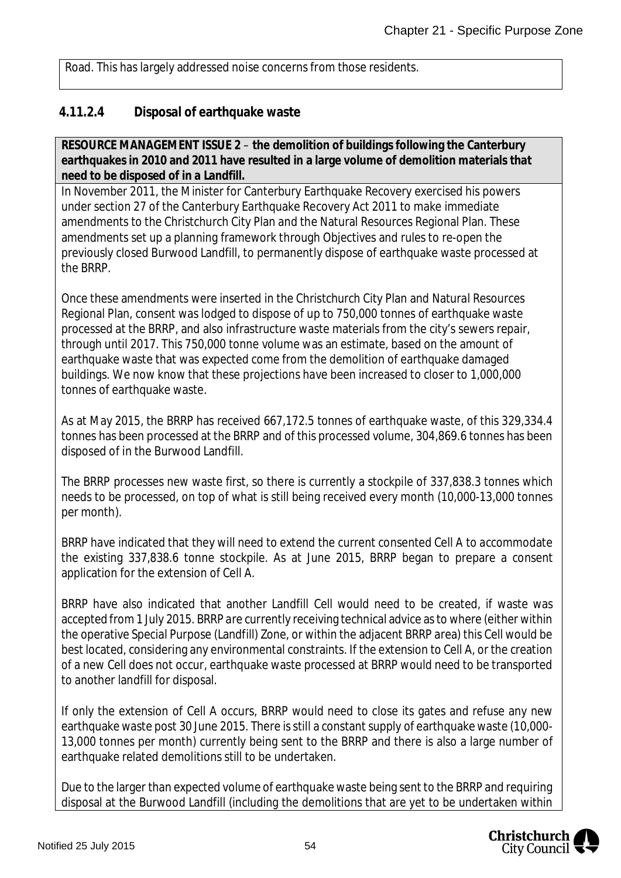Road. This has largely addressed noise concerns from those residents.

### 4.11.2.4 Disposal of earthquake waste

**RESOURCE MANAGEMENT ISSUE 2** – **the demolition of buildings following the Canterbury earthquakes in 2010 and 2011 have resulted in a large volume of demolition materials that need to be disposed of in a Landfill.**

In November 2011, the Minister for Canterbury Earthquake Recovery exercised his powers under section 27 of the Canterbury Earthquake Recovery Act 2011 to make immediate amendments to the Christchurch City Plan and the Natural Resources Regional Plan. These amendments set up a planning framework through Objectives and rules to re-open the previously closed Burwood Landfill, to permanently dispose of earthquake waste processed at the BRRP.

Once these amendments were inserted in the Christchurch City Plan and Natural Resources Regional Plan, consent was lodged to dispose of up to 750,000 tonnes of earthquake waste processed at the BRRP, and also infrastructure waste materials from the city's sewers repair, through until 2017. This 750,000 tonne volume was an estimate, based on the amount of earthquake waste that was expected come from the demolition of earthquake damaged buildings. We now know that these projections have been increased to closer to 1,000,000 tonnes of earthquake waste.

As at May 2015, the BRRP has received 667,172.5 tonnes of earthquake waste, of this 329,334.4 tonnes has been processed at the BRRP and of this processed volume, 304,869.6 tonnes has been disposed of in the Burwood Landfill.

The BRRP processes new waste first, so there is currently a stockpile of 337,838.3 tonnes which needs to be processed, on top of what is still being received every month (10,000-13,000 tonnes per month).

BRRP have indicated that they will need to extend the current consented Cell A to accommodate the existing 337,838.6 tonne stockpile. As at June 2015, BRRP began to prepare a consent application for the extension of Cell A.

BRRP have also indicated that another Landfill Cell would need to be created, if waste was accepted from 1 July 2015. BRRP are currently receiving technical advice as to where (either within the operative Special Purpose (Landfill) Zone, or within the adjacent BRRP area) this Cell would be best located, considering any environmental constraints. If the extension to Cell A, or the creation of a new Cell does not occur, earthquake waste processed at BRRP would need to be transported to another landfill for disposal.

If only the extension of Cell A occurs, BRRP would need to close its gates and refuse any new earthquake waste post 30 June 2015. There is still a constant supply of earthquake waste (10,000-13,000 tonnes per month) currently being sent to the BRRP and there is also a large number of earthquake related demolitions still to be undertaken.

Due to the larger than expected volume of earthquake waste being sent to the BRRP and requiring disposal at the Burwood Landfill (including the demolitions that are yet to be undertaken within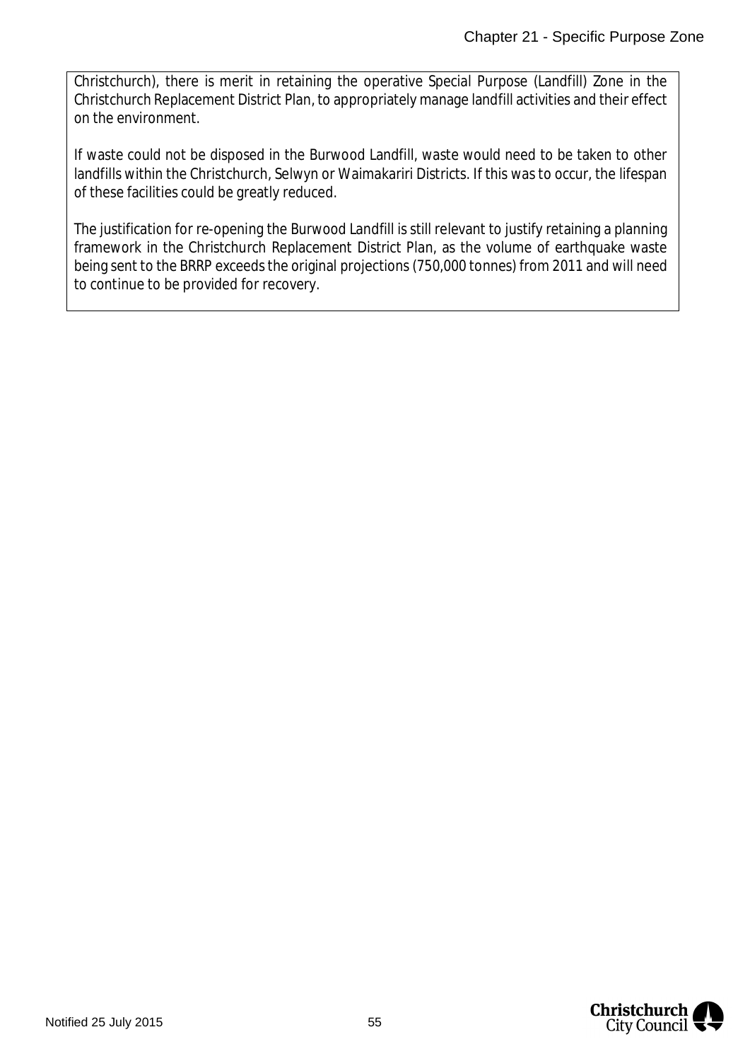Christchurch), there is merit in retaining the operative Special Purpose (Landfill) Zone in the Christchurch Replacement District Plan, to appropriately manage landfill activities and their effect on the environment.

If waste could not be disposed in the Burwood Landfill, waste would need to be taken to other landfills within the Christchurch, Selwyn or Waimakariri Districts. If this was to occur, the lifespan of these facilities could be greatly reduced.

The justification for re-opening the Burwood Landfill is still relevant to justify retaining a planning framework in the Christchurch Replacement District Plan, as the volume of earthquake waste being sent to the BRRP exceeds the original projections (750,000 tonnes) from 2011 and will need to continue to be provided for recovery.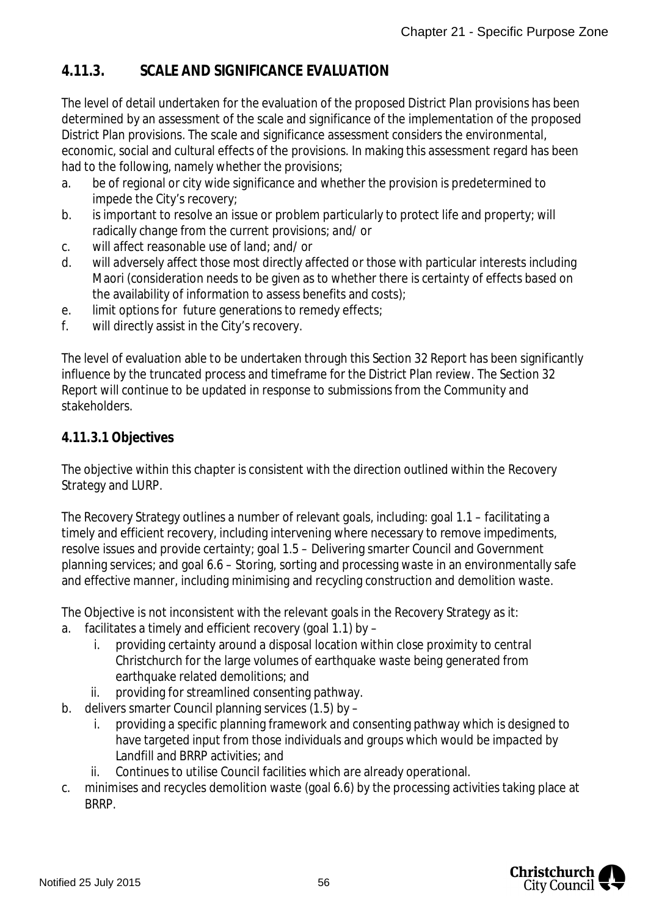## 4.11.3. SCALE AND SIGNIFICANCE EVALUATION

The level of detail undertaken for the evaluation of the proposed District Plan provisions has been determined by an assessment of the scale and significance of the implementation of the proposed District Plan provisions. The scale and significance assessment considers the environmental, economic, social and cultural effects of the provisions. In making this assessment regard has been had to the following, namely whether the provisions;

a. be of regional or city wide significance and whether the provision is predetermined to impede the City's recovery;
b. is important to resolve an issue or problem particularly to protect life and property; will radically change from the current provisions; and/ or
c. will affect reasonable use of land; and/ or
d. will adversely affect those most directly affected or those with particular interests including Maori (consideration needs to be given as to whether there is certainty of effects based on the availability of information to assess benefits and costs);
e. limit options for future generations to remedy effects;
f. will directly assist in the City's recovery.

The level of evaluation able to be undertaken through this Section 32 Report has been significantly influence by the truncated process and timeframe for the District Plan review. The Section 32 Report will continue to be updated in response to submissions from the Community and stakeholders.

### 4.11.3.1 Objectives

The objective within this chapter is consistent with the direction outlined within the Recovery Strategy and LURP.

The Recovery Strategy outlines a number of relevant goals, including: goal 1.1 – facilitating a timely and efficient recovery, including intervening where necessary to remove impediments, resolve issues and provide certainty; goal 1.5 – Delivering smarter Council and Government planning services; and goal 6.6 – Storing, sorting and processing waste in an environmentally safe and effective manner, including minimising and recycling construction and demolition waste.

The Objective is not inconsistent with the relevant goals in the Recovery Strategy as it:

a. facilitates a timely and efficient recovery (goal 1.1) by –
   i. providing certainty around a disposal location within close proximity to central Christchurch for the large volumes of earthquake waste being generated from earthquake related demolitions; and
   ii. providing for streamlined consenting pathway.
b. delivers smarter Council planning services (1.5) by –
   i. providing a specific planning framework and consenting pathway which is designed to have targeted input from those individuals and groups which would be impacted by Landfill and BRRP activities; and
   ii. Continues to utilise Council facilities which are already operational.
c. minimises and recycles demolition waste (goal 6.6) by the processing activities taking place at BRRP.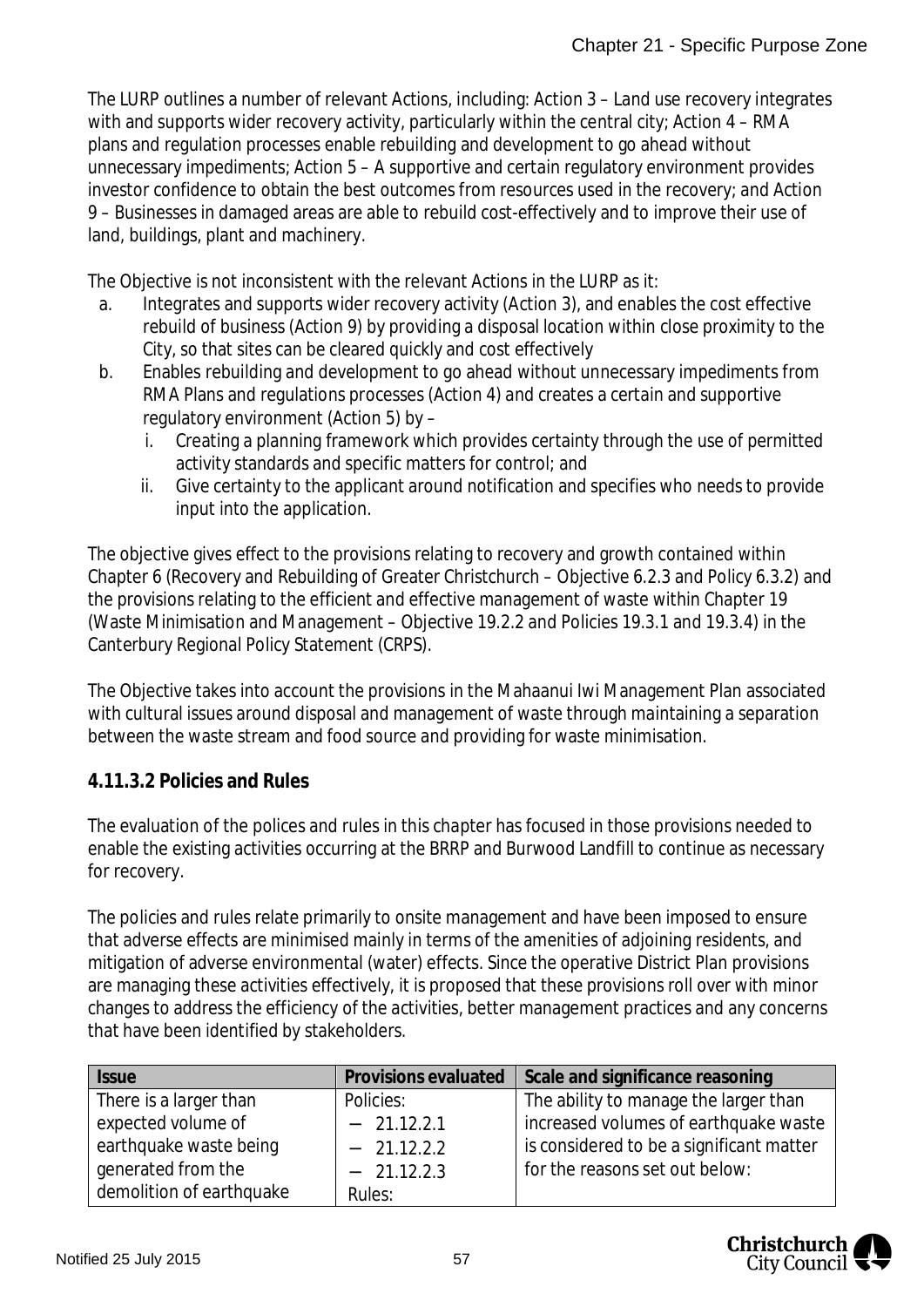The LURP outlines a number of relevant Actions, including: Action 3 – Land use recovery integrates with and supports wider recovery activity, particularly within the central city; Action 4 – RMA plans and regulation processes enable rebuilding and development to go ahead without unnecessary impediments; Action 5 – A supportive and certain regulatory environment provides investor confidence to obtain the best outcomes from resources used in the recovery; and Action 9 – Businesses in damaged areas are able to rebuild cost-effectively and to improve their use of land, buildings, plant and machinery.

The Objective is not inconsistent with the relevant Actions in the LURP as it:

a. Integrates and supports wider recovery activity (Action 3), and enables the cost effective rebuild of business (Action 9) by providing a disposal location within close proximity to the City, so that sites can be cleared quickly and cost effectively
b. Enables rebuilding and development to go ahead without unnecessary impediments from RMA Plans and regulations processes (Action 4) and creates a certain and supportive regulatory environment (Action 5) by –
    i. Creating a planning framework which provides certainty through the use of permitted activity standards and specific matters for control; and
    ii. Give certainty to the applicant around notification and specifies who needs to provide input into the application.

The objective gives effect to the provisions relating to recovery and growth contained within Chapter 6 (Recovery and Rebuilding of Greater Christchurch – Objective 6.2.3 and Policy 6.3.2) and the provisions relating to the efficient and effective management of waste within Chapter 19 (Waste Minimisation and Management – Objective 19.2.2 and Policies 19.3.1 and 19.3.4) in the Canterbury Regional Policy Statement (CRPS).

The Objective takes into account the provisions in the Mahaanui Iwi Management Plan associated with cultural issues around disposal and management of waste through maintaining a separation between the waste stream and food source and providing for waste minimisation.

**4.11.3.2 Policies and Rules**

The evaluation of the polices and rules in this chapter has focused in those provisions needed to enable the existing activities occurring at the BRRP and Burwood Landfill to continue as necessary for recovery.

The policies and rules relate primarily to onsite management and have been imposed to ensure that adverse effects are minimised mainly in terms of the amenities of adjoining residents, and mitigation of adverse environmental (water) effects. Since the operative District Plan provisions are managing these activities effectively, it is proposed that these provisions roll over with minor changes to address the efficiency of the activities, better management practices and any concerns that have been identified by stakeholders.

| Issue | Provisions evaluated | Scale and significance reasoning |
|---|---|---|
| There is a larger than expected volume of earthquake waste being generated from the demolition of earthquake | Policies:<br>– 21.12.2.1<br>– 21.12.2.2<br>– 21.12.2.3<br>Rules: | The ability to manage the larger than increased volumes of earthquake waste is considered to be a significant matter for the reasons set out below: |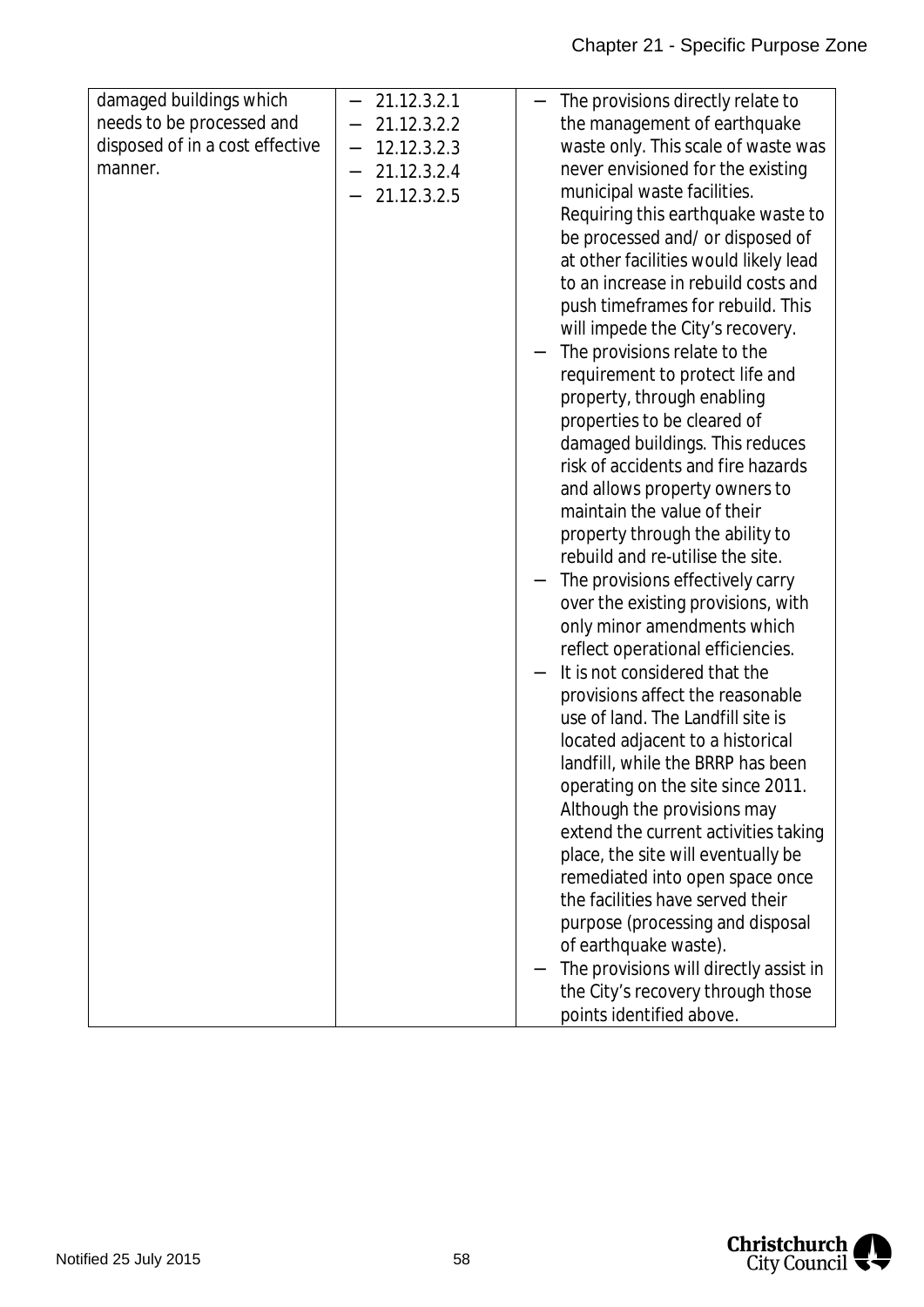| | | |
|---|---|---|
| damaged buildings which needs to be processed and disposed of in a cost effective manner. | — 21.12.3.2.1<br>— 21.12.3.2.2<br>— 12.12.3.2.3<br>— 21.12.3.2.4<br>— 21.12.3.2.5 | — The provisions directly relate to the management of earthquake waste only. This scale of waste was never envisioned for the existing municipal waste facilities. Requiring this earthquake waste to be processed and/ or disposed of at other facilities would likely lead to an increase in rebuild costs and push timeframes for rebuild. This will impede the City's recovery.<br>— The provisions relate to the requirement to protect life and property, through enabling properties to be cleared of damaged buildings. This reduces risk of accidents and fire hazards and allows property owners to maintain the value of their property through the ability to rebuild and re-utilise the site.<br>— The provisions effectively carry over the existing provisions, with only minor amendments which reflect operational efficiencies.<br>— It is not considered that the provisions affect the reasonable use of land. The Landfill site is located adjacent to a historical landfill, while the BRRP has been operating on the site since 2011. Although the provisions may extend the current activities taking place, the site will eventually be remediated into open space once the facilities have served their purpose (processing and disposal of earthquake waste).<br>— The provisions will directly assist in the City's recovery through those points identified above. |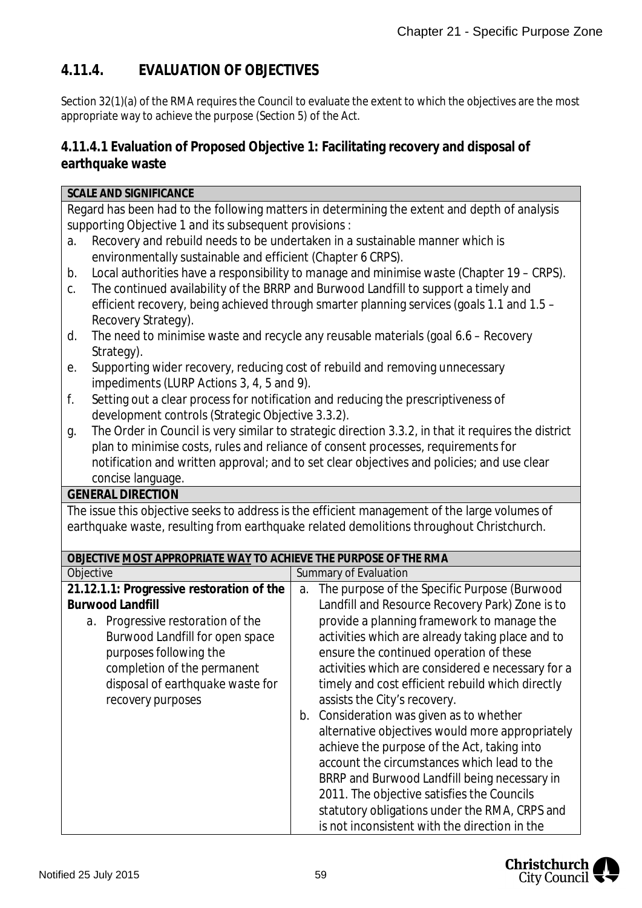## 4.11.4. EVALUATION OF OBJECTIVES

Section 32(1)(a) of the RMA requires the Council to evaluate the extent to which the objectives are the most appropriate way to achieve the purpose (Section 5) of the Act.

### 4.11.4.1 Evaluation of Proposed Objective 1: Facilitating recovery and disposal of earthquake waste

| **SCALE AND SIGNIFICANCE** |
|---|
| Regard has been had to the following matters in determining the extent and depth of analysis supporting Objective 1 and its subsequent provisions :<br>a. Recovery and rebuild needs to be undertaken in a sustainable manner which is environmentally sustainable and efficient (Chapter 6 CRPS).<br>b. Local authorities have a responsibility to manage and minimise waste (Chapter 19 – CRPS).<br>c. The continued availability of the BRRP and Burwood Landfill to support a timely and efficient recovery, being achieved through smarter planning services (goals 1.1 and 1.5 – Recovery Strategy).<br>d. The need to minimise waste and recycle any reusable materials (goal 6.6 – Recovery Strategy).<br>e. Supporting wider recovery, reducing cost of rebuild and removing unnecessary impediments (LURP Actions 3, 4, 5 and 9).<br>f. Setting out a clear process for notification and reducing the prescriptiveness of development controls (Strategic Objective 3.3.2).<br>g. The Order in Council is very similar to strategic direction 3.3.2, in that it requires the district plan to minimise costs, rules and reliance of consent processes, requirements for notification and written approval; and to set clear objectives and policies; and use clear concise language. |
| **GENERAL DIRECTION** |
| The issue this objective seeks to address is the efficient management of the large volumes of earthquake waste, resulting from earthquake related demolitions throughout Christchurch. |

| **OBJECTIVE MOST APPROPRIATE WAY TO ACHIEVE THE PURPOSE OF THE RMA** | |
|---|---|
| Objective | Summary of Evaluation |
| **21.12.1.1: Progressive restoration of the Burwood Landfill**<br>a. Progressive restoration of the Burwood Landfill for open space purposes following the completion of the permanent disposal of earthquake waste for recovery purposes | a. The purpose of the Specific Purpose (Burwood Landfill and Resource Recovery Park) Zone is to provide a planning framework to manage the activities which are already taking place and to ensure the continued operation of these activities which are considered e necessary for a timely and cost efficient rebuild which directly assists the City's recovery.<br>b. Consideration was given as to whether alternative objectives would more appropriately achieve the purpose of the Act, taking into account the circumstances which lead to the BRRP and Burwood Landfill being necessary in 2011. The objective satisfies the Councils statutory obligations under the RMA, CRPS and is not inconsistent with the direction in the |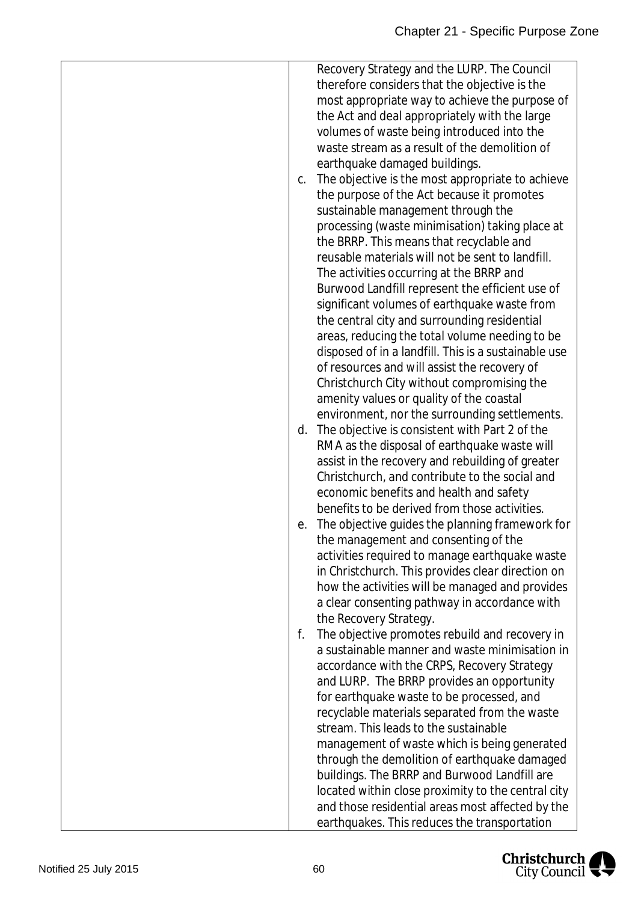| | Recovery Strategy and the LURP. The Council therefore considers that the objective is the most appropriate way to achieve the purpose of the Act and deal appropriately with the large volumes of waste being introduced into the waste stream as a result of the demolition of earthquake damaged buildings.<br>c. The objective is the most appropriate to achieve the purpose of the Act because it promotes sustainable management through the processing (waste minimisation) taking place at the BRRP. This means that recyclable and reusable materials will not be sent to landfill. The activities occurring at the BRRP and Burwood Landfill represent the efficient use of significant volumes of earthquake waste from the central city and surrounding residential areas, reducing the total volume needing to be disposed of in a landfill. This is a sustainable use of resources and will assist the recovery of Christchurch City without compromising the amenity values or quality of the coastal environment, nor the surrounding settlements.<br>d. The objective is consistent with Part 2 of the RMA as the disposal of earthquake waste will assist in the recovery and rebuilding of greater Christchurch, and contribute to the social and economic benefits and health and safety benefits to be derived from those activities.<br>e. The objective guides the planning framework for the management and consenting of the activities required to manage earthquake waste in Christchurch. This provides clear direction on how the activities will be managed and provides a clear consenting pathway in accordance with the Recovery Strategy.<br>f. The objective promotes rebuild and recovery in a sustainable manner and waste minimisation in accordance with the CRPS, Recovery Strategy and LURP. The BRRP provides an opportunity for earthquake waste to be processed, and recyclable materials separated from the waste stream. This leads to the sustainable management of waste which is being generated through the demolition of earthquake damaged buildings. The BRRP and Burwood Landfill are located within close proximity to the central city and those residential areas most affected by the earthquakes. This reduces the transportation |
|---|---|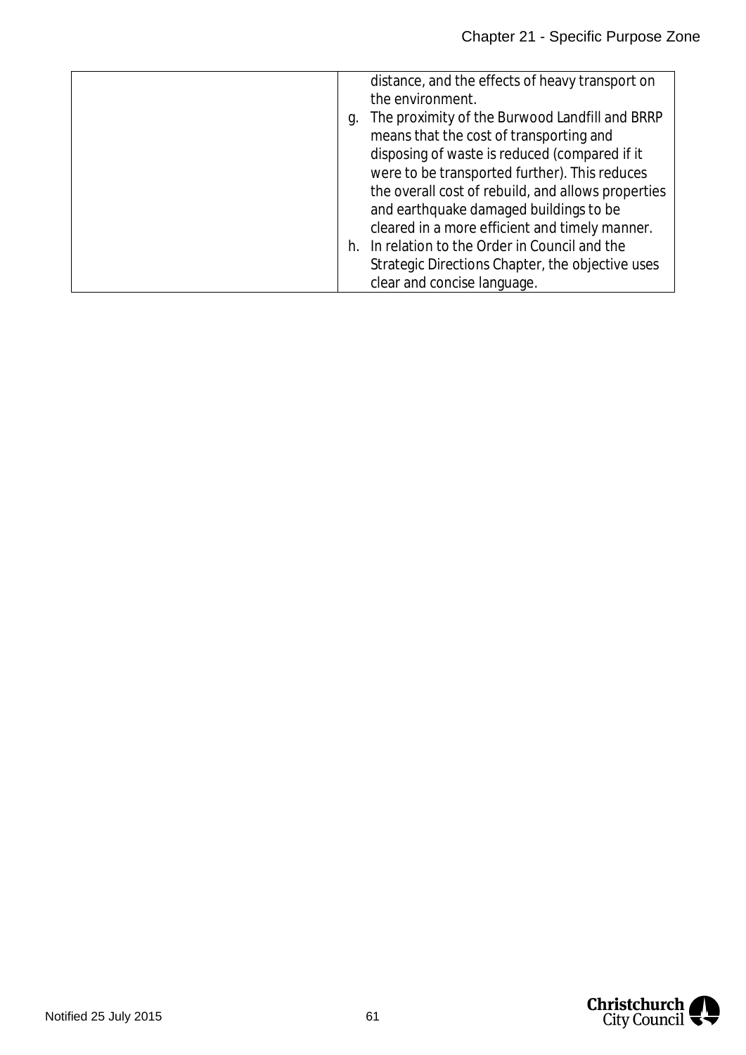|  |  |
|---|---|
|  | distance, and the effects of heavy transport on the environment.<br>g. The proximity of the Burwood Landfill and BRRP means that the cost of transporting and disposing of waste is reduced (compared if it were to be transported further). This reduces the overall cost of rebuild, and allows properties and earthquake damaged buildings to be cleared in a more efficient and timely manner.<br>h. In relation to the Order in Council and the Strategic Directions Chapter, the objective uses clear and concise language. |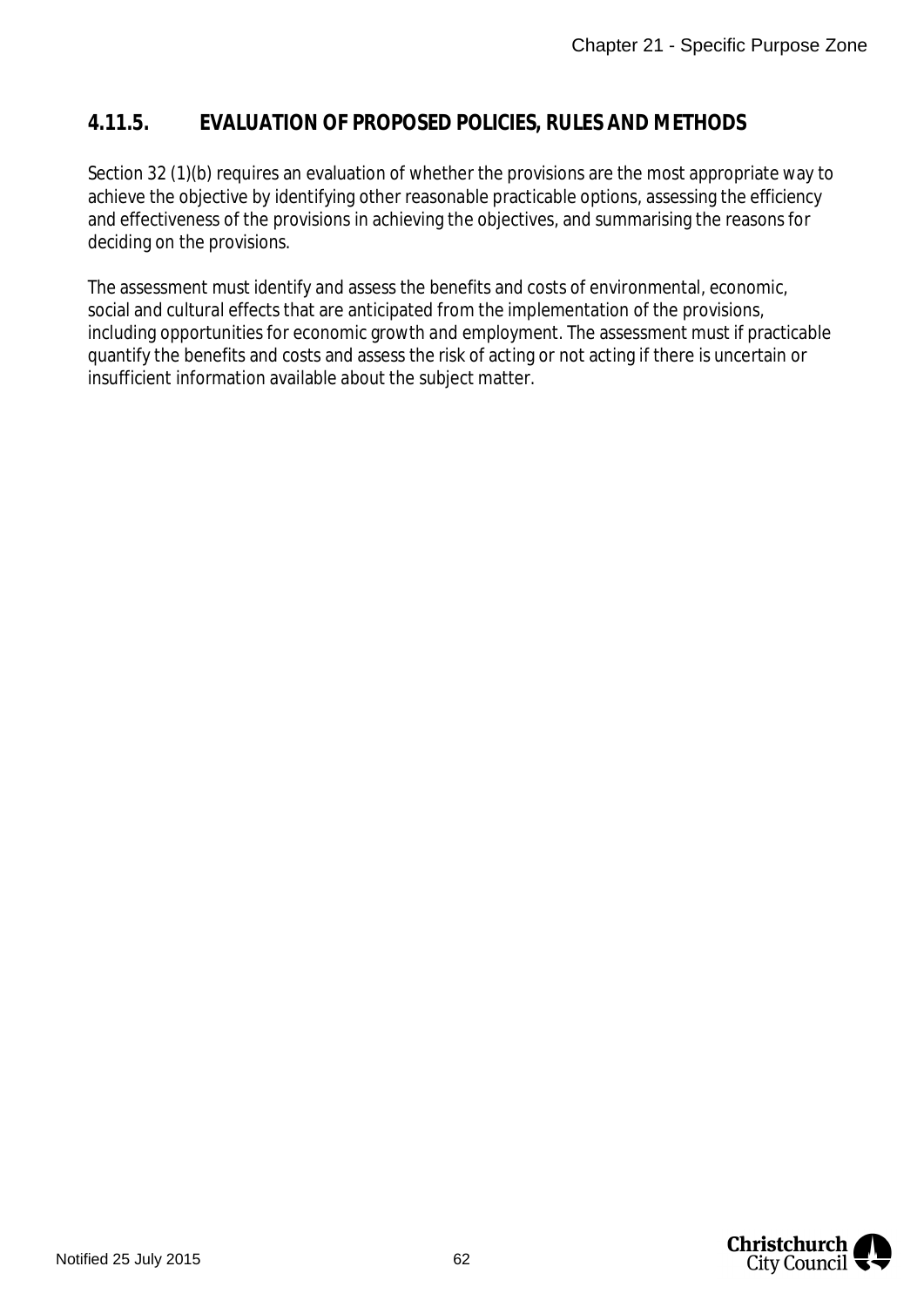## 4.11.5. EVALUATION OF PROPOSED POLICIES, RULES AND METHODS

Section 32 (1)(b) requires an evaluation of whether the provisions are the most appropriate way to achieve the objective by identifying other reasonable practicable options, assessing the efficiency and effectiveness of the provisions in achieving the objectives, and summarising the reasons for deciding on the provisions.

The assessment must identify and assess the benefits and costs of environmental, economic, social and cultural effects that are anticipated from the implementation of the provisions, including opportunities for economic growth and employment. The assessment must if practicable quantify the benefits and costs and assess the risk of acting or not acting if there is uncertain or insufficient information available about the subject matter.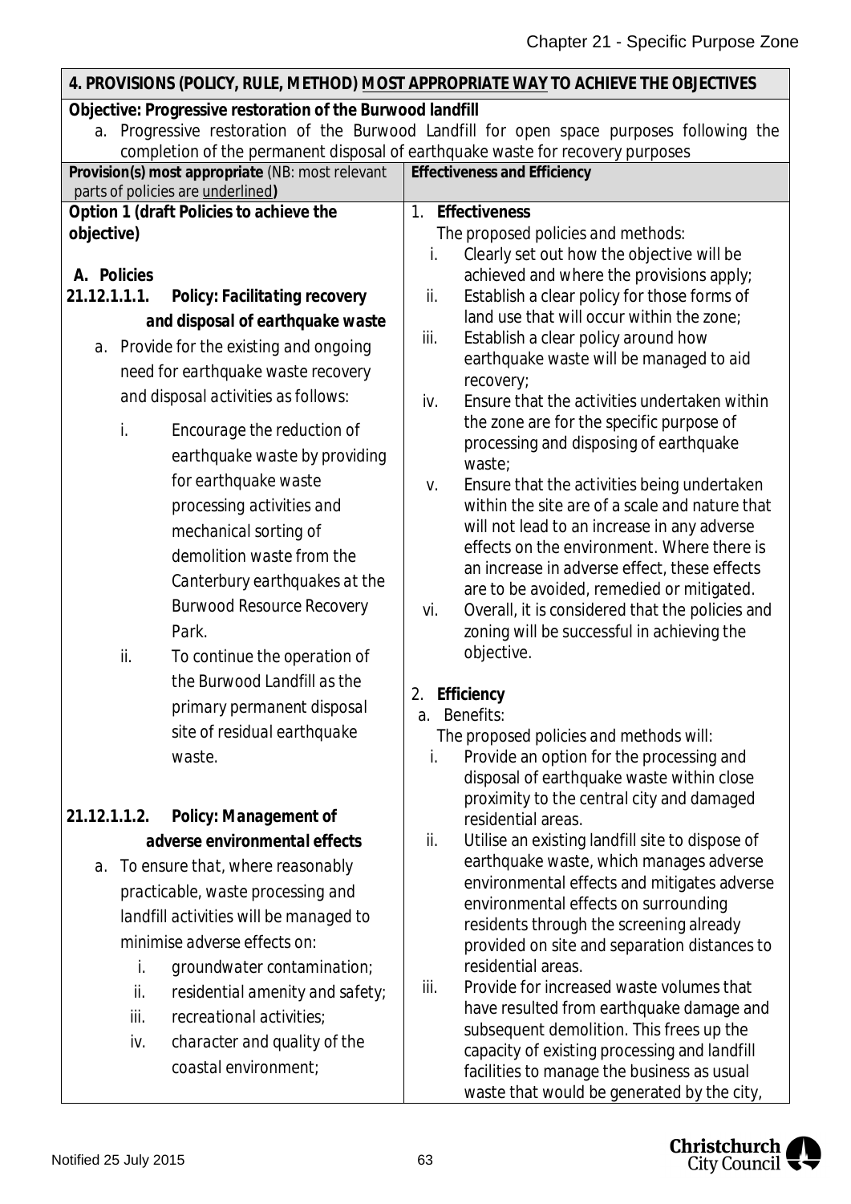| **4. PROVISIONS (POLICY, RULE, METHOD) MOST APPROPRIATE WAY TO ACHIEVE THE OBJECTIVES** | |
|---|---|
| **Objective: Progressive restoration of the Burwood landfill**<br>a. Progressive restoration of the Burwood Landfill for open space purposes following the completion of the permanent disposal of earthquake waste for recovery purposes | |
| **Provision(s) most appropriate** (NB: most relevant parts of policies are underlined**)** | **Effectiveness and Efficiency** |
| **Option 1 (draft Policies to achieve the objective)**<br><br>**A. Policies**<br>**21.12.1.1.1. *Policy: Facilitating recovery and disposal of earthquake waste***<br>*a. Provide for the existing and ongoing need for earthquake waste recovery and disposal activities as follows:*<br>*i. Encourage the reduction of earthquake waste by providing for earthquake waste processing activities and mechanical sorting of demolition waste from the Canterbury earthquakes at the Burwood Resource Recovery Park.*<br>*ii. To continue the operation of the Burwood Landfill as the primary permanent disposal site of residual earthquake waste.*<br><br>**21.12.1.1.2. *Policy: Management of adverse environmental effects***<br>*a. To ensure that, where reasonably practicable, waste processing and landfill activities will be managed to minimise adverse effects on:*<br>*i. groundwater contamination;*<br>*ii. residential amenity and safety;*<br>*iii. recreational activities;*<br>*iv. character and quality of the coastal environment;* | 1. **Effectiveness**<br>The proposed policies and methods:<br>i. Clearly set out how the objective will be achieved and where the provisions apply;<br>ii. Establish a clear policy for those forms of land use that will occur within the zone;<br>iii. Establish a clear policy around how earthquake waste will be managed to aid recovery;<br>iv. Ensure that the activities undertaken within the zone are for the specific purpose of processing and disposing of earthquake waste;<br>v. Ensure that the activities being undertaken within the site are of a scale and nature that will not lead to an increase in any adverse effects on the environment. Where there is an increase in adverse effect, these effects are to be avoided, remedied or mitigated.<br>vi. Overall, it is considered that the policies and zoning will be successful in achieving the objective.<br><br>2. **Efficiency**<br>a. Benefits:<br>The proposed policies and methods will:<br>i. Provide an option for the processing and disposal of earthquake waste within close proximity to the central city and damaged residential areas.<br>ii. Utilise an existing landfill site to dispose of earthquake waste, which manages adverse environmental effects and mitigates adverse environmental effects on surrounding residents through the screening already provided on site and separation distances to residential areas.<br>iii. Provide for increased waste volumes that have resulted from earthquake damage and subsequent demolition. This frees up the capacity of existing processing and landfill facilities to manage the business as usual waste that would be generated by the city, |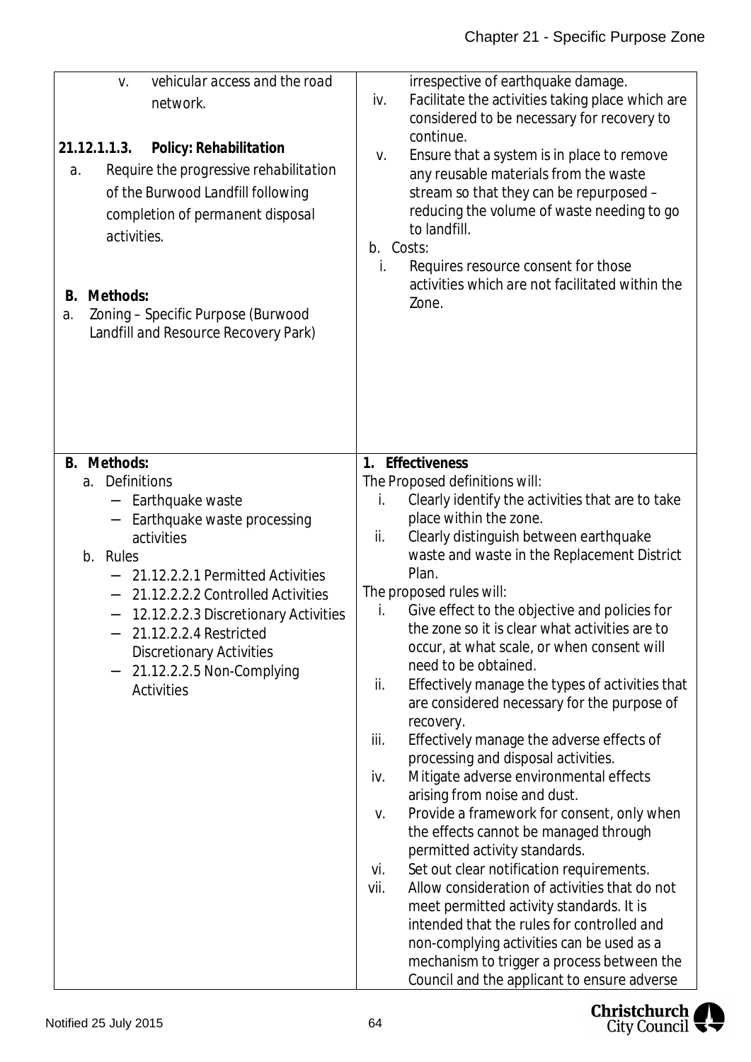| | |
|---|---|
| v. vehicular access and the road network.<br><br>**21.12.1.1.3. Policy: Rehabilitation**<br>a. Require the progressive rehabilitation of the Burwood Landfill following completion of permanent disposal activities.<br><br>**B. Methods:**<br>a. Zoning – Specific Purpose (Burwood Landfill and Resource Recovery Park) | irrespective of earthquake damage.<br>iv. Facilitate the activities taking place which are considered to be necessary for recovery to continue.<br>v. Ensure that a system is in place to remove any reusable materials from the waste stream so that they can be repurposed – reducing the volume of waste needing to go to landfill.<br>b. Costs:<br>i. Requires resource consent for those activities which are not facilitated within the Zone. |
| **B. Methods:**<br>a. Definitions<br>– Earthquake waste<br>– Earthquake waste processing activities<br>b. Rules<br>– 21.12.2.2.1 Permitted Activities<br>– 21.12.2.2.2 Controlled Activities<br>– 12.12.2.2.3 Discretionary Activities<br>– 21.12.2.2.4 Restricted Discretionary Activities<br>– 21.12.2.2.5 Non-Complying Activities | **1. Effectiveness**<br>The Proposed definitions will:<br>i. Clearly identify the activities that are to take place within the zone.<br>ii. Clearly distinguish between earthquake waste and waste in the Replacement District Plan.<br>The proposed rules will:<br>i. Give effect to the objective and policies for the zone so it is clear what activities are to occur, at what scale, or when consent will need to be obtained.<br>ii. Effectively manage the types of activities that are considered necessary for the purpose of recovery.<br>iii. Effectively manage the adverse effects of processing and disposal activities.<br>iv. Mitigate adverse environmental effects arising from noise and dust.<br>v. Provide a framework for consent, only when the effects cannot be managed through permitted activity standards.<br>vi. Set out clear notification requirements.<br>vii. Allow consideration of activities that do not meet permitted activity standards. It is intended that the rules for controlled and non-complying activities can be used as a mechanism to trigger a process between the Council and the applicant to ensure adverse |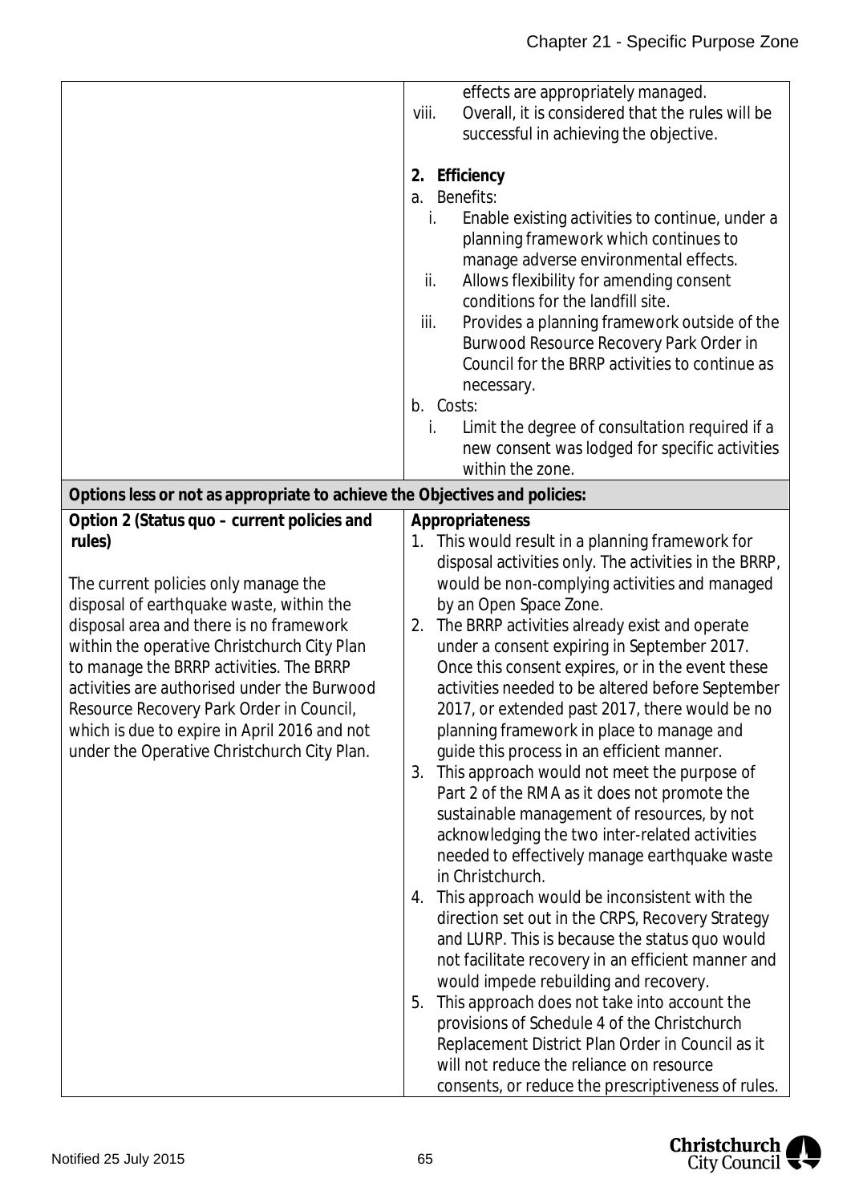| | effects are appropriately managed.<br>viii. Overall, it is considered that the rules will be successful in achieving the objective.<br><br>**2. Efficiency**<br>a. Benefits:<br>i. Enable existing activities to continue, under a planning framework which continues to manage adverse environmental effects.<br>ii. Allows flexibility for amending consent conditions for the landfill site.<br>iii. Provides a planning framework outside of the Burwood Resource Recovery Park Order in Council for the BRRP activities to continue as necessary.<br>b. Costs:<br>i. Limit the degree of consultation required if a new consent was lodged for specific activities within the zone. |
|---|---|
| **Options less or not as appropriate to achieve the Objectives and policies:** | |
| **Option 2 (Status quo – current policies and rules)**<br><br>The current policies only manage the disposal of earthquake waste, within the disposal area and there is no framework within the operative Christchurch City Plan to manage the BRRP activities. The BRRP activities are authorised under the Burwood Resource Recovery Park Order in Council, which is due to expire in April 2016 and not under the Operative Christchurch City Plan. | **Appropriateness**<br>1. This would result in a planning framework for disposal activities only. The activities in the BRRP, would be non-complying activities and managed by an Open Space Zone.<br>2. The BRRP activities already exist and operate under a consent expiring in September 2017. Once this consent expires, or in the event these activities needed to be altered before September 2017, or extended past 2017, there would be no planning framework in place to manage and guide this process in an efficient manner.<br>3. This approach would not meet the purpose of Part 2 of the RMA as it does not promote the sustainable management of resources, by not acknowledging the two inter-related activities needed to effectively manage earthquake waste in Christchurch.<br>4. This approach would be inconsistent with the direction set out in the CRPS, Recovery Strategy and LURP. This is because the status quo would not facilitate recovery in an efficient manner and would impede rebuilding and recovery.<br>5. This approach does not take into account the provisions of Schedule 4 of the Christchurch Replacement District Plan Order in Council as it will not reduce the reliance on resource consents, or reduce the prescriptiveness of rules. |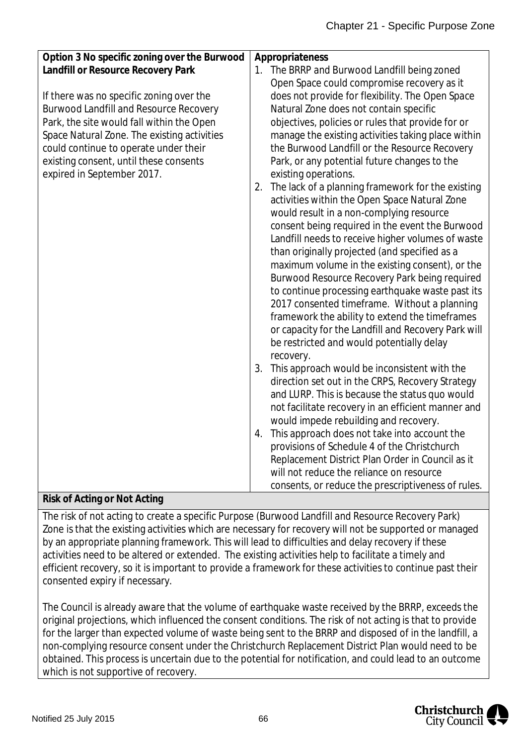| **Option 3 No specific zoning over the Burwood Landfill or Resource Recovery Park**<br><br>If there was no specific zoning over the Burwood Landfill and Resource Recovery Park, the site would fall within the Open Space Natural Zone. The existing activities could continue to operate under their existing consent, until these consents expired in September 2017. | **Appropriateness**<br>1. The BRRP and Burwood Landfill being zoned Open Space could compromise recovery as it does not provide for flexibility. The Open Space Natural Zone does not contain specific objectives, policies or rules that provide for or manage the existing activities taking place within the Burwood Landfill or the Resource Recovery Park, or any potential future changes to the existing operations.<br>2. The lack of a planning framework for the existing activities within the Open Space Natural Zone would result in a non-complying resource consent being required in the event the Burwood Landfill needs to receive higher volumes of waste than originally projected (and specified as a maximum volume in the existing consent), or the Burwood Resource Recovery Park being required to continue processing earthquake waste past its 2017 consented timeframe. Without a planning framework the ability to extend the timeframes or capacity for the Landfill and Recovery Park will be restricted and would potentially delay recovery.<br>3. This approach would be inconsistent with the direction set out in the CRPS, Recovery Strategy and LURP. This is because the status quo would not facilitate recovery in an efficient manner and would impede rebuilding and recovery.<br>4. This approach does not take into account the provisions of Schedule 4 of the Christchurch Replacement District Plan Order in Council as it will not reduce the reliance on resource consents, or reduce the prescriptiveness of rules. |
|---|---|
| **Risk of Acting or Not Acting** | |
| The risk of not acting to create a specific Purpose (Burwood Landfill and Resource Recovery Park) Zone is that the existing activities which are necessary for recovery will not be supported or managed by an appropriate planning framework. This will lead to difficulties and delay recovery if these activities need to be altered or extended. The existing activities help to facilitate a timely and efficient recovery, so it is important to provide a framework for these activities to continue past their consented expiry if necessary.<br><br>The Council is already aware that the volume of earthquake waste received by the BRRP, exceeds the original projections, which influenced the consent conditions. The risk of not acting is that to provide for the larger than expected volume of waste being sent to the BRRP and disposed of in the landfill, a non-complying resource consent under the Christchurch Replacement District Plan would need to be obtained. This process is uncertain due to the potential for notification, and could lead to an outcome which is not supportive of recovery. | |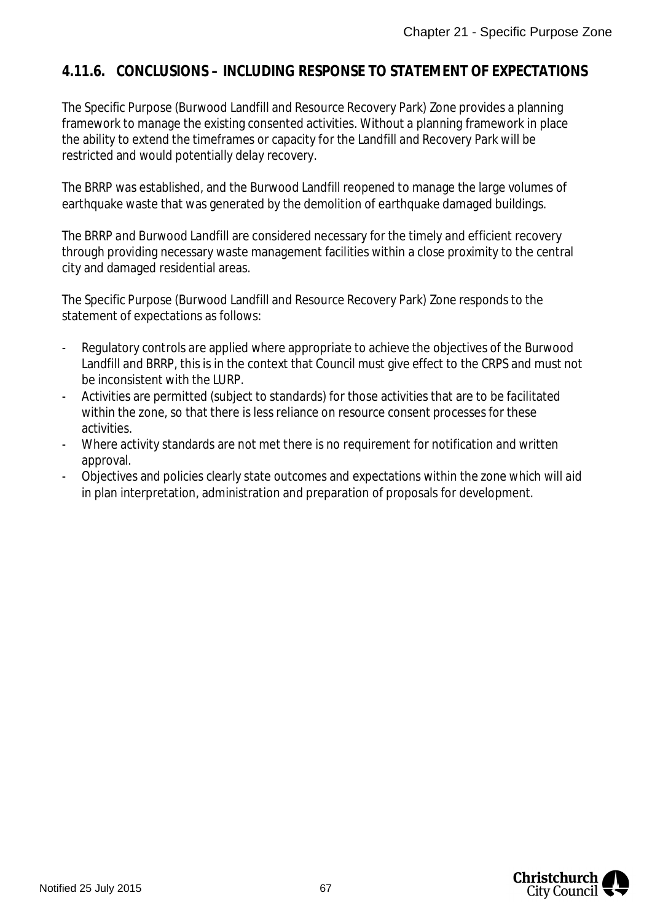## 4.11.6. CONCLUSIONS – INCLUDING RESPONSE TO STATEMENT OF EXPECTATIONS

The Specific Purpose (Burwood Landfill and Resource Recovery Park) Zone provides a planning framework to manage the existing consented activities. Without a planning framework in place the ability to extend the timeframes or capacity for the Landfill and Recovery Park will be restricted and would potentially delay recovery.

The BRRP was established, and the Burwood Landfill reopened to manage the large volumes of earthquake waste that was generated by the demolition of earthquake damaged buildings.

The BRRP and Burwood Landfill are considered necessary for the timely and efficient recovery through providing necessary waste management facilities within a close proximity to the central city and damaged residential areas.

The Specific Purpose (Burwood Landfill and Resource Recovery Park) Zone responds to the statement of expectations as follows:

- Regulatory controls are applied where appropriate to achieve the objectives of the Burwood Landfill and BRRP, this is in the context that Council must give effect to the CRPS and must not be inconsistent with the LURP.
- Activities are permitted (subject to standards) for those activities that are to be facilitated within the zone, so that there is less reliance on resource consent processes for these activities.
- Where activity standards are not met there is no requirement for notification and written approval.
- Objectives and policies clearly state outcomes and expectations within the zone which will aid in plan interpretation, administration and preparation of proposals for development.